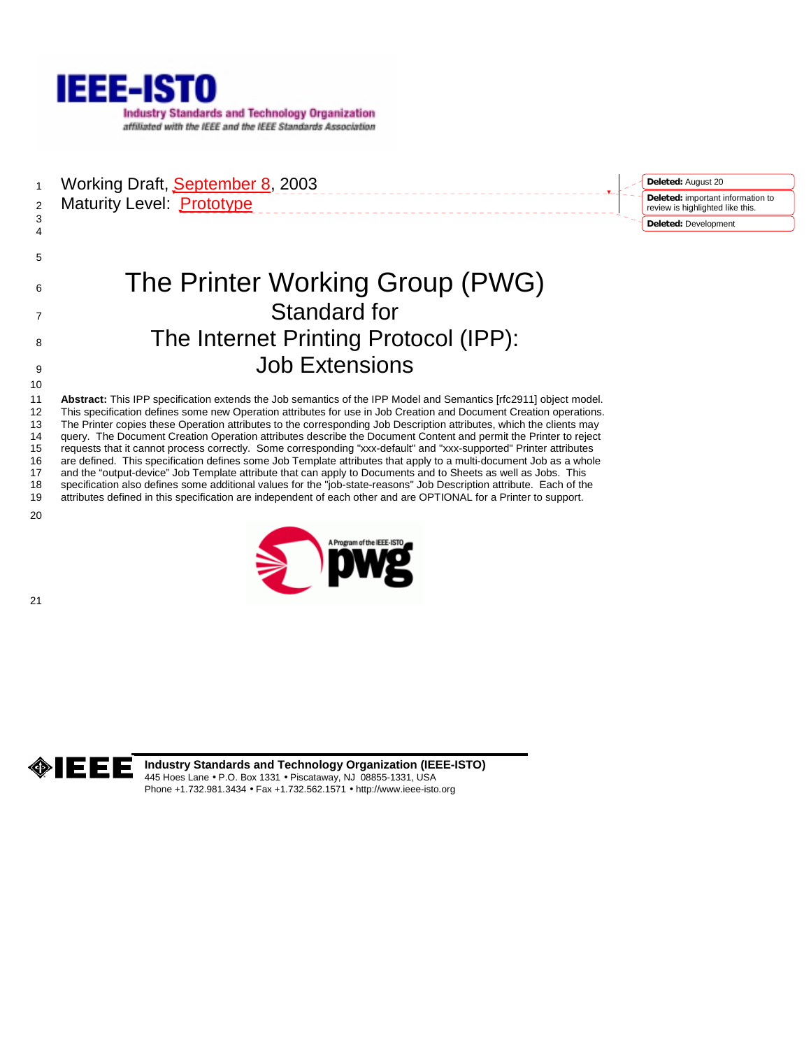IEEE-ISTO

Industry Standards and Technology Organization

affiliated with the IEEE and the IEEE Standards Association

Working Draft, September 8, 2003

Maturity Level: Prototype

Deleted: August 20

Deleted: important information to review is highlighted like this.

Deleted: Development

# The Printer Working Group (PWG) Standard for The Internet Printing Protocol (IPP): Job Extensions

**Abstract:** This IPP specification extends the Job semantics of the IPP Model and Semantics [rfc2911] object model. This specification defines some new Operation attributes for use in Job Creation and Document Creation operations. The Printer copies these Operation attributes to the corresponding Job Description attributes, which the clients may query. The Document Creation Operation attributes describe the Document Content and permit the Printer to reject requests that it cannot process correctly. Some corresponding "xxx-default" and "xxx-supported" Printer attributes are defined. This specification defines some Job Template attributes that apply to a multi-document Job as a whole and the "output-device" Job Template attribute that can apply to Documents and to Sheets as well as Jobs. This specification also defines some additional values for the "job-state-reasons" Job Description attribute. Each of the attributes defined in this specification are independent of each other and are OPTIONAL for a Printer to support.

A Program of the IEEE-ISTO pwg

**Industry Standards and Technology Organization (IEEE-ISTO)**
445 Hoes Lane • P.O. Box 1331 • Piscataway, NJ 08855-1331, USA
Phone +1.732.981.3434 • Fax +1.732.562.1571 • http://www.ieee-isto.org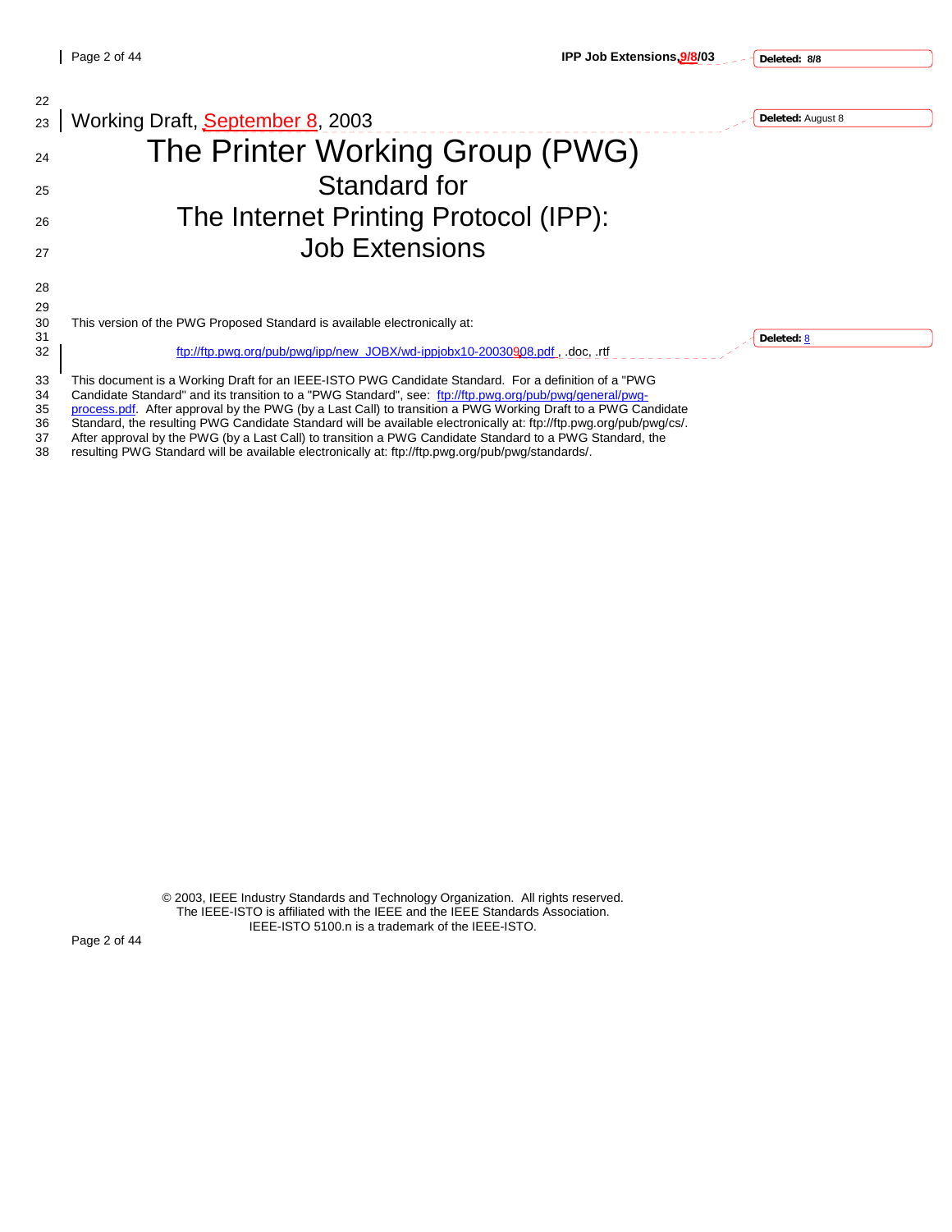Working Draft, September 8, 2003

# The Printer Working Group (PWG)
# Standard for
# The Internet Printing Protocol (IPP): Job Extensions

This version of the PWG Proposed Standard is available electronically at:

ftp://ftp.pwg.org/pub/pwg/ipp/new_JOBX/wd-ippjobx10-20030908.pdf , .doc, .rtf

This document is a Working Draft for an IEEE-ISTO PWG Candidate Standard. For a definition of a "PWG Candidate Standard" and its transition to a "PWG Standard", see: ftp://ftp.pwg.org/pub/pwg/general/pwg-process.pdf. After approval by the PWG (by a Last Call) to transition a PWG Working Draft to a PWG Candidate Standard, the resulting PWG Candidate Standard will be available electronically at: ftp://ftp.pwg.org/pub/pwg/cs/. After approval by the PWG (by a Last Call) to transition a PWG Candidate Standard to a PWG Standard, the resulting PWG Standard will be available electronically at: ftp://ftp.pwg.org/pub/pwg/standards/.

© 2003, IEEE Industry Standards and Technology Organization. All rights reserved.
The IEEE-ISTO is affiliated with the IEEE and the IEEE Standards Association.
IEEE-ISTO 5100.n is a trademark of the IEEE-ISTO.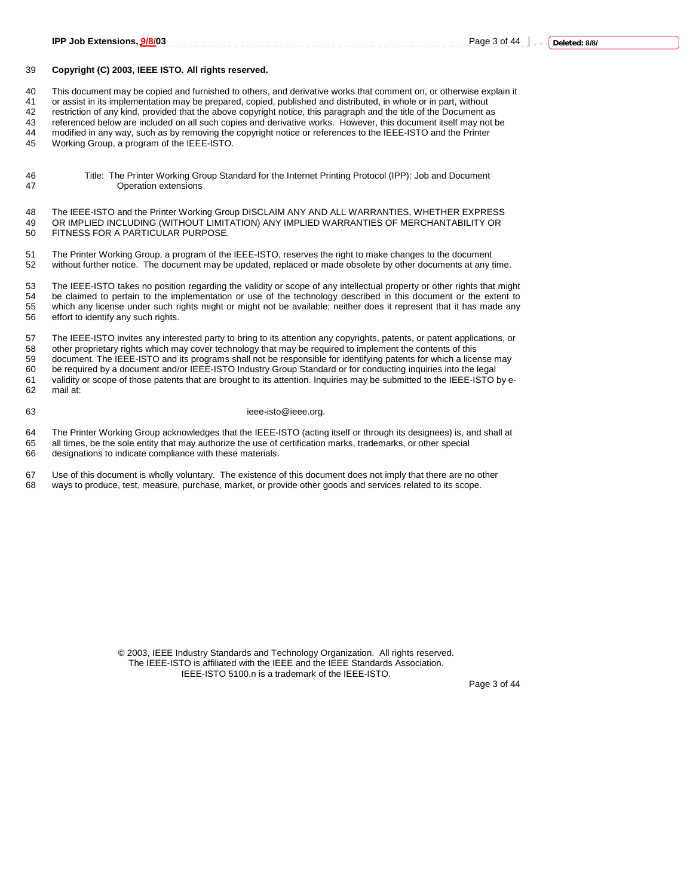**Copyright (C) 2003, IEEE ISTO. All rights reserved.**

This document may be copied and furnished to others, and derivative works that comment on, or otherwise explain it or assist in its implementation may be prepared, copied, published and distributed, in whole or in part, without restriction of any kind, provided that the above copyright notice, this paragraph and the title of the Document as referenced below are included on all such copies and derivative works. However, this document itself may not be modified in any way, such as by removing the copyright notice or references to the IEEE-ISTO and the Printer Working Group, a program of the IEEE-ISTO.

Title: The Printer Working Group Standard for the Internet Printing Protocol (IPP): Job and Document Operation extensions

The IEEE-ISTO and the Printer Working Group DISCLAIM ANY AND ALL WARRANTIES, WHETHER EXPRESS OR IMPLIED INCLUDING (WITHOUT LIMITATION) ANY IMPLIED WARRANTIES OF MERCHANTABILITY OR FITNESS FOR A PARTICULAR PURPOSE.

The Printer Working Group, a program of the IEEE-ISTO, reserves the right to make changes to the document without further notice. The document may be updated, replaced or made obsolete by other documents at any time.

The IEEE-ISTO takes no position regarding the validity or scope of any intellectual property or other rights that might be claimed to pertain to the implementation or use of the technology described in this document or the extent to which any license under such rights might or might not be available; neither does it represent that it has made any effort to identify any such rights.

The IEEE-ISTO invites any interested party to bring to its attention any copyrights, patents, or patent applications, or other proprietary rights which may cover technology that may be required to implement the contents of this document. The IEEE-ISTO and its programs shall not be responsible for identifying patents for which a license may be required by a document and/or IEEE-ISTO Industry Group Standard or for conducting inquiries into the legal validity or scope of those patents that are brought to its attention. Inquiries may be submitted to the IEEE-ISTO by e-mail at:

ieee-isto@ieee.org.

The Printer Working Group acknowledges that the IEEE-ISTO (acting itself or through its designees) is, and shall at all times, be the sole entity that may authorize the use of certification marks, trademarks, or other special designations to indicate compliance with these materials.

Use of this document is wholly voluntary. The existence of this document does not imply that there are no other ways to produce, test, measure, purchase, market, or provide other goods and services related to its scope.

© 2003, IEEE Industry Standards and Technology Organization. All rights reserved.
The IEEE-ISTO is affiliated with the IEEE and the IEEE Standards Association.
IEEE-ISTO 5100.n is a trademark of the IEEE-ISTO.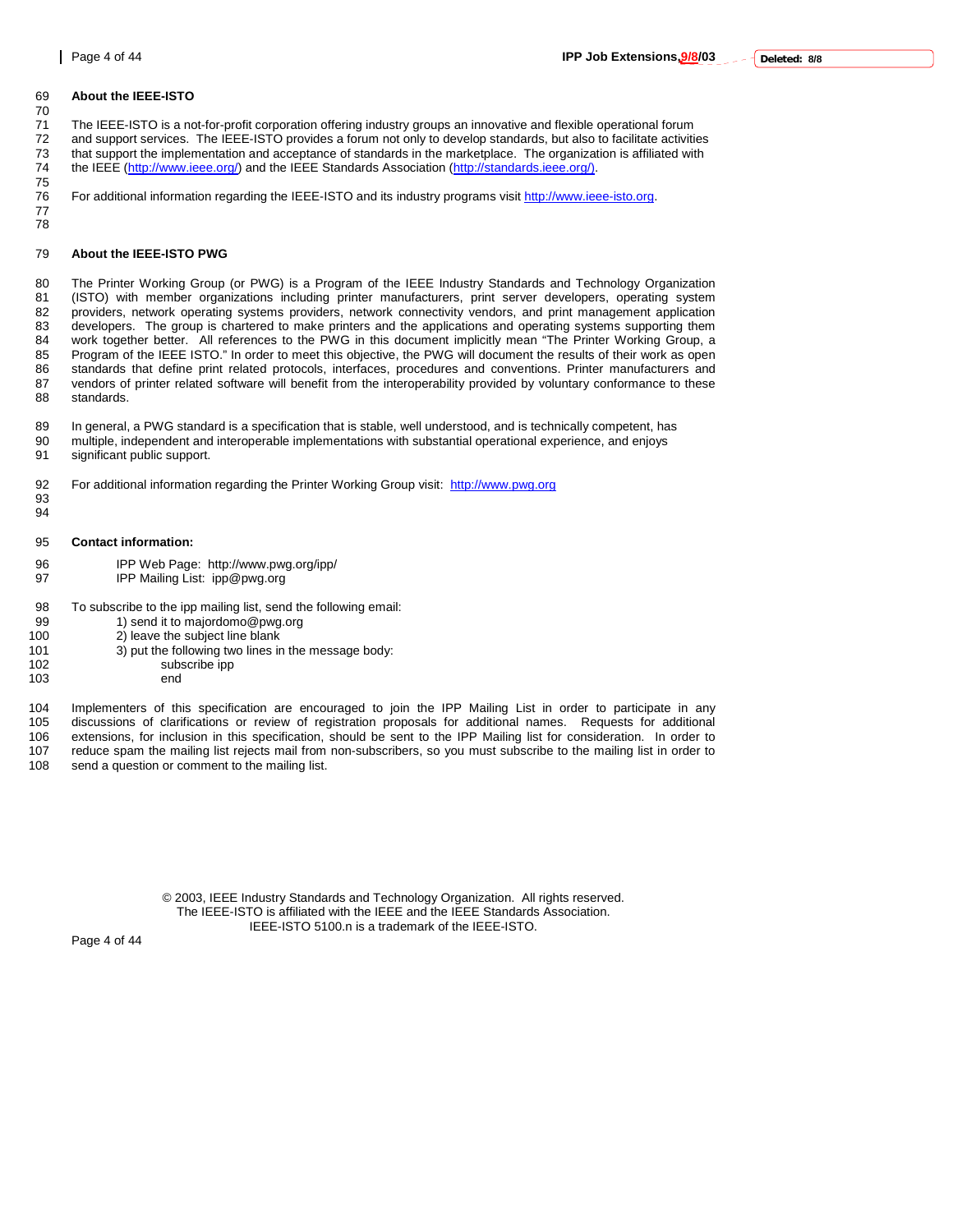## About the IEEE-ISTO

The IEEE-ISTO is a not-for-profit corporation offering industry groups an innovative and flexible operational forum and support services. The IEEE-ISTO provides a forum not only to develop standards, but also to facilitate activities that support the implementation and acceptance of standards in the marketplace. The organization is affiliated with the IEEE (http://www.ieee.org/) and the IEEE Standards Association (http://standards.ieee.org/).

For additional information regarding the IEEE-ISTO and its industry programs visit http://www.ieee-isto.org.

## About the IEEE-ISTO PWG

The Printer Working Group (or PWG) is a Program of the IEEE Industry Standards and Technology Organization (ISTO) with member organizations including printer manufacturers, print server developers, operating system providers, network operating systems providers, network connectivity vendors, and print management application developers. The group is chartered to make printers and the applications and operating systems supporting them work together better. All references to the PWG in this document implicitly mean "The Printer Working Group, a Program of the IEEE ISTO." In order to meet this objective, the PWG will document the results of their work as open standards that define print related protocols, interfaces, procedures and conventions. Printer manufacturers and vendors of printer related software will benefit from the interoperability provided by voluntary conformance to these standards.

In general, a PWG standard is a specification that is stable, well understood, and is technically competent, has multiple, independent and interoperable implementations with substantial operational experience, and enjoys significant public support.

For additional information regarding the Printer Working Group visit: http://www.pwg.org

**Contact information:**

IPP Web Page: http://www.pwg.org/ipp/
IPP Mailing List: ipp@pwg.org

To subscribe to the ipp mailing list, send the following email:

1) send it to majordomo@pwg.org
2) leave the subject line blank
3) put the following two lines in the message body:

```
subscribe ipp
end
```

Implementers of this specification are encouraged to join the IPP Mailing List in order to participate in any discussions of clarifications or review of registration proposals for additional names. Requests for additional extensions, for inclusion in this specification, should be sent to the IPP Mailing list for consideration. In order to reduce spam the mailing list rejects mail from non-subscribers, so you must subscribe to the mailing list in order to send a question or comment to the mailing list.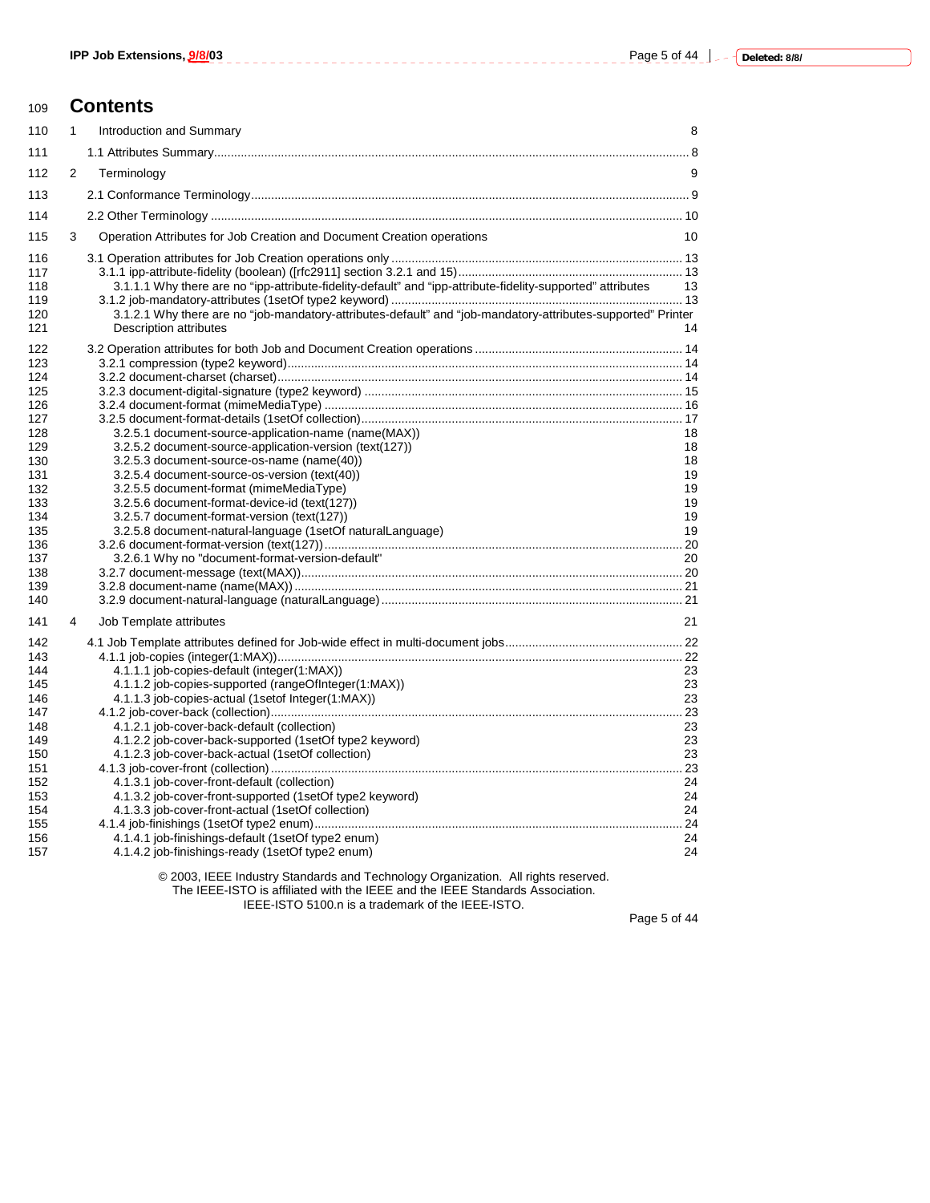# Contents

1 Introduction and Summary 8

1.1 Attributes Summary 8

2 Terminology 9

2.1 Conformance Terminology 9

2.2 Other Terminology 10

3 Operation Attributes for Job Creation and Document Creation operations 10

3.1 Operation attributes for Job Creation operations only 13
- 3.1.1 ipp-attribute-fidelity (boolean) ([rfc2911] section 3.2.1 and 15) 13
  - 3.1.1.1 Why there are no "ipp-attribute-fidelity-default" and "ipp-attribute-fidelity-supported" attributes 13
- 3.1.2 job-mandatory-attributes (1setOf type2 keyword) 13
  - 3.1.2.1 Why there are no "job-mandatory-attributes-default" and "job-mandatory-attributes-supported" Printer Description attributes 14

3.2 Operation attributes for both Job and Document Creation operations 14
- 3.2.1 compression (type2 keyword) 14
- 3.2.2 document-charset (charset) 14
- 3.2.3 document-digital-signature (type2 keyword) 15
- 3.2.4 document-format (mimeMediaType) 16
- 3.2.5 document-format-details (1setOf collection) 17
  - 3.2.5.1 document-source-application-name (name(MAX)) 18
  - 3.2.5.2 document-source-application-version (text(127)) 18
  - 3.2.5.3 document-source-os-name (name(40)) 18
  - 3.2.5.4 document-source-os-version (text(40)) 19
  - 3.2.5.5 document-format (mimeMediaType) 19
  - 3.2.5.6 document-format-device-id (text(127)) 19
  - 3.2.5.7 document-format-version (text(127)) 19
  - 3.2.5.8 document-natural-language (1setOf naturalLanguage) 19
- 3.2.6 document-format-version (text(127)) 20
  - 3.2.6.1 Why no "document-format-version-default" 20
- 3.2.7 document-message (text(MAX)) 20
- 3.2.8 document-name (name(MAX)) 21
- 3.2.9 document-natural-language (naturalLanguage) 21

4 Job Template attributes 21

4.1 Job Template attributes defined for Job-wide effect in multi-document jobs 22
- 4.1.1 job-copies (integer(1:MAX)) 22
  - 4.1.1.1 job-copies-default (integer(1:MAX)) 23
  - 4.1.1.2 job-copies-supported (rangeOfInteger(1:MAX)) 23
  - 4.1.1.3 job-copies-actual (1setof Integer(1:MAX)) 23
- 4.1.2 job-cover-back (collection) 23
  - 4.1.2.1 job-cover-back-default (collection) 23
  - 4.1.2.2 job-cover-back-supported (1setOf type2 keyword) 23
  - 4.1.2.3 job-cover-back-actual (1setOf collection) 23
- 4.1.3 job-cover-front (collection) 23
  - 4.1.3.1 job-cover-front-default (collection) 24
  - 4.1.3.2 job-cover-front-supported (1setOf type2 keyword) 24
  - 4.1.3.3 job-cover-front-actual (1setOf collection) 24
- 4.1.4 job-finishings (1setOf type2 enum) 24
  - 4.1.4.1 job-finishings-default (1setOf type2 enum) 24
  - 4.1.4.2 job-finishings-ready (1setOf type2 enum) 24

© 2003, IEEE Industry Standards and Technology Organization. All rights reserved.
The IEEE-ISTO is affiliated with the IEEE and the IEEE Standards Association.
IEEE-ISTO 5100.n is a trademark of the IEEE-ISTO.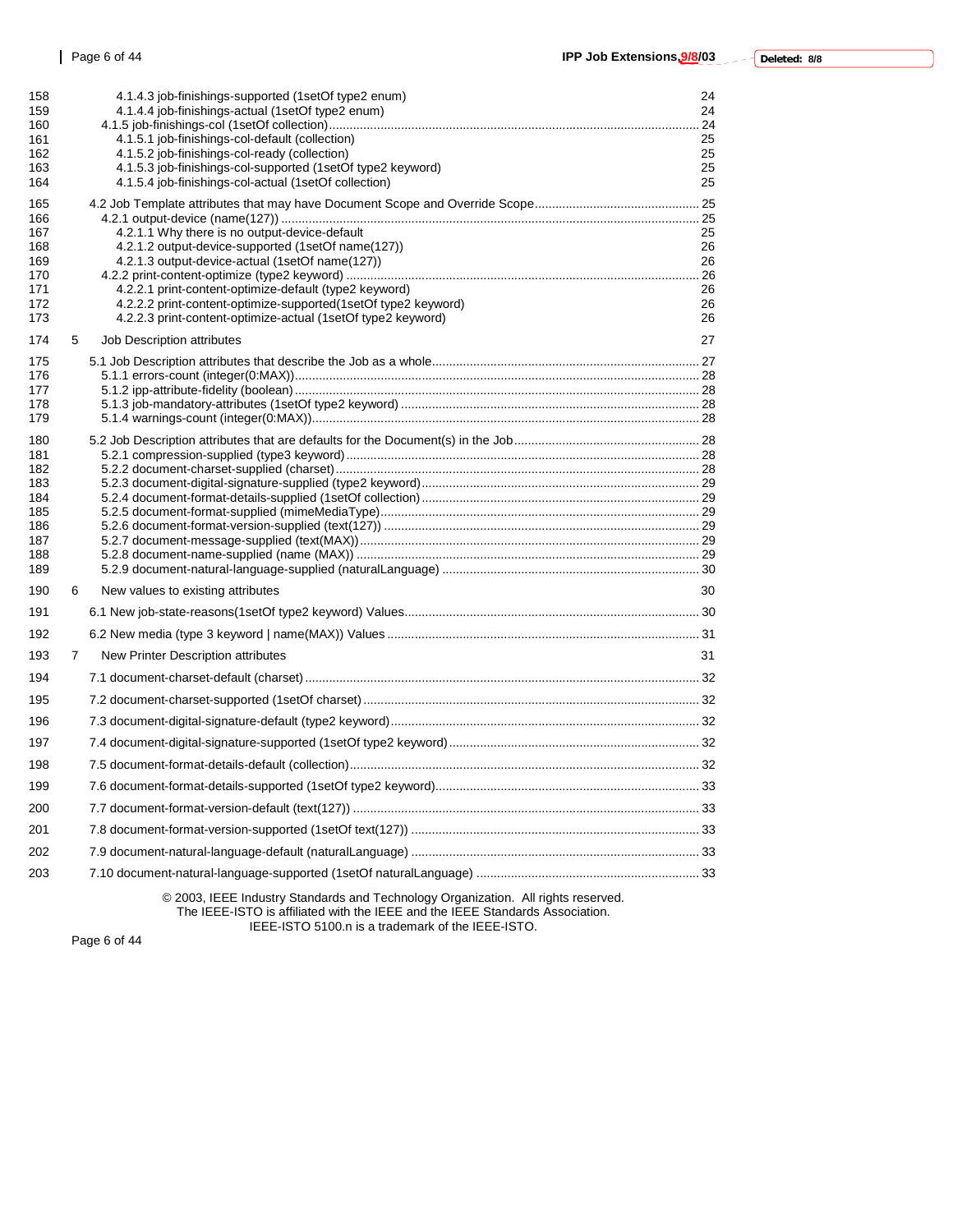158 4.1.4.3 job-finishings-supported (1setOf type2 enum) 24
159 4.1.4.4 job-finishings-actual (1setOf type2 enum) 24
160 4.1.5 job-finishings-col (1setOf collection) 24
161 4.1.5.1 job-finishings-col-default (collection) 25
162 4.1.5.2 job-finishings-col-ready (collection) 25
163 4.1.5.3 job-finishings-col-supported (1setOf type2 keyword) 25
164 4.1.5.4 job-finishings-col-actual (1setOf collection) 25

165 4.2 Job Template attributes that may have Document Scope and Override Scope 25
166 4.2.1 output-device (name(127)) 25
167 4.2.1.1 Why there is no output-device-default 25
168 4.2.1.2 output-device-supported (1setOf name(127)) 26
169 4.2.1.3 output-device-actual (1setOf name(127)) 26
170 4.2.2 print-content-optimize (type2 keyword) 26
171 4.2.2.1 print-content-optimize-default (type2 keyword) 26
172 4.2.2.2 print-content-optimize-supported(1setOf type2 keyword) 26
173 4.2.2.3 print-content-optimize-actual (1setOf type2 keyword) 26

174 5 Job Description attributes 27

175 5.1 Job Description attributes that describe the Job as a whole 27
176 5.1.1 errors-count (integer(0:MAX)) 28
177 5.1.2 ipp-attribute-fidelity (boolean) 28
178 5.1.3 job-mandatory-attributes (1setOf type2 keyword) 28
179 5.1.4 warnings-count (integer(0:MAX)) 28

180 5.2 Job Description attributes that are defaults for the Document(s) in the Job 28
181 5.2.1 compression-supplied (type3 keyword) 28
182 5.2.2 document-charset-supplied (charset) 28
183 5.2.3 document-digital-signature-supplied (type2 keyword) 29
184 5.2.4 document-format-details-supplied (1setOf collection) 29
185 5.2.5 document-format-supplied (mimeMediaType) 29
186 5.2.6 document-format-version-supplied (text(127)) 29
187 5.2.7 document-message-supplied (text(MAX)) 29
188 5.2.8 document-name-supplied (name (MAX)) 29
189 5.2.9 document-natural-language-supplied (naturalLanguage) 30

190 6 New values to existing attributes 30

191 6.1 New job-state-reasons(1setOf type2 keyword) Values 30

192 6.2 New media (type 3 keyword | name(MAX)) Values 31

193 7 New Printer Description attributes 31

194 7.1 document-charset-default (charset) 32

195 7.2 document-charset-supported (1setOf charset) 32

196 7.3 document-digital-signature-default (type2 keyword) 32

197 7.4 document-digital-signature-supported (1setOf type2 keyword) 32

198 7.5 document-format-details-default (collection) 32

199 7.6 document-format-details-supported (1setOf type2 keyword) 33

200 7.7 document-format-version-default (text(127)) 33

201 7.8 document-format-version-supported (1setOf text(127)) 33

202 7.9 document-natural-language-default (naturalLanguage) 33

203 7.10 document-natural-language-supported (1setOf naturalLanguage) 33

© 2003, IEEE Industry Standards and Technology Organization. All rights reserved.
The IEEE-ISTO is affiliated with the IEEE and the IEEE Standards Association.
IEEE-ISTO 5100.n is a trademark of the IEEE-ISTO.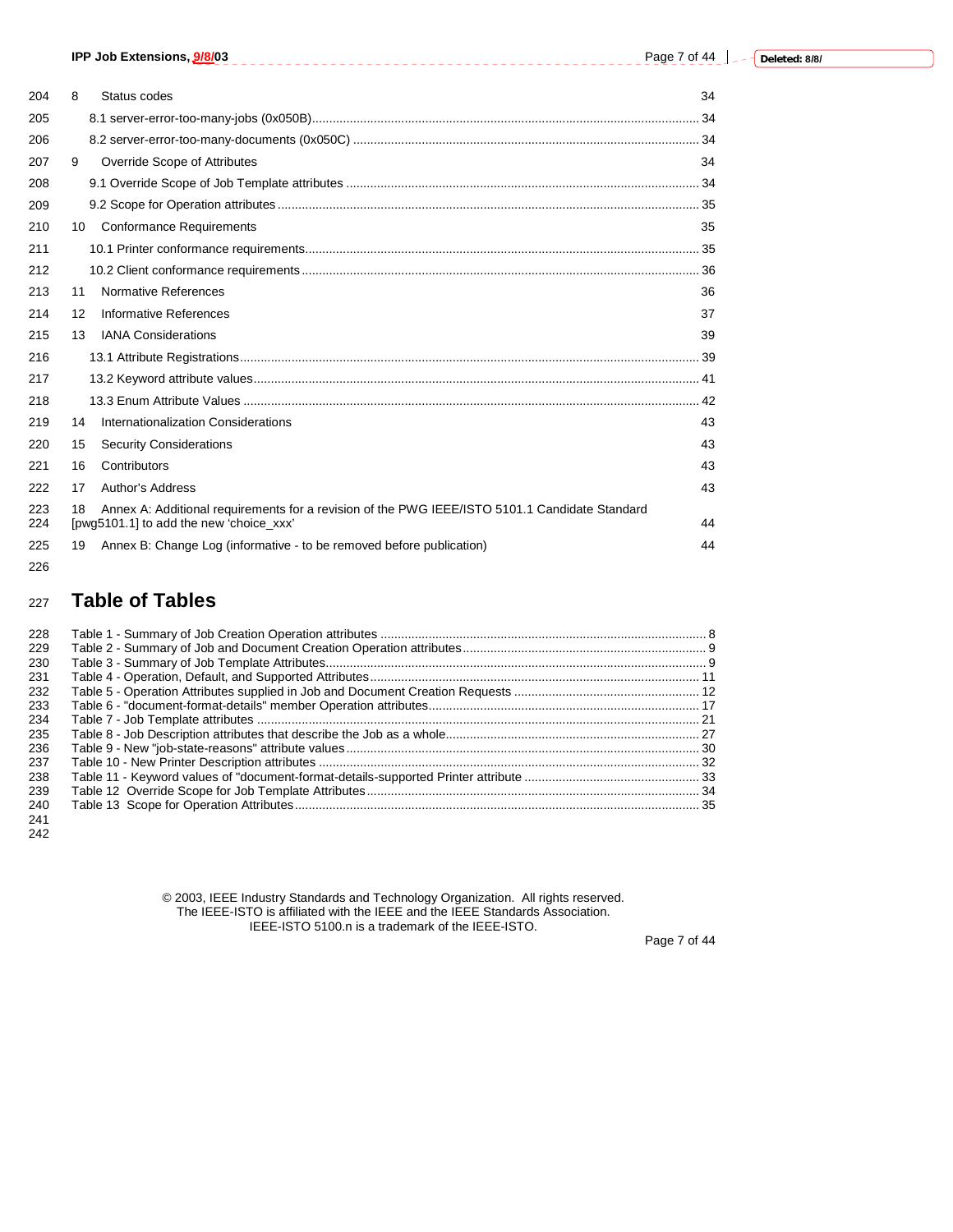8 Status codes 34

8.1 server-error-too-many-jobs (0x050B) 34

8.2 server-error-too-many-documents (0x050C) 34

9 Override Scope of Attributes 34

9.1 Override Scope of Job Template attributes 34

9.2 Scope for Operation attributes 35

10 Conformance Requirements 35

10.1 Printer conformance requirements 35

10.2 Client conformance requirements 36

11 Normative References 36

12 Informative References 37

13 IANA Considerations 39

13.1 Attribute Registrations 39

13.2 Keyword attribute values 41

13.3 Enum Attribute Values 42

14 Internationalization Considerations 43

15 Security Considerations 43

16 Contributors 43

17 Author's Address 43

18 Annex A: Additional requirements for a revision of the PWG IEEE/ISTO 5101.1 Candidate Standard [pwg5101.1] to add the new 'choice_xxx' 44

19 Annex B: Change Log (informative - to be removed before publication) 44

# Table of Tables

Table 1 - Summary of Job Creation Operation attributes 8
Table 2 - Summary of Job and Document Creation Operation attributes 9
Table 3 - Summary of Job Template Attributes 9
Table 4 - Operation, Default, and Supported Attributes 11
Table 5 - Operation Attributes supplied in Job and Document Creation Requests 12
Table 6 - "document-format-details" member Operation attributes 17
Table 7 - Job Template attributes 21
Table 8 - Job Description attributes that describe the Job as a whole 27
Table 9 - New "job-state-reasons" attribute values 30
Table 10 - New Printer Description attributes 32
Table 11 - Keyword values of "document-format-details-supported Printer attribute 33
Table 12 Override Scope for Job Template Attributes 34
Table 13 Scope for Operation Attributes 35

© 2003, IEEE Industry Standards and Technology Organization. All rights reserved.
The IEEE-ISTO is affiliated with the IEEE and the IEEE Standards Association.
IEEE-ISTO 5100.n is a trademark of the IEEE-ISTO.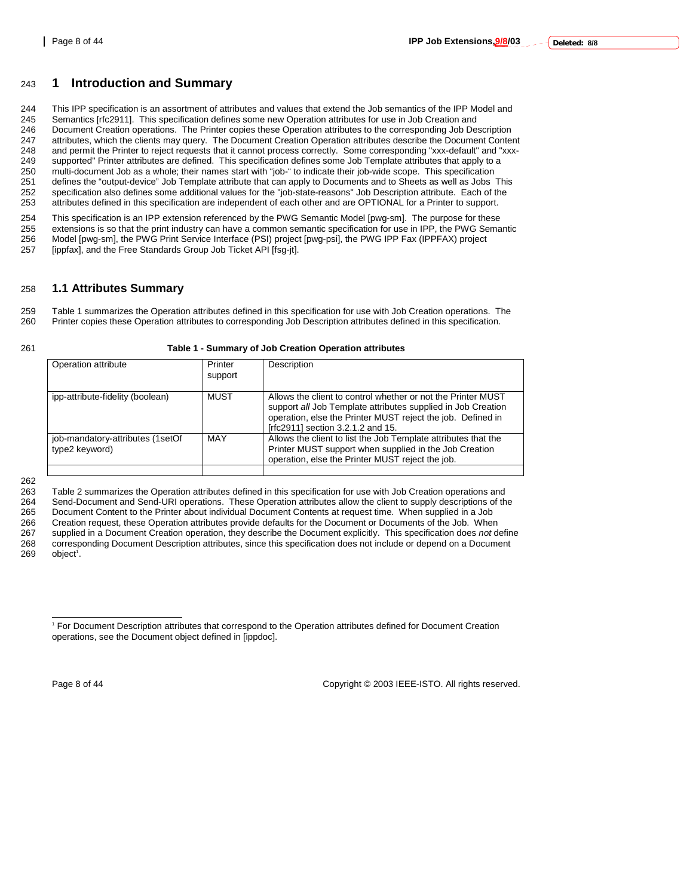# 1 Introduction and Summary

This IPP specification is an assortment of attributes and values that extend the Job semantics of the IPP Model and Semantics [rfc2911]. This specification defines some new Operation attributes for use in Job Creation and Document Creation operations. The Printer copies these Operation attributes to the corresponding Job Description attributes, which the clients may query. The Document Creation Operation attributes describe the Document Content and permit the Printer to reject requests that it cannot process correctly. Some corresponding "xxx-default" and "xxx-supported" Printer attributes are defined. This specification defines some Job Template attributes that apply to a multi-document Job as a whole; their names start with "job-" to indicate their job-wide scope. This specification defines the "output-device" Job Template attribute that can apply to Documents and to Sheets as well as Jobs This specification also defines some additional values for the "job-state-reasons" Job Description attribute. Each of the attributes defined in this specification are independent of each other and are OPTIONAL for a Printer to support.

This specification is an IPP extension referenced by the PWG Semantic Model [pwg-sm]. The purpose for these extensions is so that the print industry can have a common semantic specification for use in IPP, the PWG Semantic Model [pwg-sm], the PWG Print Service Interface (PSI) project [pwg-psi], the PWG IPP Fax (IPPFAX) project [ippfax], and the Free Standards Group Job Ticket API [fsg-jt].

## 1.1 Attributes Summary

Table 1 summarizes the Operation attributes defined in this specification for use with Job Creation operations. The Printer copies these Operation attributes to corresponding Job Description attributes defined in this specification.

**Table 1 - Summary of Job Creation Operation attributes**

| Operation attribute | Printer support | Description |
|---|---|---|
| ipp-attribute-fidelity (boolean) | MUST | Allows the client to control whether or not the Printer MUST support *all* Job Template attributes supplied in Job Creation operation, else the Printer MUST reject the job. Defined in [rfc2911] section 3.2.1.2 and 15. |
| job-mandatory-attributes (1setOf type2 keyword) | MAY | Allows the client to list the Job Template attributes that the Printer MUST support when supplied in the Job Creation operation, else the Printer MUST reject the job. |
| | | |

Table 2 summarizes the Operation attributes defined in this specification for use with Job Creation operations and Send-Document and Send-URI operations. These Operation attributes allow the client to supply descriptions of the Document Content to the Printer about individual Document Contents at request time. When supplied in a Job Creation request, these Operation attributes provide defaults for the Document or Documents of the Job. When supplied in a Document Creation operation, they describe the Document explicitly. This specification does *not* define corresponding Document Description attributes, since this specification does not include or depend on a Document object[1].

[1] For Document Description attributes that correspond to the Operation attributes defined for Document Creation operations, see the Document object defined in [ippdoc].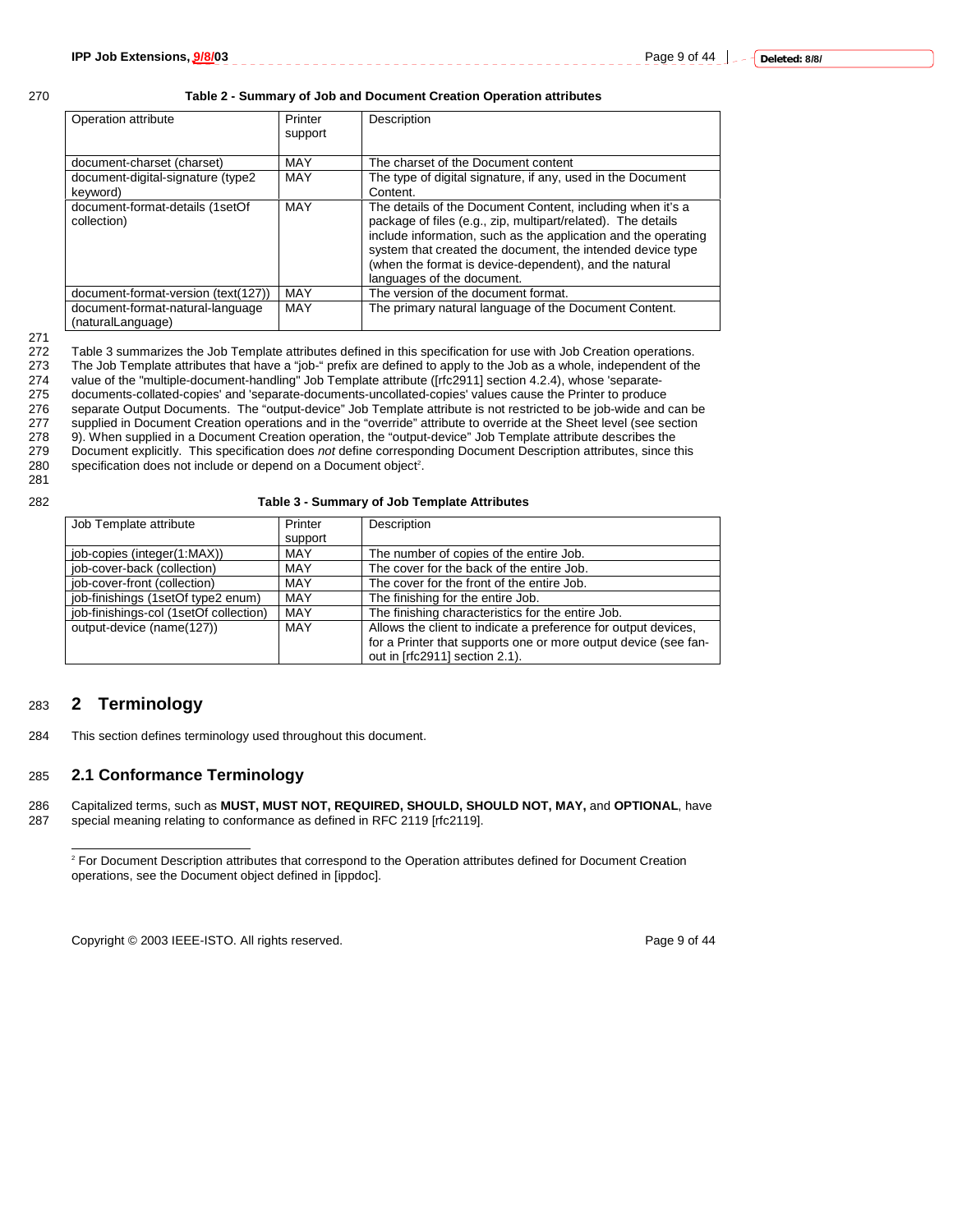**Table 2 - Summary of Job and Document Creation Operation attributes**

| Operation attribute | Printer support | Description |
|---|---|---|
| document-charset (charset) | MAY | The charset of the Document content |
| document-digital-signature (type2 keyword) | MAY | The type of digital signature, if any, used in the Document Content. |
| document-format-details (1setOf collection) | MAY | The details of the Document Content, including when it's a package of files (e.g., zip, multipart/related). The details include information, such as the application and the operating system that created the document, the intended device type (when the format is device-dependent), and the natural languages of the document. |
| document-format-version (text(127)) | MAY | The version of the document format. |
| document-format-natural-language (naturalLanguage) | MAY | The primary natural language of the Document Content. |

Table 3 summarizes the Job Template attributes defined in this specification for use with Job Creation operations. The Job Template attributes that have a "job-" prefix are defined to apply to the Job as a whole, independent of the value of the "multiple-document-handling" Job Template attribute ([rfc2911] section 4.2.4), whose 'separate-documents-collated-copies' and 'separate-documents-uncollated-copies' values cause the Printer to produce separate Output Documents. The "output-device" Job Template attribute is not restricted to be job-wide and can be supplied in Document Creation operations and in the "override" attribute to override at the Sheet level (see section 9). When supplied in a Document Creation operation, the "output-device" Job Template attribute describes the Document explicitly. This specification does *not* define corresponding Document Description attributes, since this specification does not include or depend on a Document object[2].

**Table 3 - Summary of Job Template Attributes**

| Job Template attribute | Printer support | Description |
|---|---|---|
| job-copies (integer(1:MAX)) | MAY | The number of copies of the entire Job. |
| job-cover-back (collection) | MAY | The cover for the back of the entire Job. |
| job-cover-front (collection) | MAY | The cover for the front of the entire Job. |
| job-finishings (1setOf type2 enum) | MAY | The finishing for the entire Job. |
| job-finishings-col (1setOf collection) | MAY | The finishing characteristics for the entire Job. |
| output-device (name(127)) | MAY | Allows the client to indicate a preference for output devices, for a Printer that supports one or more output device (see fan-out in [rfc2911] section 2.1). |

# 2 Terminology

This section defines terminology used throughout this document.

## 2.1 Conformance Terminology

Capitalized terms, such as **MUST, MUST NOT, REQUIRED, SHOULD, SHOULD NOT, MAY,** and **OPTIONAL**, have special meaning relating to conformance as defined in RFC 2119 [rfc2119].

[2] For Document Description attributes that correspond to the Operation attributes defined for Document Creation operations, see the Document object defined in [ippdoc].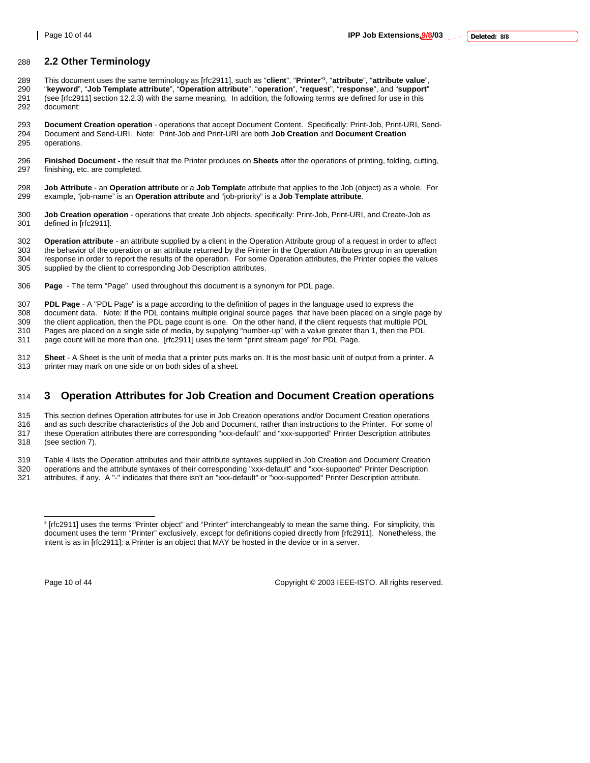## 2.2 Other Terminology

This document uses the same terminology as [rfc2911], such as "**client**", "**Printer**"[3], "**attribute**", "**attribute value**", "**keyword**", "**Job Template attribute**", "**Operation attribute**", "**operation**", "**request**", "**response**", and "**support**" (see [rfc2911] section 12.2.3) with the same meaning. In addition, the following terms are defined for use in this document:

**Document Creation operation** - operations that accept Document Content. Specifically: Print-Job, Print-URI, Send-Document and Send-URI. Note: Print-Job and Print-URI are both **Job Creation** and **Document Creation** operations.

**Finished Document -** the result that the Printer produces on **Sheets** after the operations of printing, folding, cutting, finishing, etc. are completed.

**Job Attribute** - an **Operation attribute** or a **Job Template** attribute that applies to the Job (object) as a whole. For example, "job-name" is an **Operation attribute** and "job-priority" is a **Job Template attribute**.

**Job Creation operation** - operations that create Job objects, specifically: Print-Job, Print-URI, and Create-Job as defined in [rfc2911].

**Operation attribute** - an attribute supplied by a client in the Operation Attribute group of a request in order to affect the behavior of the operation or an attribute returned by the Printer in the Operation Attributes group in an operation response in order to report the results of the operation. For some Operation attributes, the Printer copies the values supplied by the client to corresponding Job Description attributes.

**Page** - The term "Page" used throughout this document is a synonym for PDL page.

**PDL Page** - A "PDL Page" is a page according to the definition of pages in the language used to express the document data. Note: If the PDL contains multiple original source pages that have been placed on a single page by the client application, then the PDL page count is one. On the other hand, if the client requests that multiple PDL Pages are placed on a single side of media, by supplying "number-up" with a value greater than 1, then the PDL page count will be more than one. [rfc2911] uses the term "print stream page" for PDL Page.

**Sheet** - A Sheet is the unit of media that a printer puts marks on. It is the most basic unit of output from a printer. A printer may mark on one side or on both sides of a sheet.

# 3 Operation Attributes for Job Creation and Document Creation operations

This section defines Operation attributes for use in Job Creation operations and/or Document Creation operations and as such describe characteristics of the Job and Document, rather than instructions to the Printer. For some of these Operation attributes there are corresponding "xxx-default" and "xxx-supported" Printer Description attributes (see section 7).

Table 4 lists the Operation attributes and their attribute syntaxes supplied in Job Creation and Document Creation operations and the attribute syntaxes of their corresponding "xxx-default" and "xxx-supported" Printer Description attributes, if any. A "-" indicates that there isn't an "xxx-default" or "xxx-supported" Printer Description attribute.

[3] [rfc2911] uses the terms "Printer object" and "Printer" interchangeably to mean the same thing. For simplicity, this document uses the term "Printer" exclusively, except for definitions copied directly from [rfc2911]. Nonetheless, the intent is as in [rfc2911]: a Printer is an object that MAY be hosted in the device or in a server.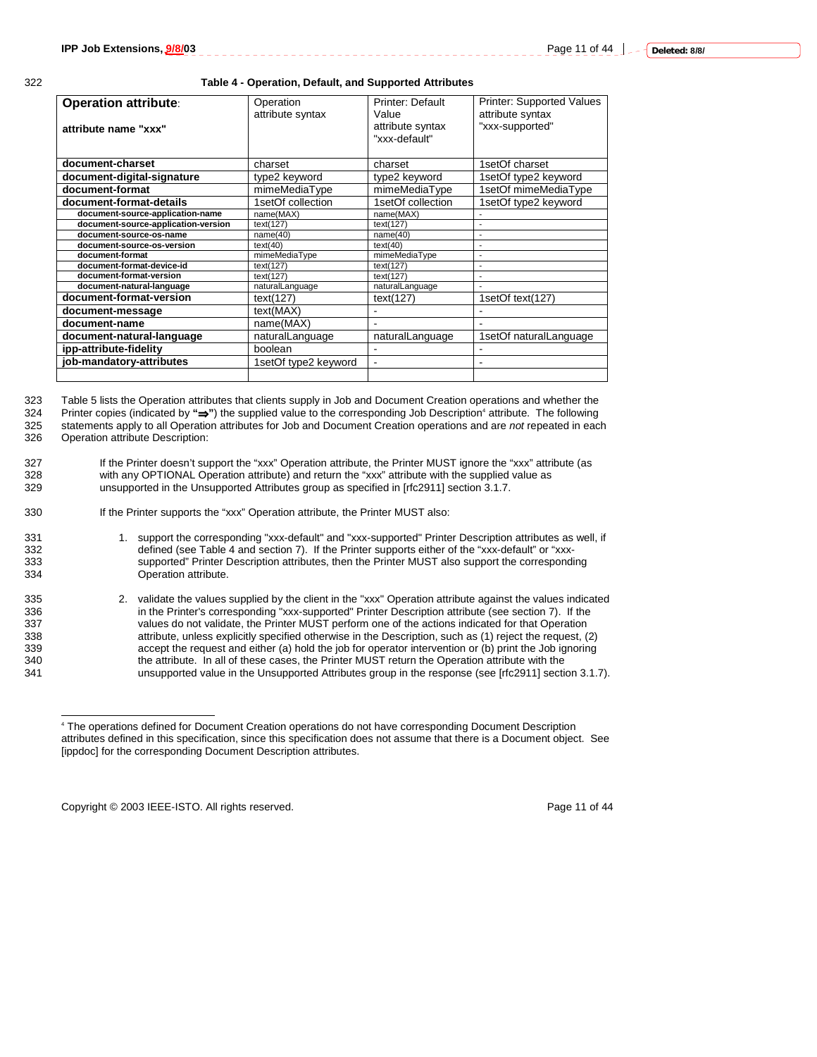**Table 4 - Operation, Default, and Supported Attributes**

| **Operation attribute**: **attribute name "xxx"** | Operation attribute syntax | Printer: Default Value attribute syntax "xxx-default" | Printer: Supported Values attribute syntax "xxx-supported" |
|---|---|---|---|
| **document-charset** | charset | charset | 1setOf charset |
| **document-digital-signature** | type2 keyword | type2 keyword | 1setOf type2 keyword |
| **document-format** | mimeMediaType | mimeMediaType | 1setOf mimeMediaType |
| **document-format-details** | 1setOf collection | 1setOf collection | 1setOf type2 keyword |
| **document-source-application-name** | name(MAX) | name(MAX) | - |
| **document-source-application-version** | text(127) | text(127) | - |
| **document-source-os-name** | name(40) | name(40) | - |
| **document-source-os-version** | text(40) | text(40) | - |
| **document-format** | mimeMediaType | mimeMediaType | - |
| **document-format-device-id** | text(127) | text(127) | - |
| **document-format-version** | text(127) | text(127) | - |
| **document-natural-language** | naturalLanguage | naturalLanguage | - |
| **document-format-version** | text(127) | text(127) | 1setOf text(127) |
| **document-message** | text(MAX) | - | - |
| **document-name** | name(MAX) | - | - |
| **document-natural-language** | naturalLanguage | naturalLanguage | 1setOf naturalLanguage |
| **ipp-attribute-fidelity** | boolean | - | - |
| **job-mandatory-attributes** | 1setOf type2 keyword | - | - |
| | | | |

Table 5 lists the Operation attributes that clients supply in Job and Document Creation operations and whether the Printer copies (indicated by "⇒") the supplied value to the corresponding Job Description[4] attribute. The following statements apply to all Operation attributes for Job and Document Creation operations and are *not* repeated in each Operation attribute Description:

If the Printer doesn't support the "xxx" Operation attribute, the Printer MUST ignore the "xxx" attribute (as with any OPTIONAL Operation attribute) and return the "xxx" attribute with the supplied value as unsupported in the Unsupported Attributes group as specified in [rfc2911] section 3.1.7.

If the Printer supports the "xxx" Operation attribute, the Printer MUST also:

1. support the corresponding "xxx-default" and "xxx-supported" Printer Description attributes as well, if defined (see Table 4 and section 7). If the Printer supports either of the "xxx-default" or "xxx-supported" Printer Description attributes, then the Printer MUST also support the corresponding Operation attribute.
2. validate the values supplied by the client in the "xxx" Operation attribute against the values indicated in the Printer's corresponding "xxx-supported" Printer Description attribute (see section 7). If the values do not validate, the Printer MUST perform one of the actions indicated for that Operation attribute, unless explicitly specified otherwise in the Description, such as (1) reject the request, (2) accept the request and either (a) hold the job for operator intervention or (b) print the Job ignoring the attribute. In all of these cases, the Printer MUST return the Operation attribute with the unsupported value in the Unsupported Attributes group in the response (see [rfc2911] section 3.1.7).

[4] The operations defined for Document Creation operations do not have corresponding Document Description attributes defined in this specification, since this specification does not assume that there is a Document object. See [ippdoc] for the corresponding Document Description attributes.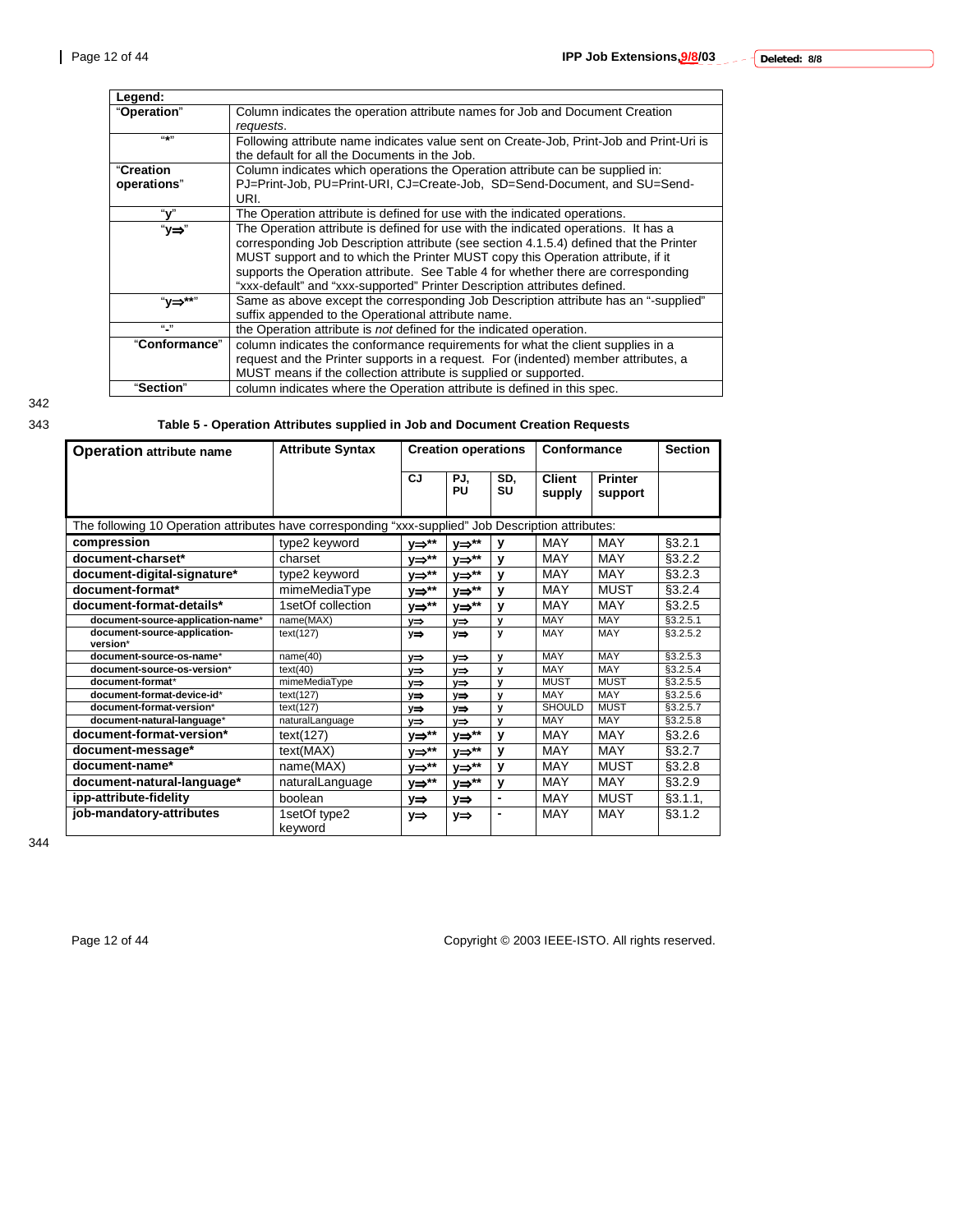| Legend: | |
|---|---|
| "**Operation**" | Column indicates the operation attribute names for Job and Document Creation *requests*. |
| "*" | Following attribute name indicates value sent on Create-Job, Print-Job and Print-Uri is the default for all the Documents in the Job. |
| "**Creation operations**" | Column indicates which operations the Operation attribute can be supplied in: PJ=Print-Job, PU=Print-URI, CJ=Create-Job, SD=Send-Document, and SU=Send-URI. |
| "**y**" | The Operation attribute is defined for use with the indicated operations. |
| "**y⇒**" | The Operation attribute is defined for use with the indicated operations. It has a corresponding Job Description attribute (see section 4.1.5.4) defined that the Printer MUST support and to which the Printer MUST copy this Operation attribute, if it supports the Operation attribute. See Table 4 for whether there are corresponding "xxx-default" and "xxx-supported" Printer Description attributes defined. |
| "**y⇒****" | Same as above except the corresponding Job Description attribute has an "-supplied" suffix appended to the Operational attribute name. |
| "**-**" | the Operation attribute is *not* defined for the indicated operation. |
| "**Conformance**" | column indicates the conformance requirements for what the client supplies in a request and the Printer supports in a request. For (indented) member attributes, a MUST means if the collection attribute is supplied or supported. |
| "**Section**" | column indicates where the Operation attribute is defined in this spec. |

**Table 5 - Operation Attributes supplied in Job and Document Creation Requests**

| **Operation** attribute name | **Attribute Syntax** | **Creation operations** | | | **Conformance** | | **Section** |
|---|---|---|---|---|---|---|---|
| | | **CJ** | **PJ, PU** | **SD, SU** | **Client supply** | **Printer support** | |
| The following 10 Operation attributes have corresponding "xxx-supplied" Job Description attributes: | | | | | | | |
| **compression** | type2 keyword | **y⇒**** | **y⇒**** | **y** | MAY | MAY | §3.2.1 |
| **document-charset*** | charset | **y⇒**** | **y⇒**** | **y** | MAY | MAY | §3.2.2 |
| **document-digital-signature*** | type2 keyword | **y⇒**** | **y⇒**** | **y** | MAY | MAY | §3.2.3 |
| **document-format*** | mimeMediaType | **y⇒**** | **y⇒**** | **y** | MAY | MUST | §3.2.4 |
| **document-format-details*** | 1setOf collection | **y⇒**** | **y⇒**** | **y** | MAY | MAY | §3.2.5 |
| **document-source-application-name*** | name(MAX) | **y⇒** | **y⇒** | **y** | MAY | MAY | §3.2.5.1 |
| **document-source-application-version*** | text(127) | **y⇒** | **y⇒** | **y** | MAY | MAY | §3.2.5.2 |
| **document-source-os-name*** | name(40) | **y⇒** | **y⇒** | **y** | MAY | MAY | §3.2.5.3 |
| **document-source-os-version*** | text(40) | **y⇒** | **y⇒** | **y** | MAY | MAY | §3.2.5.4 |
| **document-format*** | mimeMediaType | **y⇒** | **y⇒** | **y** | MUST | MUST | §3.2.5.5 |
| **document-format-device-id*** | text(127) | **y⇒** | **y⇒** | **y** | MAY | MAY | §3.2.5.6 |
| **document-format-version*** | text(127) | **y⇒** | **y⇒** | **y** | SHOULD | MUST | §3.2.5.7 |
| **document-natural-language*** | naturalLanguage | **y⇒** | **y⇒** | **y** | MAY | MAY | §3.2.5.8 |
| **document-format-version*** | text(127) | **y⇒**** | **y⇒**** | **y** | MAY | MAY | §3.2.6 |
| **document-message*** | text(MAX) | **y⇒**** | **y⇒**** | **y** | MAY | MAY | §3.2.7 |
| **document-name*** | name(MAX) | **y⇒**** | **y⇒**** | **y** | MAY | MUST | §3.2.8 |
| **document-natural-language*** | naturalLanguage | **y⇒**** | **y⇒**** | **y** | MAY | MAY | §3.2.9 |
| **ipp-attribute-fidelity** | boolean | **y⇒** | **y⇒** | **-** | MAY | MUST | §3.1.1, |
| **job-mandatory-attributes** | 1setOf type2 keyword | **y⇒** | **y⇒** | **-** | MAY | MAY | §3.1.2 |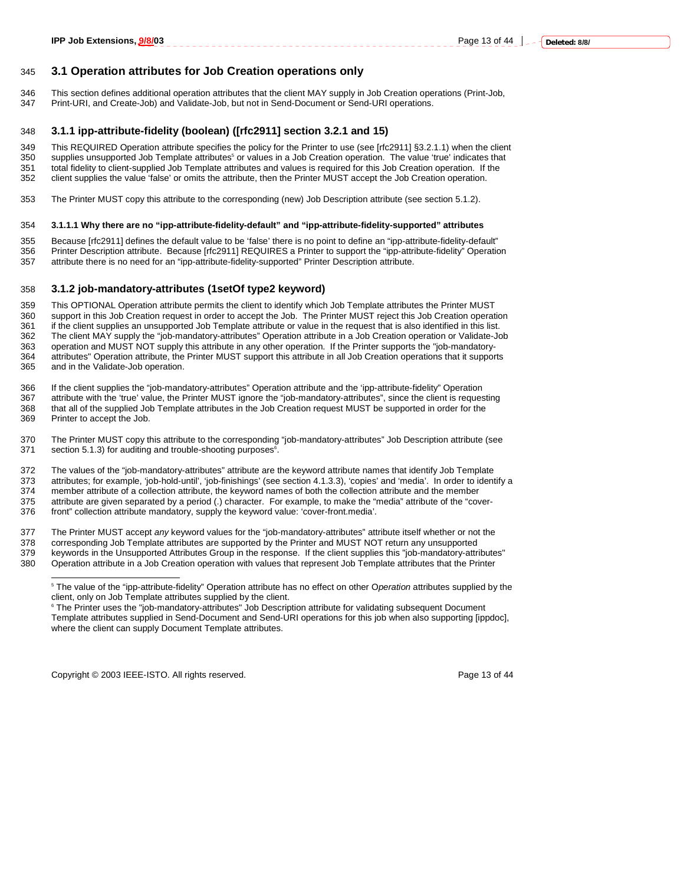## 3.1 Operation attributes for Job Creation operations only

This section defines additional operation attributes that the client MAY supply in Job Creation operations (Print-Job, Print-URI, and Create-Job) and Validate-Job, but not in Send-Document or Send-URI operations.

### 3.1.1 ipp-attribute-fidelity (boolean) ([rfc2911] section 3.2.1 and 15)

This REQUIRED Operation attribute specifies the policy for the Printer to use (see [rfc2911] §3.2.1.1) when the client supplies unsupported Job Template attributes[5] or values in a Job Creation operation. The value 'true' indicates that total fidelity to client-supplied Job Template attributes and values is required for this Job Creation operation. If the client supplies the value 'false' or omits the attribute, then the Printer MUST accept the Job Creation operation.

The Printer MUST copy this attribute to the corresponding (new) Job Description attribute (see section 5.1.2).

#### 3.1.1.1 Why there are no "ipp-attribute-fidelity-default" and "ipp-attribute-fidelity-supported" attributes

Because [rfc2911] defines the default value to be 'false' there is no point to define an "ipp-attribute-fidelity-default" Printer Description attribute. Because [rfc2911] REQUIRES a Printer to support the "ipp-attribute-fidelity" Operation attribute there is no need for an "ipp-attribute-fidelity-supported" Printer Description attribute.

### 3.1.2 job-mandatory-attributes (1setOf type2 keyword)

This OPTIONAL Operation attribute permits the client to identify which Job Template attributes the Printer MUST support in this Job Creation request in order to accept the Job. The Printer MUST reject this Job Creation operation if the client supplies an unsupported Job Template attribute or value in the request that is also identified in this list. The client MAY supply the "job-mandatory-attributes" Operation attribute in a Job Creation operation or Validate-Job operation and MUST NOT supply this attribute in any other operation. If the Printer supports the "job-mandatory-attributes" Operation attribute, the Printer MUST support this attribute in all Job Creation operations that it supports and in the Validate-Job operation.

If the client supplies the "job-mandatory-attributes" Operation attribute and the 'ipp-attribute-fidelity' Operation attribute with the 'true' value, the Printer MUST ignore the "job-mandatory-attributes", since the client is requesting that all of the supplied Job Template attributes in the Job Creation request MUST be supported in order for the Printer to accept the Job.

The Printer MUST copy this attribute to the corresponding "job-mandatory-attributes" Job Description attribute (see section 5.1.3) for auditing and trouble-shooting purposes[6].

The values of the "job-mandatory-attributes" attribute are the keyword attribute names that identify Job Template attributes; for example, 'job-hold-until', 'job-finishings' (see section 4.1.3.3), 'copies' and 'media'. In order to identify a member attribute of a collection attribute, the keyword names of both the collection attribute and the member attribute are given separated by a period (.) character. For example, to make the "media" attribute of the "cover-front" collection attribute mandatory, supply the keyword value: 'cover-front.media'.

The Printer MUST accept *any* keyword values for the "job-mandatory-attributes" attribute itself whether or not the corresponding Job Template attributes are supported by the Printer and MUST NOT return any unsupported keywords in the Unsupported Attributes Group in the response. If the client supplies this "job-mandatory-attributes" Operation attribute in a Job Creation operation with values that represent Job Template attributes that the Printer

---

[5] The value of the "ipp-attribute-fidelity" Operation attribute has no effect on other O*peration* attributes supplied by the client, only on Job Template attributes supplied by the client.

[6] The Printer uses the "job-mandatory-attributes" Job Description attribute for validating subsequent Document Template attributes supplied in Send-Document and Send-URI operations for this job when also supporting [ippdoc], where the client can supply Document Template attributes.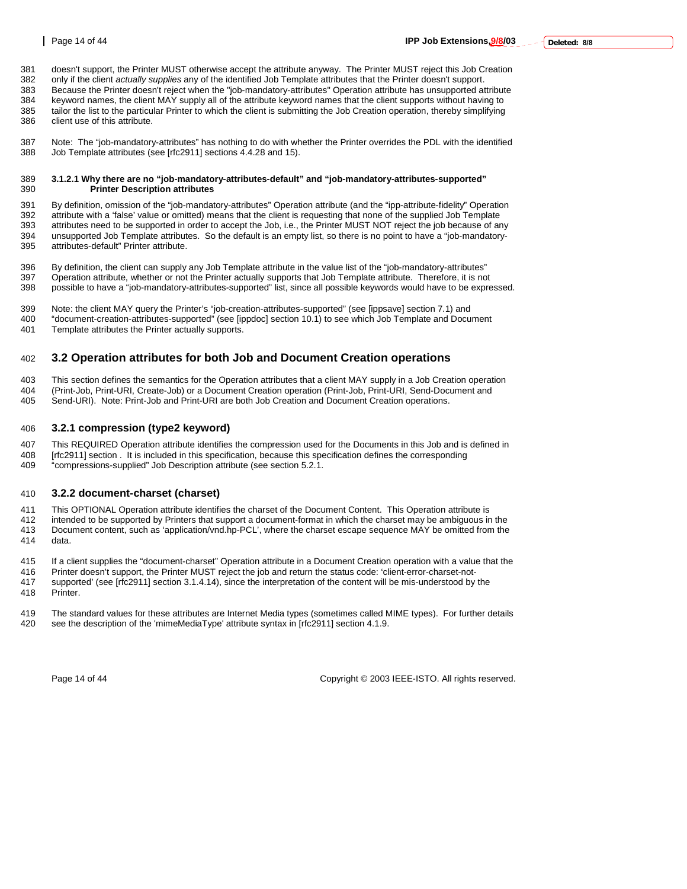doesn't support, the Printer MUST otherwise accept the attribute anyway. The Printer MUST reject this Job Creation only if the client *actually supplies* any of the identified Job Template attributes that the Printer doesn't support. Because the Printer doesn't reject when the "job-mandatory-attributes" Operation attribute has unsupported attribute keyword names, the client MAY supply all of the attribute keyword names that the client supports without having to tailor the list to the particular Printer to which the client is submitting the Job Creation operation, thereby simplifying client use of this attribute.

Note: The "job-mandatory-attributes" has nothing to do with whether the Printer overrides the PDL with the identified Job Template attributes (see [rfc2911] sections 4.4.28 and 15).

#### 3.1.2.1 Why there are no "job-mandatory-attributes-default" and "job-mandatory-attributes-supported" Printer Description attributes

By definition, omission of the "job-mandatory-attributes" Operation attribute (and the "ipp-attribute-fidelity" Operation attribute with a 'false' value or omitted) means that the client is requesting that none of the supplied Job Template attributes need to be supported in order to accept the Job, i.e., the Printer MUST NOT reject the job because of any unsupported Job Template attributes. So the default is an empty list, so there is no point to have a "job-mandatory-attributes-default" Printer attribute.

By definition, the client can supply any Job Template attribute in the value list of the "job-mandatory-attributes" Operation attribute, whether or not the Printer actually supports that Job Template attribute. Therefore, it is not possible to have a "job-mandatory-attributes-supported" list, since all possible keywords would have to be expressed.

Note: the client MAY query the Printer's "job-creation-attributes-supported" (see [ippsave] section 7.1) and "document-creation-attributes-supported" (see [ippdoc] section 10.1) to see which Job Template and Document Template attributes the Printer actually supports.

## 3.2 Operation attributes for both Job and Document Creation operations

This section defines the semantics for the Operation attributes that a client MAY supply in a Job Creation operation (Print-Job, Print-URI, Create-Job) or a Document Creation operation (Print-Job, Print-URI, Send-Document and Send-URI). Note: Print-Job and Print-URI are both Job Creation and Document Creation operations.

### 3.2.1 compression (type2 keyword)

This REQUIRED Operation attribute identifies the compression used for the Documents in this Job and is defined in [rfc2911] section . It is included in this specification, because this specification defines the corresponding "compressions-supplied" Job Description attribute (see section 5.2.1.

### 3.2.2 document-charset (charset)

This OPTIONAL Operation attribute identifies the charset of the Document Content. This Operation attribute is intended to be supported by Printers that support a document-format in which the charset may be ambiguous in the Document content, such as 'application/vnd.hp-PCL', where the charset escape sequence MAY be omitted from the data.

If a client supplies the "document-charset" Operation attribute in a Document Creation operation with a value that the Printer doesn't support, the Printer MUST reject the job and return the status code: 'client-error-charset-not-supported' (see [rfc2911] section 3.1.4.14), since the interpretation of the content will be mis-understood by the Printer.

The standard values for these attributes are Internet Media types (sometimes called MIME types). For further details see the description of the 'mimeMediaType' attribute syntax in [rfc2911] section 4.1.9.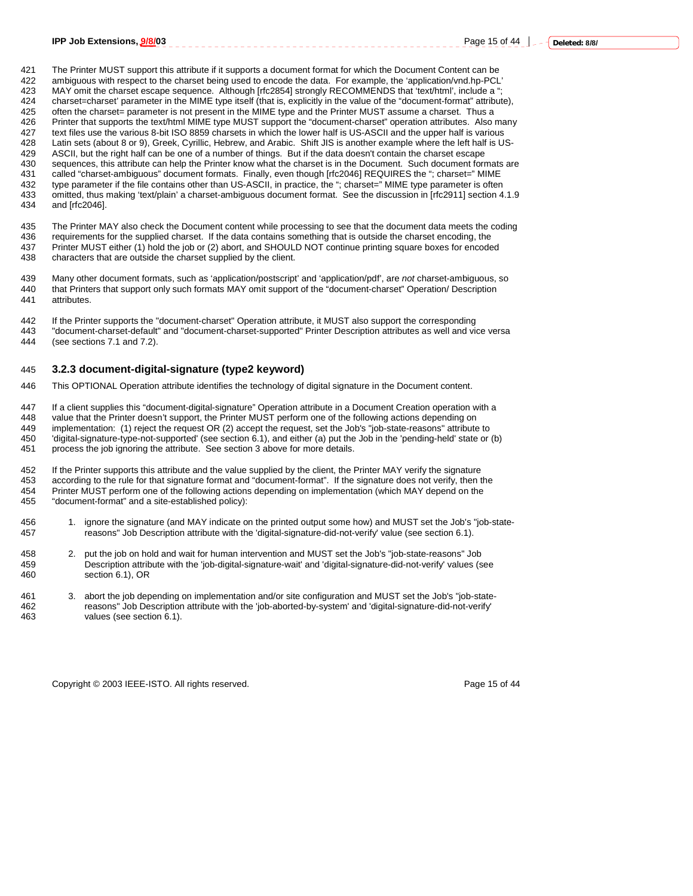The Printer MUST support this attribute if it supports a document format for which the Document Content can be ambiguous with respect to the charset being used to encode the data. For example, the 'application/vnd.hp-PCL' MAY omit the charset escape sequence. Although [rfc2854] strongly RECOMMENDS that 'text/html', include a "; charset=charset' parameter in the MIME type itself (that is, explicitly in the value of the "document-format" attribute), often the charset= parameter is not present in the MIME type and the Printer MUST assume a charset. Thus a Printer that supports the text/html MIME type MUST support the "document-charset" operation attributes. Also many text files use the various 8-bit ISO 8859 charsets in which the lower half is US-ASCII and the upper half is various Latin sets (about 8 or 9), Greek, Cyrillic, Hebrew, and Arabic. Shift JIS is another example where the left half is US-ASCII, but the right half can be one of a number of things. But if the data doesn't contain the charset escape sequences, this attribute can help the Printer know what the charset is in the Document. Such document formats are called "charset-ambiguous" document formats. Finally, even though [rfc2046] REQUIRES the "; charset=" MIME type parameter if the file contains other than US-ASCII, in practice, the "; charset=" MIME type parameter is often omitted, thus making 'text/plain' a charset-ambiguous document format. See the discussion in [rfc2911] section 4.1.9 and [rfc2046].

The Printer MAY also check the Document content while processing to see that the document data meets the coding requirements for the supplied charset. If the data contains something that is outside the charset encoding, the Printer MUST either (1) hold the job or (2) abort, and SHOULD NOT continue printing square boxes for encoded characters that are outside the charset supplied by the client.

Many other document formats, such as 'application/postscript' and 'application/pdf', are *not* charset-ambiguous, so that Printers that support only such formats MAY omit support of the "document-charset" Operation/ Description attributes.

If the Printer supports the "document-charset" Operation attribute, it MUST also support the corresponding "document-charset-default" and "document-charset-supported" Printer Description attributes as well and vice versa (see sections 7.1 and 7.2).

### 3.2.3 document-digital-signature (type2 keyword)

This OPTIONAL Operation attribute identifies the technology of digital signature in the Document content.

If a client supplies this "document-digital-signature" Operation attribute in a Document Creation operation with a value that the Printer doesn't support, the Printer MUST perform one of the following actions depending on implementation: (1) reject the request OR (2) accept the request, set the Job's "job-state-reasons" attribute to 'digital-signature-type-not-supported' (see section 6.1), and either (a) put the Job in the 'pending-held' state or (b) process the job ignoring the attribute. See section 3 above for more details.

If the Printer supports this attribute and the value supplied by the client, the Printer MAY verify the signature according to the rule for that signature format and "document-format". If the signature does not verify, then the Printer MUST perform one of the following actions depending on implementation (which MAY depend on the "document-format" and a site-established policy):

1. ignore the signature (and MAY indicate on the printed output some how) and MUST set the Job's "job-state-reasons" Job Description attribute with the 'digital-signature-did-not-verify' value (see section 6.1).

2. put the job on hold and wait for human intervention and MUST set the Job's "job-state-reasons" Job Description attribute with the 'job-digital-signature-wait' and 'digital-signature-did-not-verify' values (see section 6.1), OR

3. abort the job depending on implementation and/or site configuration and MUST set the Job's "job-state-reasons" Job Description attribute with the 'job-aborted-by-system' and 'digital-signature-did-not-verify' values (see section 6.1).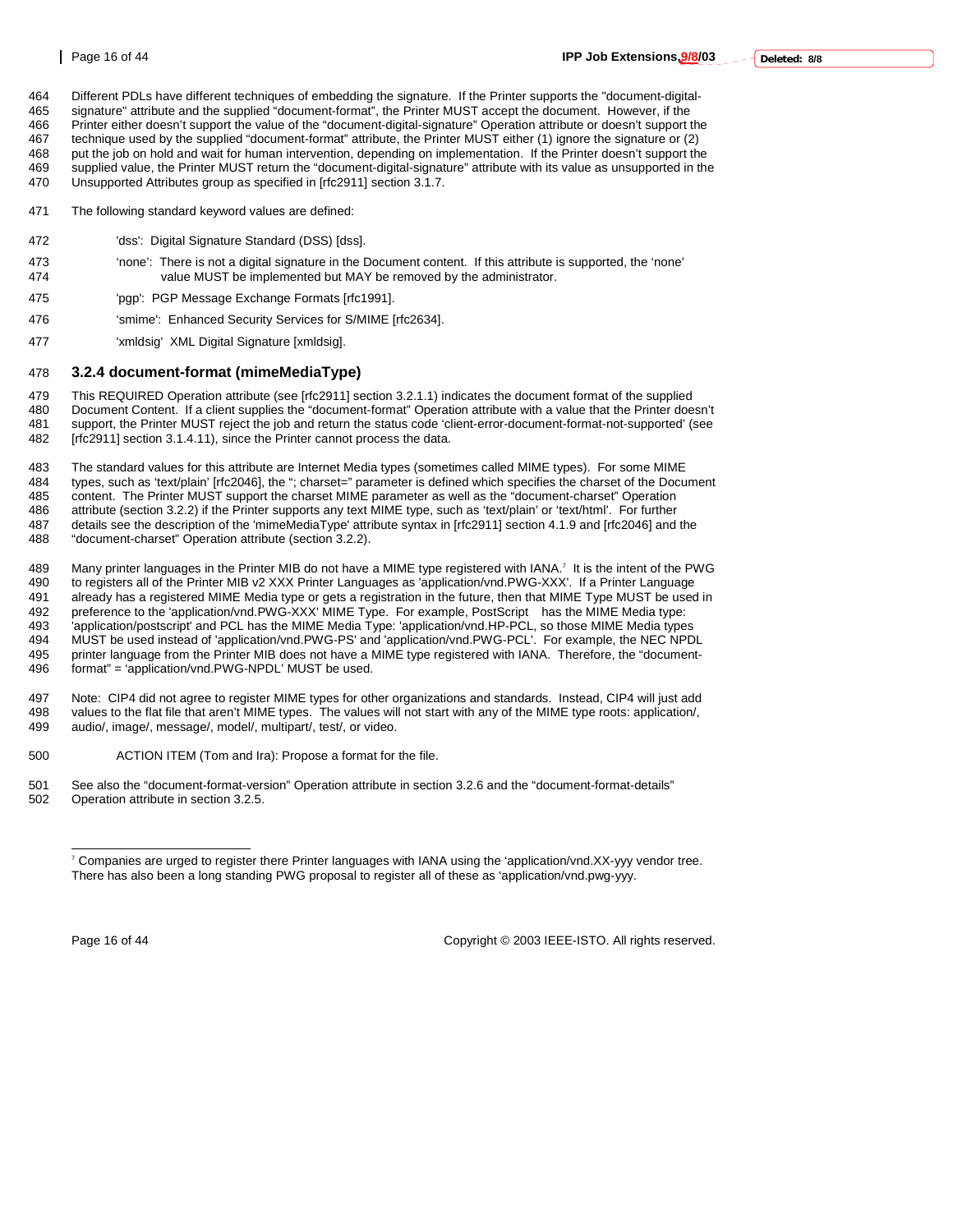Different PDLs have different techniques of embedding the signature. If the Printer supports the "document-digital-signature" attribute and the supplied "document-format", the Printer MUST accept the document. However, if the Printer either doesn't support the value of the "document-digital-signature" Operation attribute or doesn't support the technique used by the supplied "document-format" attribute, the Printer MUST either (1) ignore the signature or (2) put the job on hold and wait for human intervention, depending on implementation. If the Printer doesn't support the supplied value, the Printer MUST return the "document-digital-signature" attribute with its value as unsupported in the Unsupported Attributes group as specified in [rfc2911] section 3.1.7.

The following standard keyword values are defined:

'dss': Digital Signature Standard (DSS) [dss].

'none': There is not a digital signature in the Document content. If this attribute is supported, the 'none' value MUST be implemented but MAY be removed by the administrator.

'pgp': PGP Message Exchange Formats [rfc1991].

'smime': Enhanced Security Services for S/MIME [rfc2634].

'xmldsig' XML Digital Signature [xmldsig].

### 3.2.4 document-format (mimeMediaType)

This REQUIRED Operation attribute (see [rfc2911] section 3.2.1.1) indicates the document format of the supplied Document Content. If a client supplies the "document-format" Operation attribute with a value that the Printer doesn't support, the Printer MUST reject the job and return the status code 'client-error-document-format-not-supported' (see [rfc2911] section 3.1.4.11), since the Printer cannot process the data.

The standard values for this attribute are Internet Media types (sometimes called MIME types). For some MIME types, such as 'text/plain' [rfc2046], the "; charset=" parameter is defined which specifies the charset of the Document content. The Printer MUST support the charset MIME parameter as well as the "document-charset" Operation attribute (section 3.2.2) if the Printer supports any text MIME type, such as 'text/plain' or 'text/html'. For further details see the description of the 'mimeMediaType' attribute syntax in [rfc2911] section 4.1.9 and [rfc2046] and the "document-charset" Operation attribute (section 3.2.2).

Many printer languages in the Printer MIB do not have a MIME type registered with IANA.[7] It is the intent of the PWG to registers all of the Printer MIB v2 XXX Printer Languages as 'application/vnd.PWG-XXX'. If a Printer Language already has a registered MIME Media type or gets a registration in the future, then that MIME Type MUST be used in preference to the 'application/vnd.PWG-XXX' MIME Type. For example, PostScript has the MIME Media type: 'application/postscript' and PCL has the MIME Media Type: 'application/vnd.HP-PCL, so those MIME Media types MUST be used instead of 'application/vnd.PWG-PS' and 'application/vnd.PWG-PCL'. For example, the NEC NPDL printer language from the Printer MIB does not have a MIME type registered with IANA. Therefore, the "document-format" = 'application/vnd.PWG-NPDL' MUST be used.

Note: CIP4 did not agree to register MIME types for other organizations and standards. Instead, CIP4 will just add values to the flat file that aren't MIME types. The values will not start with any of the MIME type roots: application/, audio/, image/, message/, model/, multipart/, test/, or video.

ACTION ITEM (Tom and Ira): Propose a format for the file.

See also the "document-format-version" Operation attribute in section 3.2.6 and the "document-format-details" Operation attribute in section 3.2.5.

---

[7] Companies are urged to register there Printer languages with IANA using the 'application/vnd.XX-yyy vendor tree. There has also been a long standing PWG proposal to register all of these as 'application/vnd.pwg-yyy.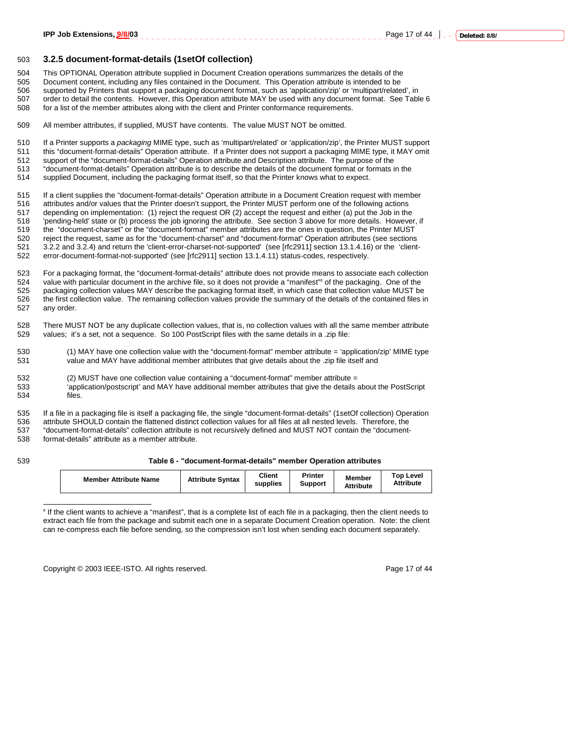### 3.2.5 document-format-details (1setOf collection)

This OPTIONAL Operation attribute supplied in Document Creation operations summarizes the details of the Document content, including any files contained in the Document. This Operation attribute is intended to be supported by Printers that support a packaging document format, such as 'application/zip' or 'multipart/related', in order to detail the contents. However, this Operation attribute MAY be used with any document format. See Table 6 for a list of the member attributes along with the client and Printer conformance requirements.

All member attributes, if supplied, MUST have contents. The value MUST NOT be omitted.

If a Printer supports a *packaging* MIME type, such as 'multipart/related' or 'application/zip', the Printer MUST support this "document-format-details" Operation attribute. If a Printer does not support a packaging MIME type, it MAY omit support of the "document-format-details" Operation attribute and Description attribute. The purpose of the "document-format-details" Operation attribute is to describe the details of the document format or formats in the supplied Document, including the packaging format itself, so that the Printer knows what to expect.

If a client supplies the "document-format-details" Operation attribute in a Document Creation request with member attributes and/or values that the Printer doesn't support, the Printer MUST perform one of the following actions depending on implementation: (1) reject the request OR (2) accept the request and either (a) put the Job in the 'pending-held' state or (b) process the job ignoring the attribute. See section 3 above for more details. However, if the "document-charset" or the "document-format" member attributes are the ones in question, the Printer MUST reject the request, same as for the "document-charset" and "document-format" Operation attributes (see sections 3.2.2 and 3.2.4) and return the 'client-error-charset-not-supported' (see [rfc2911] section 13.1.4.16) or the 'client-error-document-format-not-supported' (see [rfc2911] section 13.1.4.11) status-codes, respectively.

For a packaging format, the "document-format-details" attribute does not provide means to associate each collection value with particular document in the archive file, so it does not provide a "manifest"[8] of the packaging. One of the packaging collection values MAY describe the packaging format itself, in which case that collection value MUST be the first collection value. The remaining collection values provide the summary of the details of the contained files in any order.

There MUST NOT be any duplicate collection values, that is, no collection values with all the same member attribute values; it's a set, not a sequence. So 100 PostScript files with the same details in a .zip file:

(1) MAY have one collection value with the "document-format" member attribute = 'application/zip' MIME type value and MAY have additional member attributes that give details about the .zip file itself and

(2) MUST have one collection value containing a "document-format" member attribute = 'application/postscript' and MAY have additional member attributes that give the details about the PostScript files.

If a file in a packaging file is itself a packaging file, the single "document-format-details" (1setOf collection) Operation attribute SHOULD contain the flattened distinct collection values for all files at all nested levels. Therefore, the "document-format-details" collection attribute is not recursively defined and MUST NOT contain the "document-format-details" attribute as a member attribute.

**Table 6 - "document-format-details" member Operation attributes**

| Member Attribute Name | Attribute Syntax | Client supplies | Printer Support | Member Attribute | Top Level Attribute |
|---|---|---|---|---|---|

[8] If the client wants to achieve a "manifest", that is a complete list of each file in a packaging, then the client needs to extract each file from the package and submit each one in a separate Document Creation operation. Note: the client can re-compress each file before sending, so the compression isn't lost when sending each document separately.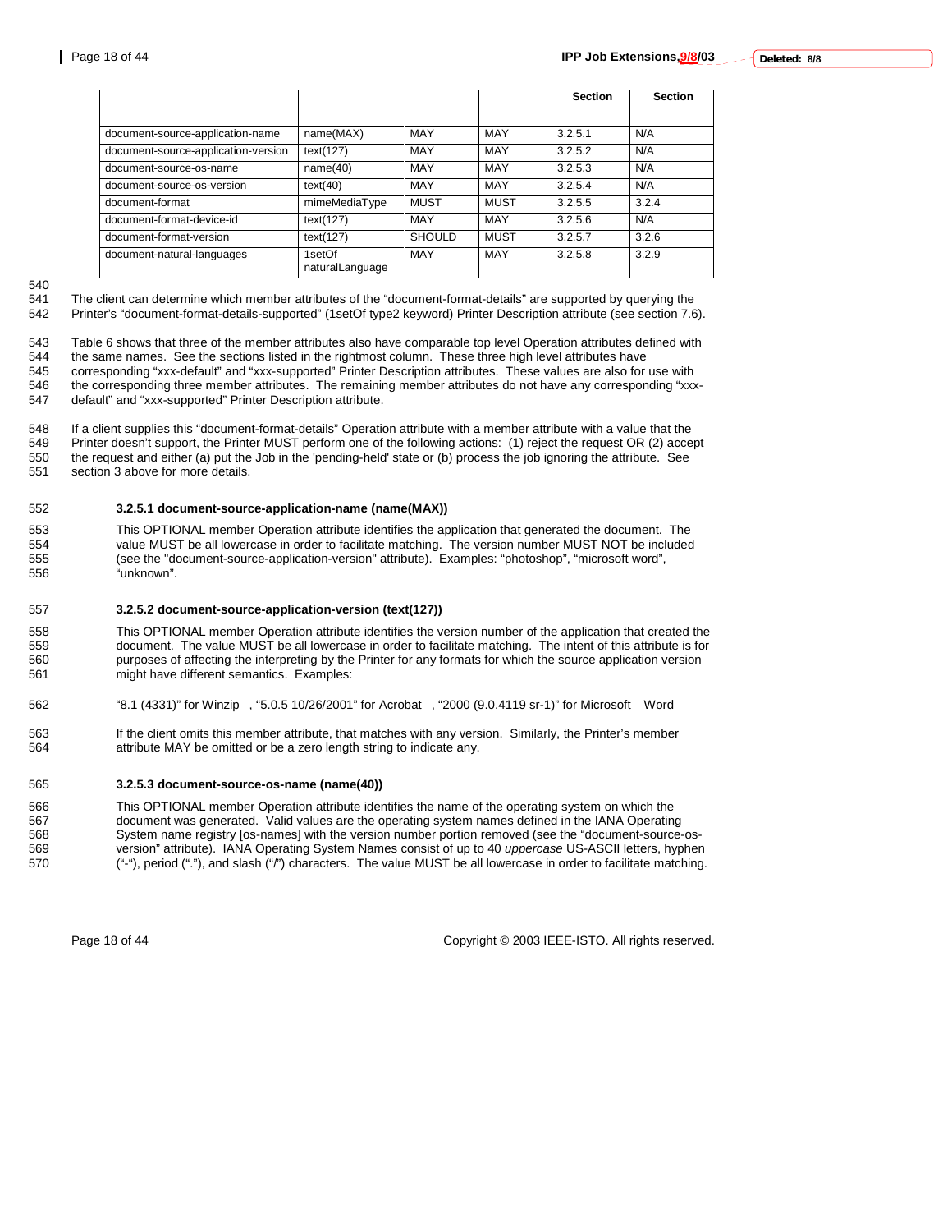| | | | | Section | Section |
|---|---|---|---|---|---|
| document-source-application-name | name(MAX) | MAY | MAY | 3.2.5.1 | N/A |
| document-source-application-version | text(127) | MAY | MAY | 3.2.5.2 | N/A |
| document-source-os-name | name(40) | MAY | MAY | 3.2.5.3 | N/A |
| document-source-os-version | text(40) | MAY | MAY | 3.2.5.4 | N/A |
| document-format | mimeMediaType | MUST | MUST | 3.2.5.5 | 3.2.4 |
| document-format-device-id | text(127) | MAY | MAY | 3.2.5.6 | N/A |
| document-format-version | text(127) | SHOULD | MUST | 3.2.5.7 | 3.2.6 |
| document-natural-languages | 1setOf naturalLanguage | MAY | MAY | 3.2.5.8 | 3.2.9 |

The client can determine which member attributes of the "document-format-details" are supported by querying the Printer's "document-format-details-supported" (1setOf type2 keyword) Printer Description attribute (see section 7.6).

Table 6 shows that three of the member attributes also have comparable top level Operation attributes defined with the same names. See the sections listed in the rightmost column. These three high level attributes have corresponding "xxx-default" and "xxx-supported" Printer Description attributes. These values are also for use with the corresponding three member attributes. The remaining member attributes do not have any corresponding "xxx-default" and "xxx-supported" Printer Description attribute.

If a client supplies this "document-format-details" Operation attribute with a member attribute with a value that the Printer doesn't support, the Printer MUST perform one of the following actions: (1) reject the request OR (2) accept the request and either (a) put the Job in the 'pending-held' state or (b) process the job ignoring the attribute. See section 3 above for more details.

#### 3.2.5.1 document-source-application-name (name(MAX))

This OPTIONAL member Operation attribute identifies the application that generated the document. The value MUST be all lowercase in order to facilitate matching. The version number MUST NOT be included (see the "document-source-application-version" attribute). Examples: "photoshop", "microsoft word", "unknown".

#### 3.2.5.2 document-source-application-version (text(127))

This OPTIONAL member Operation attribute identifies the version number of the application that created the document. The value MUST be all lowercase in order to facilitate matching. The intent of this attribute is for purposes of affecting the interpreting by the Printer for any formats for which the source application version might have different semantics. Examples:

"8.1 (4331)" for Winzip , "5.0.5 10/26/2001" for Acrobat , "2000 (9.0.4119 sr-1)" for Microsoft Word

If the client omits this member attribute, that matches with any version. Similarly, the Printer's member attribute MAY be omitted or be a zero length string to indicate any.

#### 3.2.5.3 document-source-os-name (name(40))

This OPTIONAL member Operation attribute identifies the name of the operating system on which the document was generated. Valid values are the operating system names defined in the IANA Operating System name registry [os-names] with the version number portion removed (see the "document-source-os-version" attribute). IANA Operating System Names consist of up to 40 *uppercase* US-ASCII letters, hyphen ("-"), period ("."), and slash ("/") characters. The value MUST be all lowercase in order to facilitate matching.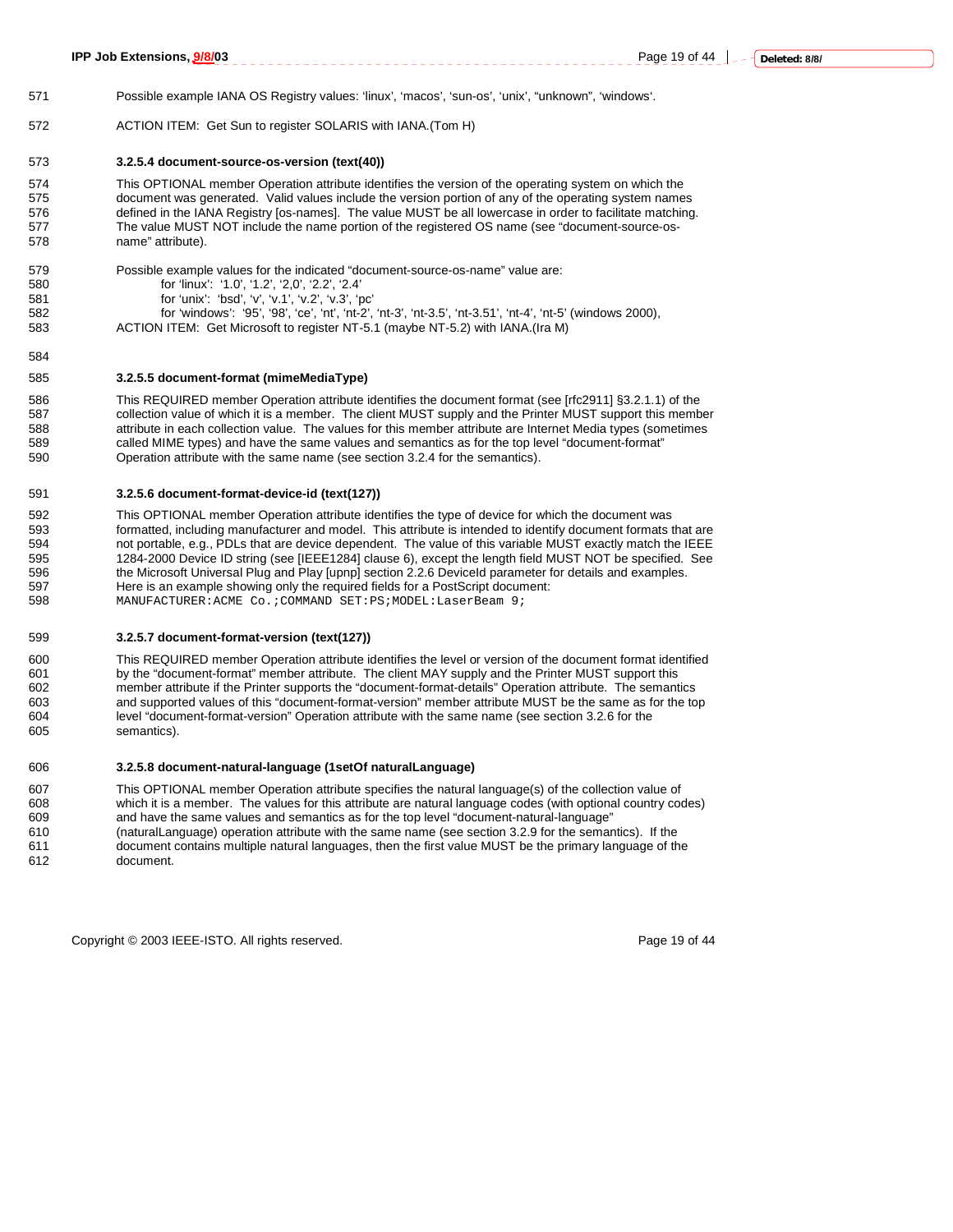Possible example IANA OS Registry values: 'linux', 'macos', 'sun-os', 'unix', "unknown", 'windows'.

ACTION ITEM: Get Sun to register SOLARIS with IANA.(Tom H)

### 3.2.5.4 document-source-os-version (text(40))

This OPTIONAL member Operation attribute identifies the version of the operating system on which the document was generated. Valid values include the version portion of any of the operating system names defined in the IANA Registry [os-names]. The value MUST be all lowercase in order to facilitate matching. The value MUST NOT include the name portion of the registered OS name (see "document-source-os-name" attribute).

Possible example values for the indicated "document-source-os-name" value are:

for 'linux': '1.0', '1.2', '2,0', '2.2', '2.4'
for 'unix': 'bsd', 'v', 'v.1', 'v.2', 'v.3', 'pc'
for 'windows': '95', '98', 'ce', 'nt', 'nt-2', 'nt-3', 'nt-3.5', 'nt-3.51', 'nt-4', 'nt-5' (windows 2000),

ACTION ITEM: Get Microsoft to register NT-5.1 (maybe NT-5.2) with IANA.(Ira M)

### 3.2.5.5 document-format (mimeMediaType)

This REQUIRED member Operation attribute identifies the document format (see [rfc2911] §3.2.1.1) of the collection value of which it is a member. The client MUST supply and the Printer MUST support this member attribute in each collection value. The values for this member attribute are Internet Media types (sometimes called MIME types) and have the same values and semantics as for the top level "document-format" Operation attribute with the same name (see section 3.2.4 for the semantics).

### 3.2.5.6 document-format-device-id (text(127))

This OPTIONAL member Operation attribute identifies the type of device for which the document was formatted, including manufacturer and model. This attribute is intended to identify document formats that are not portable, e.g., PDLs that are device dependent. The value of this variable MUST exactly match the IEEE 1284-2000 Device ID string (see [IEEE1284] clause 6), except the length field MUST NOT be specified. See the Microsoft Universal Plug and Play [upnp] section 2.2.6 DeviceId parameter for details and examples. Here is an example showing only the required fields for a PostScript document:

```
MANUFACTURER:ACME Co.;COMMAND SET:PS;MODEL:LaserBeam 9;
```

### 3.2.5.7 document-format-version (text(127))

This REQUIRED member Operation attribute identifies the level or version of the document format identified by the "document-format" member attribute. The client MAY supply and the Printer MUST support this member attribute if the Printer supports the "document-format-details" Operation attribute. The semantics and supported values of this "document-format-version" member attribute MUST be the same as for the top level "document-format-version" Operation attribute with the same name (see section 3.2.6 for the semantics).

### 3.2.5.8 document-natural-language (1setOf naturalLanguage)

This OPTIONAL member Operation attribute specifies the natural language(s) of the collection value of which it is a member. The values for this attribute are natural language codes (with optional country codes) and have the same values and semantics as for the top level "document-natural-language" (naturalLanguage) operation attribute with the same name (see section 3.2.9 for the semantics). If the document contains multiple natural languages, then the first value MUST be the primary language of the document.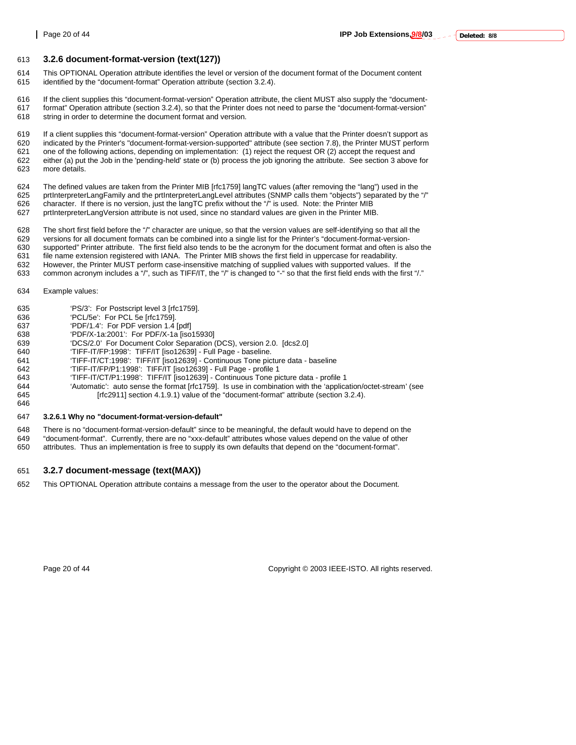### 3.2.6 document-format-version (text(127))

This OPTIONAL Operation attribute identifies the level or version of the document format of the Document content identified by the “document-format” Operation attribute (section 3.2.4).

If the client supplies this “document-format-version” Operation attribute, the client MUST also supply the “document-format” Operation attribute (section 3.2.4), so that the Printer does not need to parse the “document-format-version” string in order to determine the document format and version.

If a client supplies this “document-format-version” Operation attribute with a value that the Printer doesn’t support as indicated by the Printer's "document-format-version-supported" attribute (see section 7.8), the Printer MUST perform one of the following actions, depending on implementation: (1) reject the request OR (2) accept the request and either (a) put the Job in the 'pending-held' state or (b) process the job ignoring the attribute. See section 3 above for more details.

The defined values are taken from the Printer MIB [rfc1759] langTC values (after removing the “lang”) used in the prtInterpreterLangFamily and the prtInterpreterLangLevel attributes (SNMP calls them “objects”) separated by the “/” character. If there is no version, just the langTC prefix without the “/” is used. Note: the Printer MIB prtInterpreterLangVersion attribute is not used, since no standard values are given in the Printer MIB.

The short first field before the “/” character are unique, so that the version values are self-identifying so that all the versions for all document formats can be combined into a single list for the Printer’s “document-format-version-supported” Printer attribute. The first field also tends to be the acronym for the document format and often is also the file name extension registered with IANA. The Printer MIB shows the first field in uppercase for readability. However, the Printer MUST perform case-insensitive matching of supplied values with supported values. If the common acronym includes a “/”, such as TIFF/IT, the “/” is changed to “-“ so that the first field ends with the first “/.”

Example values:

- ‘PS/3’: For Postscript level 3 [rfc1759].
- ‘PCL/5e’: For PCL 5e [rfc1759].
- ‘PDF/1.4’: For PDF version 1.4 [pdf]
- ‘PDF/X-1a:2001’: For PDF/X-1a [iso15930]
- ‘DCS/2.0’ For Document Color Separation (DCS), version 2.0. [dcs2.0]
- ‘TIFF-IT/FP:1998’: TIFF/IT [iso12639] - Full Page - baseline.
- ‘TIFF-IT/CT:1998’: TIFF/IT [iso12639] - Continuous Tone picture data - baseline
- ‘TIFF-IT/FP/P1:1998’: TIFF/IT [iso12639] - Full Page - profile 1
- ‘TIFF-IT/CT/P1:1998’: TIFF/IT [iso12639] - Continuous Tone picture data - profile 1
- ‘Automatic’: auto sense the format [rfc1759]. Is use in combination with the ‘application/octet-stream’ (see [rfc2911] section 4.1.9.1) value of the “document-format” attribute (section 3.2.4).

#### 3.2.6.1 Why no "document-format-version-default"

There is no “document-format-version-default” since to be meaningful, the default would have to depend on the “document-format”. Currently, there are no “xxx-default” attributes whose values depend on the value of other attributes. Thus an implementation is free to supply its own defaults that depend on the “document-format”.

### 3.2.7 document-message (text(MAX))

This OPTIONAL Operation attribute contains a message from the user to the operator about the Document.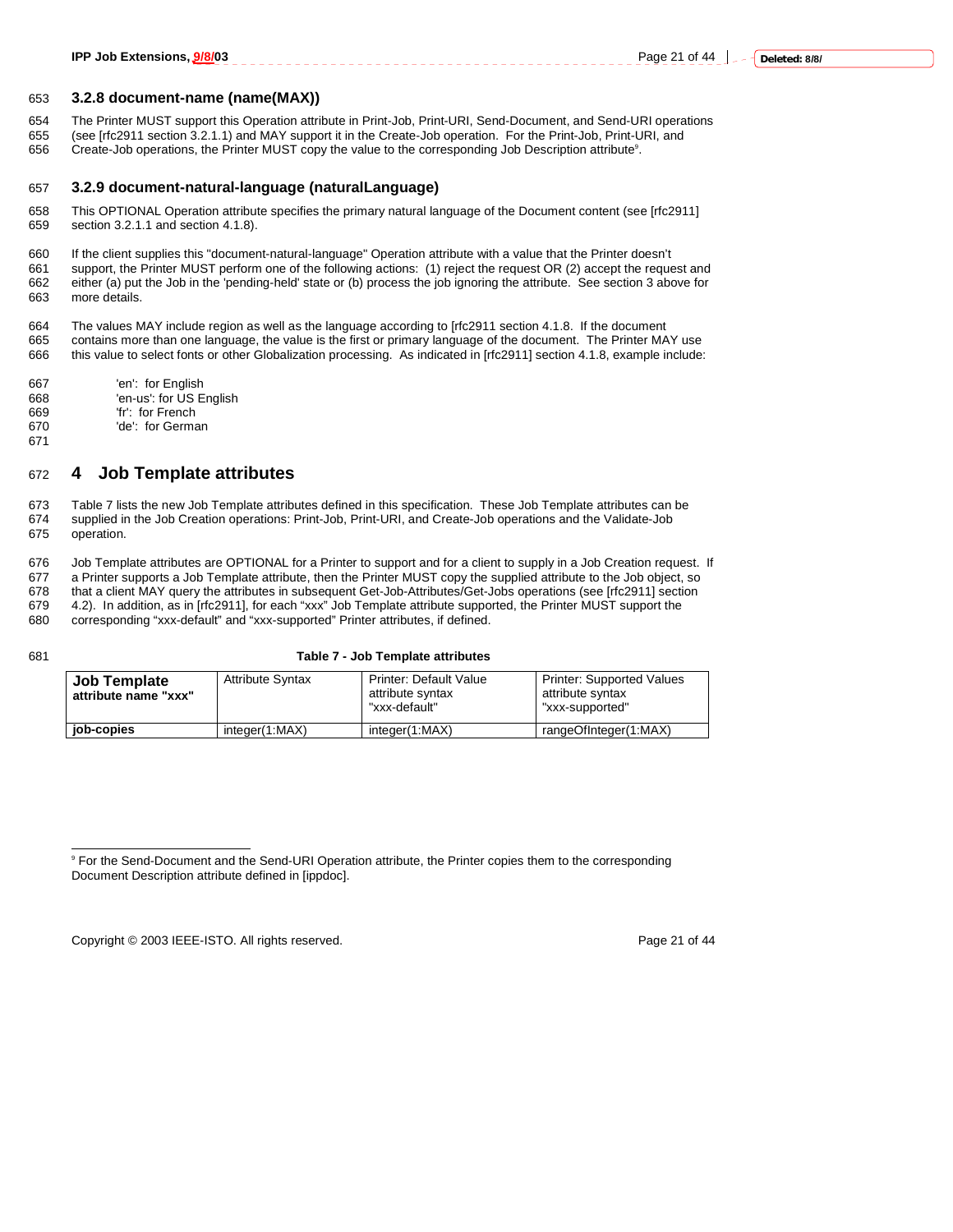### 3.2.8 document-name (name(MAX))

The Printer MUST support this Operation attribute in Print-Job, Print-URI, Send-Document, and Send-URI operations (see [rfc2911 section 3.2.1.1) and MAY support it in the Create-Job operation. For the Print-Job, Print-URI, and Create-Job operations, the Printer MUST copy the value to the corresponding Job Description attribute[9].

### 3.2.9 document-natural-language (naturalLanguage)

This OPTIONAL Operation attribute specifies the primary natural language of the Document content (see [rfc2911] section 3.2.1.1 and section 4.1.8).

If the client supplies this "document-natural-language" Operation attribute with a value that the Printer doesn't support, the Printer MUST perform one of the following actions: (1) reject the request OR (2) accept the request and either (a) put the Job in the 'pending-held' state or (b) process the job ignoring the attribute. See section 3 above for more details.

The values MAY include region as well as the language according to [rfc2911 section 4.1.8. If the document contains more than one language, the value is the first or primary language of the document. The Printer MAY use this value to select fonts or other Globalization processing. As indicated in [rfc2911] section 4.1.8, example include:

'en': for English
'en-us': for US English
'fr': for French
'de': for German

# 4 Job Template attributes

Table 7 lists the new Job Template attributes defined in this specification. These Job Template attributes can be supplied in the Job Creation operations: Print-Job, Print-URI, and Create-Job operations and the Validate-Job operation.

Job Template attributes are OPTIONAL for a Printer to support and for a client to supply in a Job Creation request. If a Printer supports a Job Template attribute, then the Printer MUST copy the supplied attribute to the Job object, so that a client MAY query the attributes in subsequent Get-Job-Attributes/Get-Jobs operations (see [rfc2911] section 4.2). In addition, as in [rfc2911], for each "xxx" Job Template attribute supported, the Printer MUST support the corresponding "xxx-default" and "xxx-supported" Printer attributes, if defined.

**Table 7 - Job Template attributes**

| **Job Template attribute name "xxx"** | Attribute Syntax | Printer: Default Value attribute syntax "xxx-default" | Printer: Supported Values attribute syntax "xxx-supported" |
|---|---|---|---|
| **job-copies** | integer(1:MAX) | integer(1:MAX) | rangeOfInteger(1:MAX) |

[9] For the Send-Document and the Send-URI Operation attribute, the Printer copies them to the corresponding Document Description attribute defined in [ippdoc].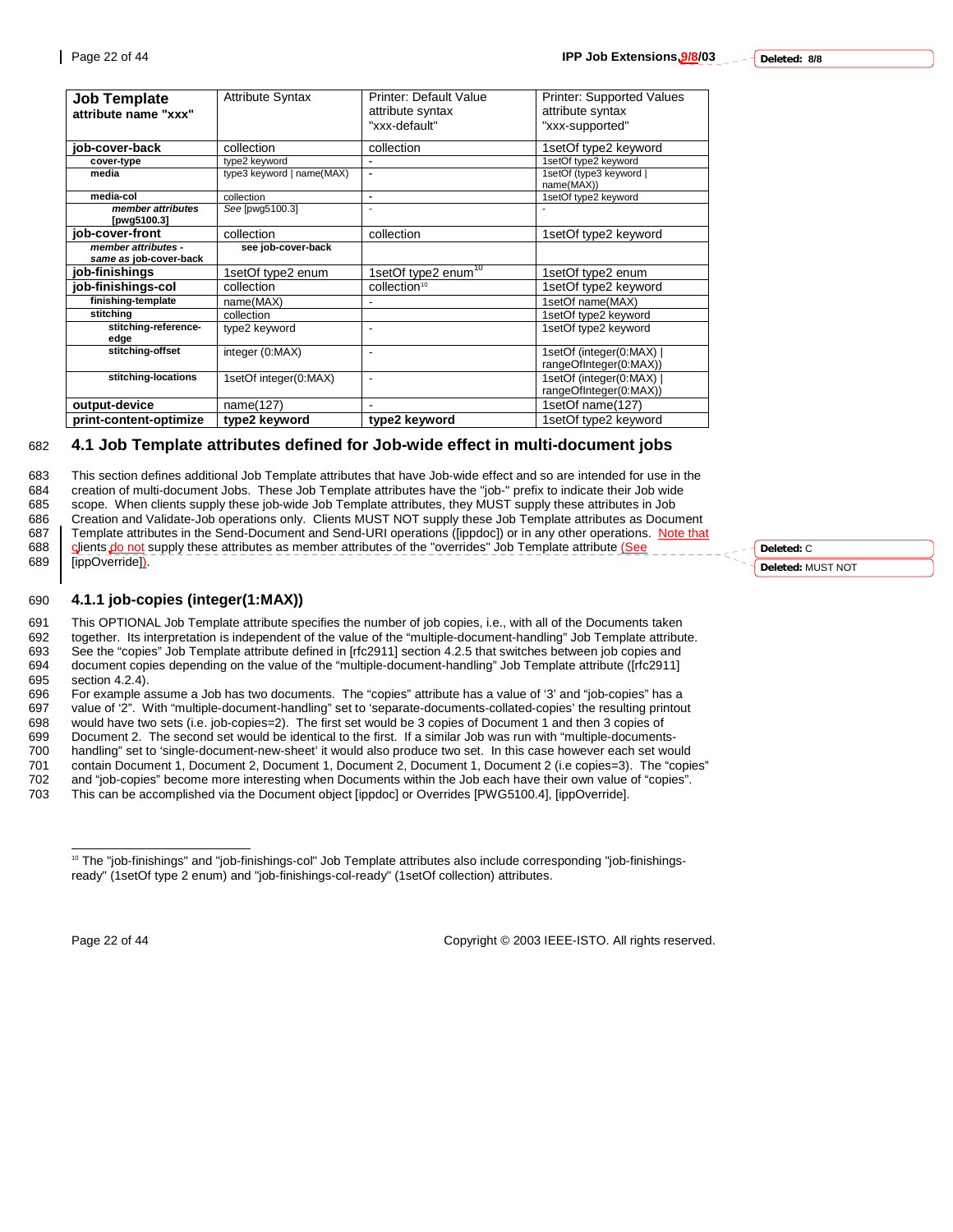| Job Template attribute name "xxx" | Attribute Syntax | Printer: Default Value attribute syntax "xxx-default" | Printer: Supported Values attribute syntax "xxx-supported" |
|---|---|---|---|
| **job-cover-back** | collection | collection | 1setOf type2 keyword |
| **cover-type** | type2 keyword | - | 1setOf type2 keyword |
| **media** | type3 keyword \| name(MAX) | - | 1setOf (type3 keyword \| name(MAX)) |
| **media-col** | collection | - | 1setOf type2 keyword |
| ***member attributes* [pwg5100.3]** | *See* [pwg5100.3] | - | - |
| **job-cover-front** | collection | collection | 1setOf type2 keyword |
| ***member attributes - same as* job-cover-back** | **see job-cover-back** | | |
| **job-finishings** | 1setOf type2 enum | 1setOf type2 enum[10] | 1setOf type2 enum |
| **job-finishings-col** | collection | collection[10] | 1setOf type2 keyword |
| **finishing-template** | name(MAX) | - | 1setOf name(MAX) |
| **stitching** | collection | | 1setOf type2 keyword |
| **stitching-reference-edge** | type2 keyword | - | 1setOf type2 keyword |
| **stitching-offset** | integer (0:MAX) | - | 1setOf (integer(0:MAX) \| rangeOfInteger(0:MAX)) |
| **stitching-locations** | 1setOf integer(0:MAX) | - | 1setOf (integer(0:MAX) \| rangeOfInteger(0:MAX)) |
| **output-device** | name(127) | - | 1setOf name(127) |
| **print-content-optimize** | **type2 keyword** | **type2 keyword** | 1setOf type2 keyword |

## 4.1 Job Template attributes defined for Job-wide effect in multi-document jobs

This section defines additional Job Template attributes that have Job-wide effect and so are intended for use in the creation of multi-document Jobs. These Job Template attributes have the "job-" prefix to indicate their Job wide scope. When clients supply these job-wide Job Template attributes, they MUST supply these attributes in Job Creation and Validate-Job operations only. Clients MUST NOT supply these Job Template attributes as Document Template attributes in the Send-Document and Send-URI operations ([ippdoc]) or in any other operations. Note that clients do not supply these attributes as member attributes of the "overrides" Job Template attribute (See [ippOverride]).

### 4.1.1 job-copies (integer(1:MAX))

This OPTIONAL Job Template attribute specifies the number of job copies, i.e., with all of the Documents taken together. Its interpretation is independent of the value of the "multiple-document-handling" Job Template attribute. See the "copies" Job Template attribute defined in [rfc2911] section 4.2.5 that switches between job copies and document copies depending on the value of the "multiple-document-handling" Job Template attribute ([rfc2911] section 4.2.4).

For example assume a Job has two documents. The "copies" attribute has a value of '3' and "job-copies" has a value of '2". With "multiple-document-handling" set to 'separate-documents-collated-copies' the resulting printout would have two sets (i.e. job-copies=2). The first set would be 3 copies of Document 1 and then 3 copies of Document 2. The second set would be identical to the first. If a similar Job was run with "multiple-documents-handling" set to 'single-document-new-sheet' it would also produce two set. In this case however each set would contain Document 1, Document 2, Document 1, Document 2, Document 1, Document 2 (i.e copies=3). The "copies" and "job-copies" become more interesting when Documents within the Job each have their own value of "copies". This can be accomplished via the Document object [ippdoc] or Overrides [PWG5100.4], [ippOverride].

---

[10] The "job-finishings" and "job-finishings-col" Job Template attributes also include corresponding "job-finishings-ready" (1setOf type 2 enum) and "job-finishings-col-ready" (1setOf collection) attributes.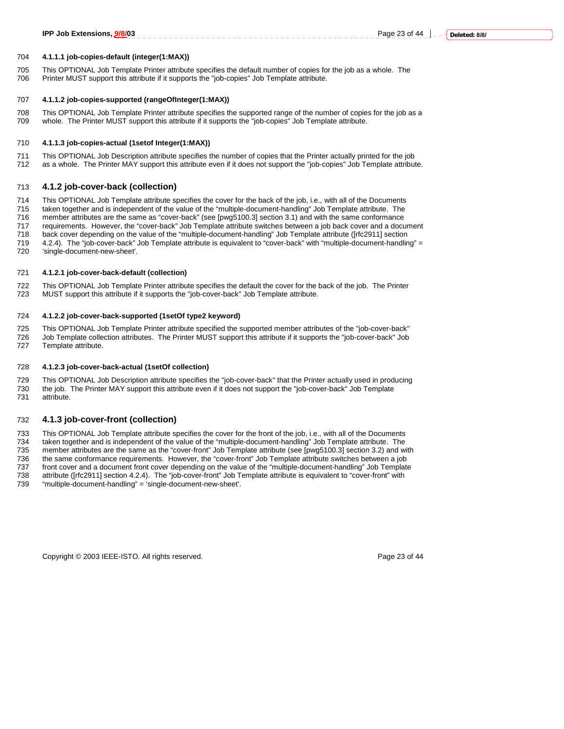#### 4.1.1.1 job-copies-default (integer(1:MAX))

This OPTIONAL Job Template Printer attribute specifies the default number of copies for the job as a whole. The Printer MUST support this attribute if it supports the "job-copies" Job Template attribute.

#### 4.1.1.2 job-copies-supported (rangeOfInteger(1:MAX))

This OPTIONAL Job Template Printer attribute specifies the supported range of the number of copies for the job as a whole. The Printer MUST support this attribute if it supports the "job-copies" Job Template attribute.

#### 4.1.1.3 job-copies-actual (1setof Integer(1:MAX))

This OPTIONAL Job Description attribute specifies the number of copies that the Printer actually printed for the job as a whole. The Printer MAY support this attribute even if it does not support the "job-copies" Job Template attribute.

### 4.1.2 job-cover-back (collection)

This OPTIONAL Job Template attribute specifies the cover for the back of the job, i.e., with all of the Documents taken together and is independent of the value of the “multiple-document-handling” Job Template attribute. The member attributes are the same as “cover-back” (see [pwg5100.3] section 3.1) and with the same conformance requirements. However, the “cover-back” Job Template attribute switches between a job back cover and a document back cover depending on the value of the “multiple-document-handling” Job Template attribute ([rfc2911] section 4.2.4). The “job-cover-back” Job Template attribute is equivalent to “cover-back” with “multiple-document-handling” = ‘single-document-new-sheet’.

#### 4.1.2.1 job-cover-back-default (collection)

This OPTIONAL Job Template Printer attribute specifies the default the cover for the back of the job. The Printer MUST support this attribute if it supports the "job-cover-back" Job Template attribute.

#### 4.1.2.2 job-cover-back-supported (1setOf type2 keyword)

This OPTIONAL Job Template Printer attribute specified the supported member attributes of the "job-cover-back" Job Template collection attributes. The Printer MUST support this attribute if it supports the "job-cover-back" Job Template attribute.

#### 4.1.2.3 job-cover-back-actual (1setOf collection)

This OPTIONAL Job Description attribute specifies the "job-cover-back" that the Printer actually used in producing the job. The Printer MAY support this attribute even if it does not support the "job-cover-back" Job Template attribute.

### 4.1.3 job-cover-front (collection)

This OPTIONAL Job Template attribute specifies the cover for the front of the job, i.e., with all of the Documents taken together and is independent of the value of the “multiple-document-handling” Job Template attribute. The member attributes are the same as the “cover-front” Job Template attribute (see [pwg5100.3] section 3.2) and with the same conformance requirements. However, the “cover-front” Job Template attribute switches between a job front cover and a document front cover depending on the value of the “multiple-document-handling” Job Template attribute ([rfc2911] section 4.2.4). The “job-cover-front” Job Template attribute is equivalent to “cover-front” with “multiple-document-handling” = ‘single-document-new-sheet’.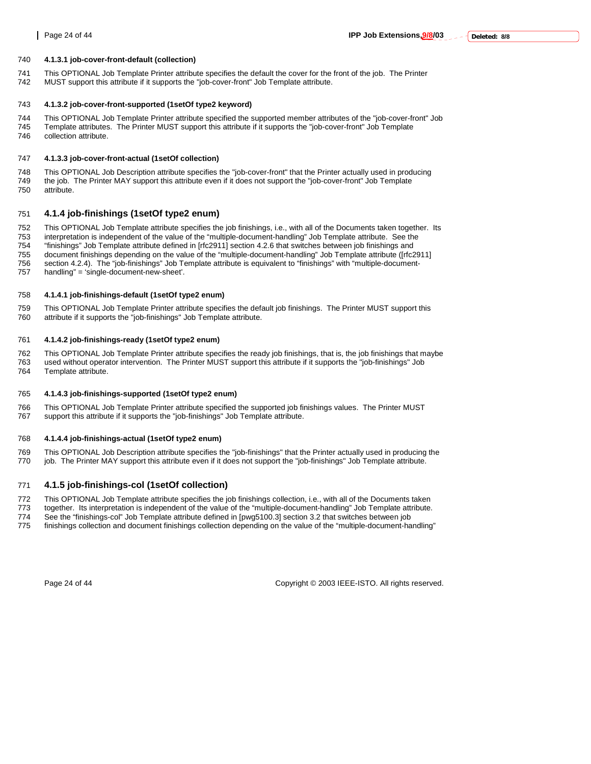#### 4.1.3.1 job-cover-front-default (collection)

This OPTIONAL Job Template Printer attribute specifies the default the cover for the front of the job. The Printer MUST support this attribute if it supports the "job-cover-front" Job Template attribute.

#### 4.1.3.2 job-cover-front-supported (1setOf type2 keyword)

This OPTIONAL Job Template Printer attribute specified the supported member attributes of the "job-cover-front" Job Template attributes. The Printer MUST support this attribute if it supports the "job-cover-front" Job Template collection attribute.

#### 4.1.3.3 job-cover-front-actual (1setOf collection)

This OPTIONAL Job Description attribute specifies the "job-cover-front" that the Printer actually used in producing the job. The Printer MAY support this attribute even if it does not support the "job-cover-front" Job Template attribute.

### 4.1.4 job-finishings (1setOf type2 enum)

This OPTIONAL Job Template attribute specifies the job finishings, i.e., with all of the Documents taken together. Its interpretation is independent of the value of the "multiple-document-handling" Job Template attribute. See the "finishings" Job Template attribute defined in [rfc2911] section 4.2.6 that switches between job finishings and document finishings depending on the value of the "multiple-document-handling" Job Template attribute ([rfc2911] section 4.2.4). The "job-finishings" Job Template attribute is equivalent to "finishings" with "multiple-document-handling" = 'single-document-new-sheet'.

#### 4.1.4.1 job-finishings-default (1setOf type2 enum)

This OPTIONAL Job Template Printer attribute specifies the default job finishings. The Printer MUST support this attribute if it supports the "job-finishings" Job Template attribute.

#### 4.1.4.2 job-finishings-ready (1setOf type2 enum)

This OPTIONAL Job Template Printer attribute specifies the ready job finishings, that is, the job finishings that maybe used without operator intervention. The Printer MUST support this attribute if it supports the "job-finishings" Job Template attribute.

#### 4.1.4.3 job-finishings-supported (1setOf type2 enum)

This OPTIONAL Job Template Printer attribute specified the supported job finishings values. The Printer MUST support this attribute if it supports the "job-finishings" Job Template attribute.

#### 4.1.4.4 job-finishings-actual (1setOf type2 enum)

This OPTIONAL Job Description attribute specifies the "job-finishings" that the Printer actually used in producing the job. The Printer MAY support this attribute even if it does not support the "job-finishings" Job Template attribute.

### 4.1.5 job-finishings-col (1setOf collection)

This OPTIONAL Job Template attribute specifies the job finishings collection, i.e., with all of the Documents taken together. Its interpretation is independent of the value of the "multiple-document-handling" Job Template attribute. See the "finishings-col" Job Template attribute defined in [pwg5100.3] section 3.2 that switches between job finishings collection and document finishings collection depending on the value of the "multiple-document-handling"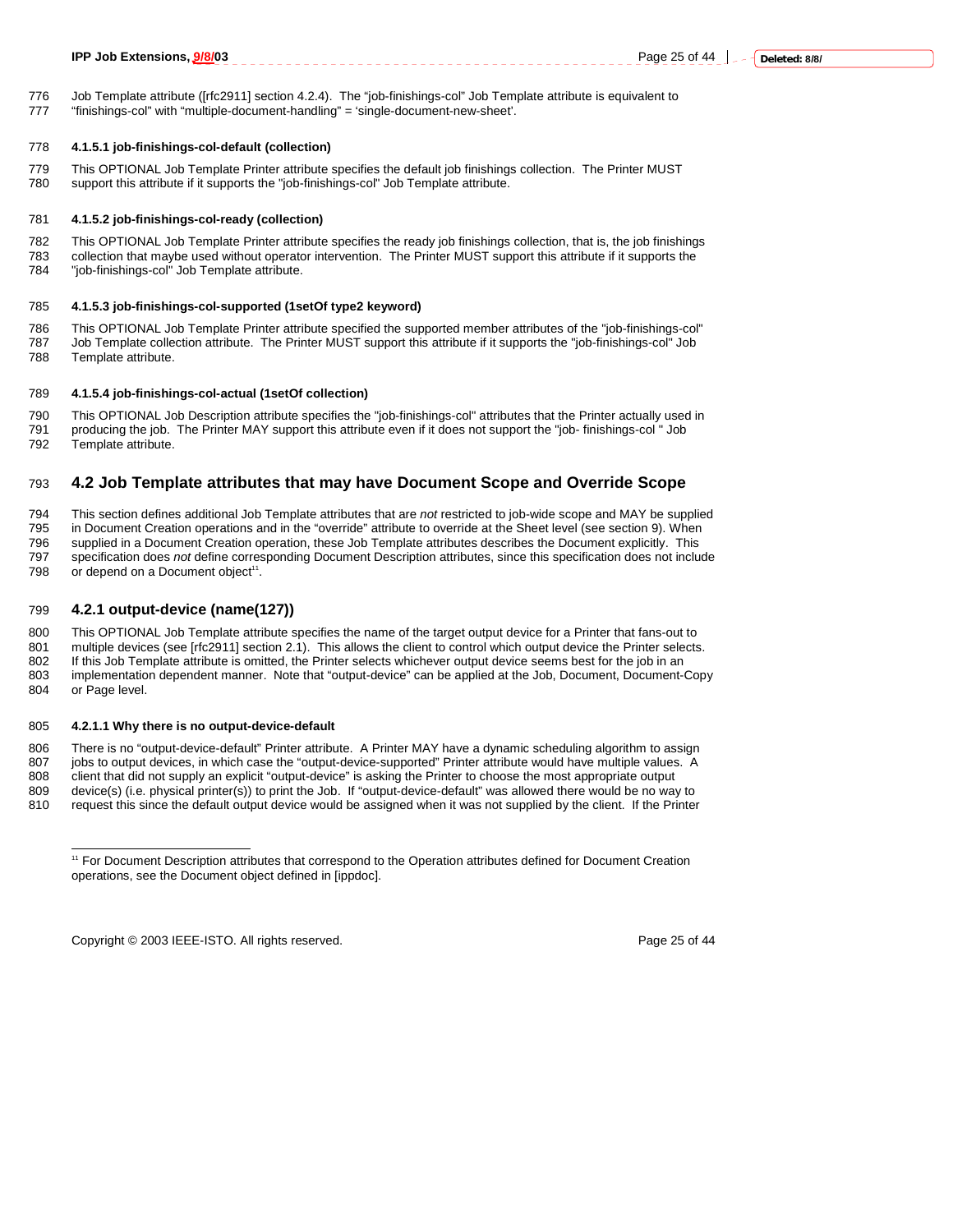Job Template attribute ([rfc2911] section 4.2.4). The “job-finishings-col” Job Template attribute is equivalent to “finishings-col” with “multiple-document-handling” = ‘single-document-new-sheet’.

#### 4.1.5.1 job-finishings-col-default (collection)

This OPTIONAL Job Template Printer attribute specifies the default job finishings collection. The Printer MUST support this attribute if it supports the "job-finishings-col" Job Template attribute.

#### 4.1.5.2 job-finishings-col-ready (collection)

This OPTIONAL Job Template Printer attribute specifies the ready job finishings collection, that is, the job finishings collection that maybe used without operator intervention. The Printer MUST support this attribute if it supports the "job-finishings-col" Job Template attribute.

#### 4.1.5.3 job-finishings-col-supported (1setOf type2 keyword)

This OPTIONAL Job Template Printer attribute specified the supported member attributes of the "job-finishings-col" Job Template collection attribute. The Printer MUST support this attribute if it supports the "job-finishings-col" Job Template attribute.

#### 4.1.5.4 job-finishings-col-actual (1setOf collection)

This OPTIONAL Job Description attribute specifies the "job-finishings-col" attributes that the Printer actually used in producing the job. The Printer MAY support this attribute even if it does not support the "job- finishings-col " Job Template attribute.

## 4.2 Job Template attributes that may have Document Scope and Override Scope

This section defines additional Job Template attributes that are *not* restricted to job-wide scope and MAY be supplied in Document Creation operations and in the “override” attribute to override at the Sheet level (see section 9). When supplied in a Document Creation operation, these Job Template attributes describes the Document explicitly. This specification does *not* define corresponding Document Description attributes, since this specification does not include or depend on a Document object[11].

### 4.2.1 output-device (name(127))

This OPTIONAL Job Template attribute specifies the name of the target output device for a Printer that fans-out to multiple devices (see [rfc2911] section 2.1). This allows the client to control which output device the Printer selects. If this Job Template attribute is omitted, the Printer selects whichever output device seems best for the job in an implementation dependent manner. Note that “output-device” can be applied at the Job, Document, Document-Copy or Page level.

#### 4.2.1.1 Why there is no output-device-default

There is no “output-device-default” Printer attribute. A Printer MAY have a dynamic scheduling algorithm to assign jobs to output devices, in which case the “output-device-supported” Printer attribute would have multiple values. A client that did not supply an explicit “output-device” is asking the Printer to choose the most appropriate output device(s) (i.e. physical printer(s)) to print the Job. If “output-device-default” was allowed there would be no way to request this since the default output device would be assigned when it was not supplied by the client. If the Printer

[11] For Document Description attributes that correspond to the Operation attributes defined for Document Creation operations, see the Document object defined in [ippdoc].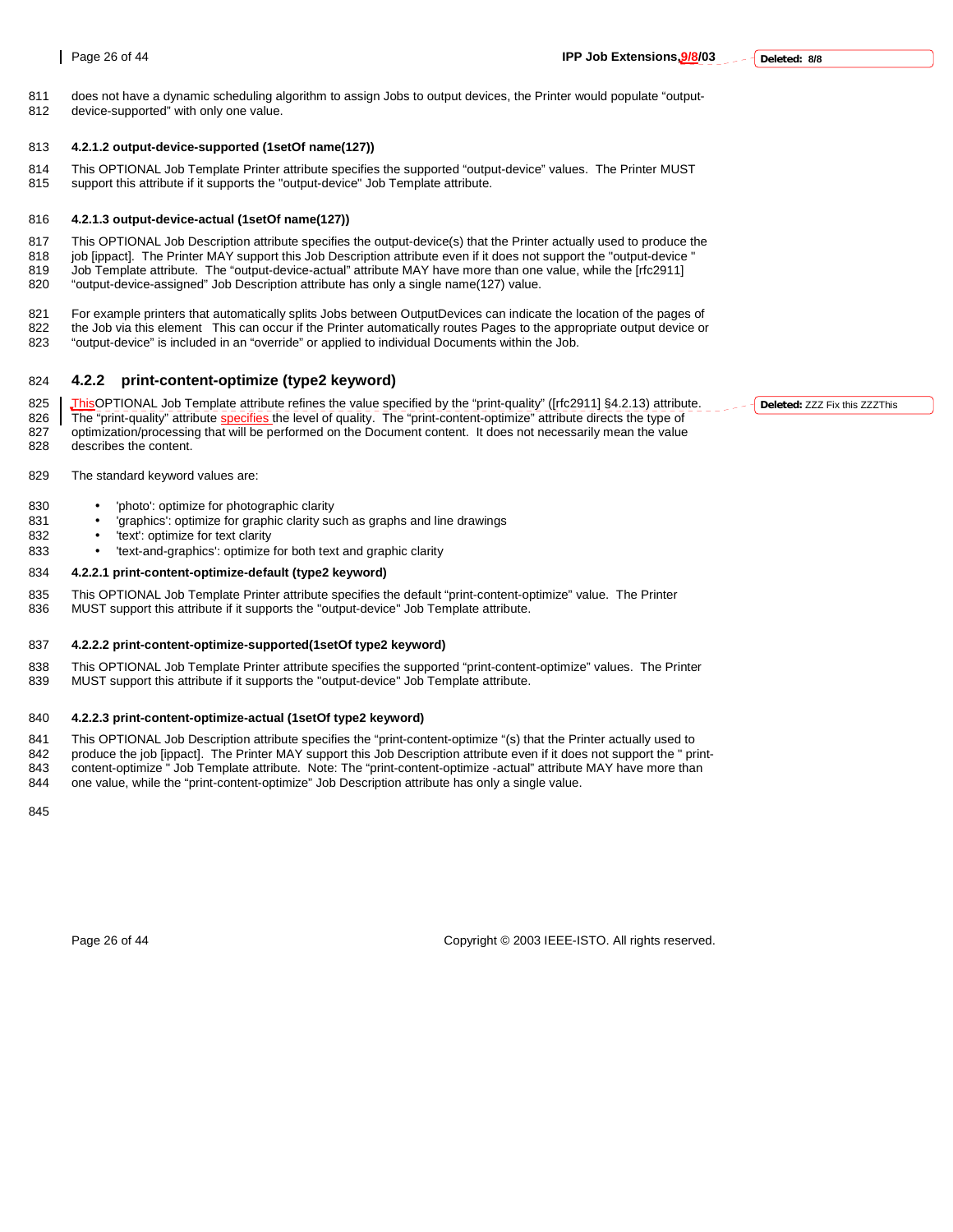does not have a dynamic scheduling algorithm to assign Jobs to output devices, the Printer would populate "output-device-supported" with only one value.

#### 4.2.1.2 output-device-supported (1setOf name(127))

This OPTIONAL Job Template Printer attribute specifies the supported "output-device" values. The Printer MUST support this attribute if it supports the "output-device" Job Template attribute.

#### 4.2.1.3 output-device-actual (1setOf name(127))

This OPTIONAL Job Description attribute specifies the output-device(s) that the Printer actually used to produce the job [ippact]. The Printer MAY support this Job Description attribute even if it does not support the "output-device " Job Template attribute. The "output-device-actual" attribute MAY have more than one value, while the [rfc2911] "output-device-assigned" Job Description attribute has only a single name(127) value.

For example printers that automatically splits Jobs between OutputDevices can indicate the location of the pages of the Job via this element This can occur if the Printer automatically routes Pages to the appropriate output device or "output-device" is included in an "override" or applied to individual Documents within the Job.

### 4.2.2 print-content-optimize (type2 keyword)

This OPTIONAL Job Template attribute refines the value specified by the "print-quality" ([rfc2911] §4.2.13) attribute. The "print-quality" attribute specifies the level of quality. The "print-content-optimize" attribute directs the type of optimization/processing that will be performed on the Document content. It does not necessarily mean the value describes the content.

The standard keyword values are:

- 'photo': optimize for photographic clarity
- 'graphics': optimize for graphic clarity such as graphs and line drawings
- 'text': optimize for text clarity
- 'text-and-graphics': optimize for both text and graphic clarity

#### 4.2.2.1 print-content-optimize-default (type2 keyword)

This OPTIONAL Job Template Printer attribute specifies the default "print-content-optimize" value. The Printer MUST support this attribute if it supports the "output-device" Job Template attribute.

#### 4.2.2.2 print-content-optimize-supported(1setOf type2 keyword)

This OPTIONAL Job Template Printer attribute specifies the supported "print-content-optimize" values. The Printer MUST support this attribute if it supports the "output-device" Job Template attribute.

#### 4.2.2.3 print-content-optimize-actual (1setOf type2 keyword)

This OPTIONAL Job Description attribute specifies the "print-content-optimize "(s) that the Printer actually used to produce the job [ippact]. The Printer MAY support this Job Description attribute even if it does not support the " print-content-optimize " Job Template attribute. Note: The "print-content-optimize -actual" attribute MAY have more than one value, while the "print-content-optimize" Job Description attribute has only a single value.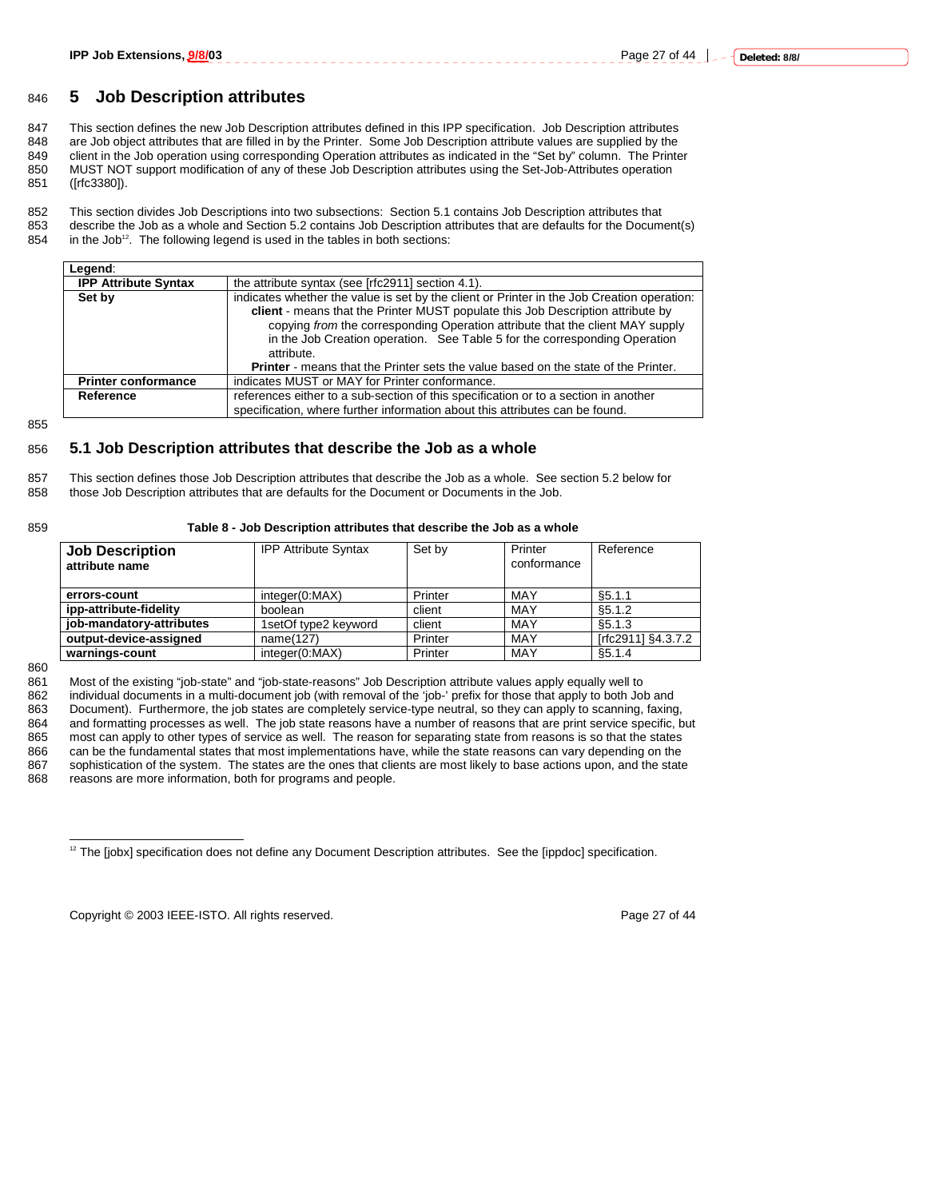# 5 Job Description attributes

This section defines the new Job Description attributes defined in this IPP specification. Job Description attributes are Job object attributes that are filled in by the Printer. Some Job Description attribute values are supplied by the client in the Job operation using corresponding Operation attributes as indicated in the "Set by" column. The Printer MUST NOT support modification of any of these Job Description attributes using the Set-Job-Attributes operation ([rfc3380]).

This section divides Job Descriptions into two subsections: Section 5.1 contains Job Description attributes that describe the Job as a whole and Section 5.2 contains Job Description attributes that are defaults for the Document(s) in the Job[12]. The following legend is used in the tables in both sections:

| **Legend**: | |
|---|---|
| **IPP Attribute Syntax** | the attribute syntax (see [rfc2911] section 4.1). |
| **Set by** | indicates whether the value is set by the client or Printer in the Job Creation operation: **client** - means that the Printer MUST populate this Job Description attribute by copying *from* the corresponding Operation attribute that the client MAY supply in the Job Creation operation. See Table 5 for the corresponding Operation attribute. **Printer** - means that the Printer sets the value based on the state of the Printer. |
| **Printer conformance** | indicates MUST or MAY for Printer conformance. |
| **Reference** | references either to a sub-section of this specification or to a section in another specification, where further information about this attributes can be found. |

## 5.1 Job Description attributes that describe the Job as a whole

This section defines those Job Description attributes that describe the Job as a whole. See section 5.2 below for those Job Description attributes that are defaults for the Document or Documents in the Job.

**Table 8 - Job Description attributes that describe the Job as a whole**

| **Job Description attribute name** | IPP Attribute Syntax | Set by | Printer conformance | Reference |
|---|---|---|---|---|
| **errors-count** | integer(0:MAX) | Printer | MAY | §5.1.1 |
| **ipp-attribute-fidelity** | boolean | client | MAY | §5.1.2 |
| **job-mandatory-attributes** | 1setOf type2 keyword | client | MAY | §5.1.3 |
| **output-device-assigned** | name(127) | Printer | MAY | [rfc2911] §4.3.7.2 |
| **warnings-count** | integer(0:MAX) | Printer | MAY | §5.1.4 |

Most of the existing "job-state" and "job-state-reasons" Job Description attribute values apply equally well to individual documents in a multi-document job (with removal of the 'job-' prefix for those that apply to both Job and Document). Furthermore, the job states are completely service-type neutral, so they can apply to scanning, faxing, and formatting processes as well. The job state reasons have a number of reasons that are print service specific, but most can apply to other types of service as well. The reason for separating state from reasons is so that the states can be the fundamental states that most implementations have, while the state reasons can vary depending on the sophistication of the system. The states are the ones that clients are most likely to base actions upon, and the state reasons are more information, both for programs and people.

---

[12] The [jobx] specification does not define any Document Description attributes. See the [ippdoc] specification.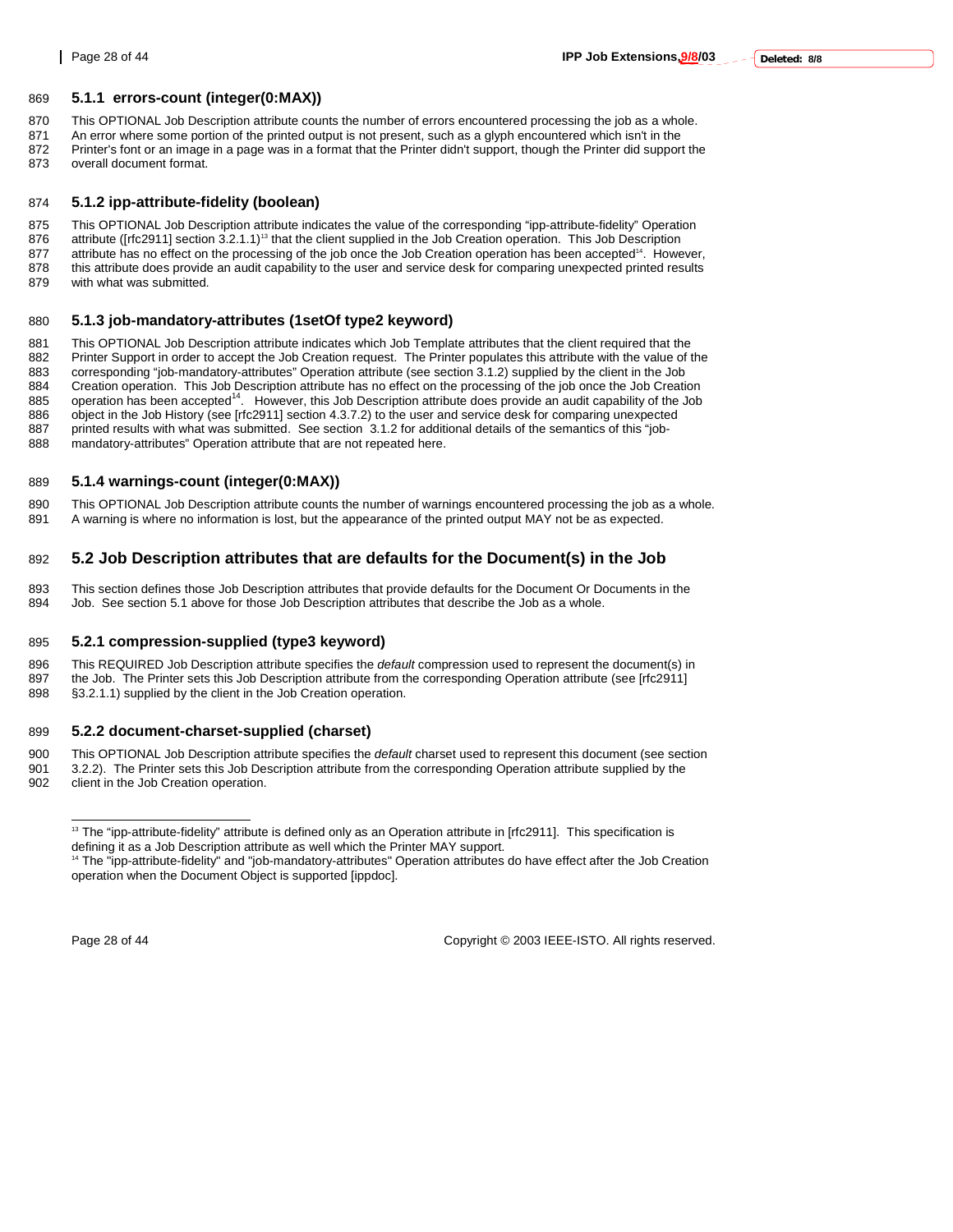### 5.1.1 errors-count (integer(0:MAX))

This OPTIONAL Job Description attribute counts the number of errors encountered processing the job as a whole. An error where some portion of the printed output is not present, such as a glyph encountered which isn't in the Printer's font or an image in a page was in a format that the Printer didn't support, though the Printer did support the overall document format.

### 5.1.2 ipp-attribute-fidelity (boolean)

This OPTIONAL Job Description attribute indicates the value of the corresponding "ipp-attribute-fidelity" Operation attribute ([rfc2911] section 3.2.1.1)[13] that the client supplied in the Job Creation operation. This Job Description attribute has no effect on the processing of the job once the Job Creation operation has been accepted[14]. However, this attribute does provide an audit capability to the user and service desk for comparing unexpected printed results with what was submitted.

### 5.1.3 job-mandatory-attributes (1setOf type2 keyword)

This OPTIONAL Job Description attribute indicates which Job Template attributes that the client required that the Printer Support in order to accept the Job Creation request. The Printer populates this attribute with the value of the corresponding "job-mandatory-attributes" Operation attribute (see section 3.1.2) supplied by the client in the Job Creation operation. This Job Description attribute has no effect on the processing of the job once the Job Creation operation has been accepted[14]. However, this Job Description attribute does provide an audit capability of the Job object in the Job History (see [rfc2911] section 4.3.7.2) to the user and service desk for comparing unexpected printed results with what was submitted. See section 3.1.2 for additional details of the semantics of this "job-mandatory-attributes" Operation attribute that are not repeated here.

### 5.1.4 warnings-count (integer(0:MAX))

This OPTIONAL Job Description attribute counts the number of warnings encountered processing the job as a whole. A warning is where no information is lost, but the appearance of the printed output MAY not be as expected.

## 5.2 Job Description attributes that are defaults for the Document(s) in the Job

This section defines those Job Description attributes that provide defaults for the Document Or Documents in the Job. See section 5.1 above for those Job Description attributes that describe the Job as a whole.

### 5.2.1 compression-supplied (type3 keyword)

This REQUIRED Job Description attribute specifies the *default* compression used to represent the document(s) in the Job. The Printer sets this Job Description attribute from the corresponding Operation attribute (see [rfc2911] §3.2.1.1) supplied by the client in the Job Creation operation.

### 5.2.2 document-charset-supplied (charset)

This OPTIONAL Job Description attribute specifies the *default* charset used to represent this document (see section 3.2.2). The Printer sets this Job Description attribute from the corresponding Operation attribute supplied by the client in the Job Creation operation.

---

[13] The "ipp-attribute-fidelity" attribute is defined only as an Operation attribute in [rfc2911]. This specification is defining it as a Job Description attribute as well which the Printer MAY support.

[14] The "ipp-attribute-fidelity" and "job-mandatory-attributes" Operation attributes do have effect after the Job Creation operation when the Document Object is supported [ippdoc].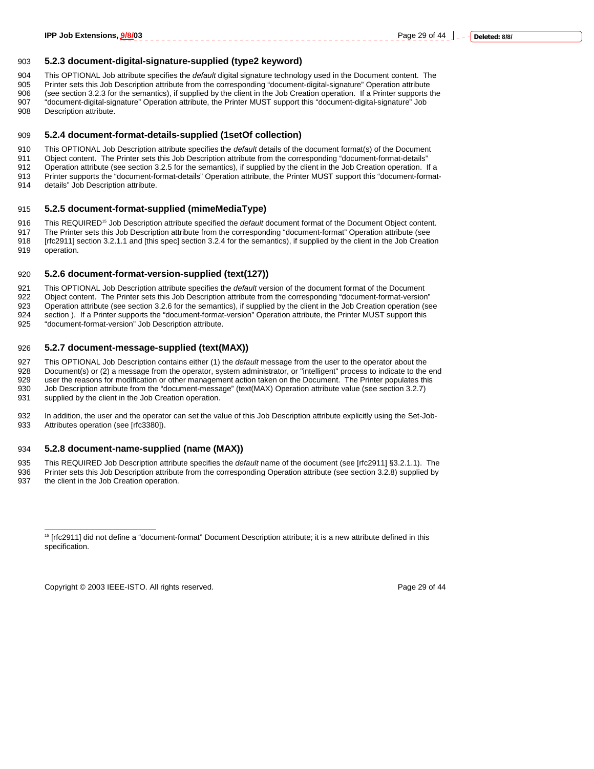### 5.2.3 document-digital-signature-supplied (type2 keyword)

This OPTIONAL Job attribute specifies the *default* digital signature technology used in the Document content. The Printer sets this Job Description attribute from the corresponding "document-digital-signature" Operation attribute (see section 3.2.3 for the semantics), if supplied by the client in the Job Creation operation. If a Printer supports the "document-digital-signature" Operation attribute, the Printer MUST support this "document-digital-signature" Job Description attribute.

### 5.2.4 document-format-details-supplied (1setOf collection)

This OPTIONAL Job Description attribute specifies the *default* details of the document format(s) of the Document Object content. The Printer sets this Job Description attribute from the corresponding "document-format-details" Operation attribute (see section 3.2.5 for the semantics), if supplied by the client in the Job Creation operation. If a Printer supports the "document-format-details" Operation attribute, the Printer MUST support this "document-format-details" Job Description attribute.

### 5.2.5 document-format-supplied (mimeMediaType)

This REQUIRED[15] Job Description attribute specified the *default* document format of the Document Object content. The Printer sets this Job Description attribute from the corresponding "document-format" Operation attribute (see [rfc2911] section 3.2.1.1 and [this spec] section 3.2.4 for the semantics), if supplied by the client in the Job Creation operation.

### 5.2.6 document-format-version-supplied (text(127))

This OPTIONAL Job Description attribute specifies the *default* version of the document format of the Document Object content. The Printer sets this Job Description attribute from the corresponding "document-format-version" Operation attribute (see section 3.2.6 for the semantics), if supplied by the client in the Job Creation operation (see section ). If a Printer supports the "document-format-version" Operation attribute, the Printer MUST support this "document-format-version" Job Description attribute.

### 5.2.7 document-message-supplied (text(MAX))

This OPTIONAL Job Description contains either (1) the *default* message from the user to the operator about the Document(s) or (2) a message from the operator, system administrator, or "intelligent" process to indicate to the end user the reasons for modification or other management action taken on the Document. The Printer populates this Job Description attribute from the "document-message" (text(MAX) Operation attribute value (see section 3.2.7) supplied by the client in the Job Creation operation.

In addition, the user and the operator can set the value of this Job Description attribute explicitly using the Set-Job-Attributes operation (see [rfc3380]).

### 5.2.8 document-name-supplied (name (MAX))

This REQUIRED Job Description attribute specifies the *default* name of the document (see [rfc2911] §3.2.1.1). The Printer sets this Job Description attribute from the corresponding Operation attribute (see section 3.2.8) supplied by the client in the Job Creation operation.

---

[15] [rfc2911] did not define a "document-format" Document Description attribute; it is a new attribute defined in this specification.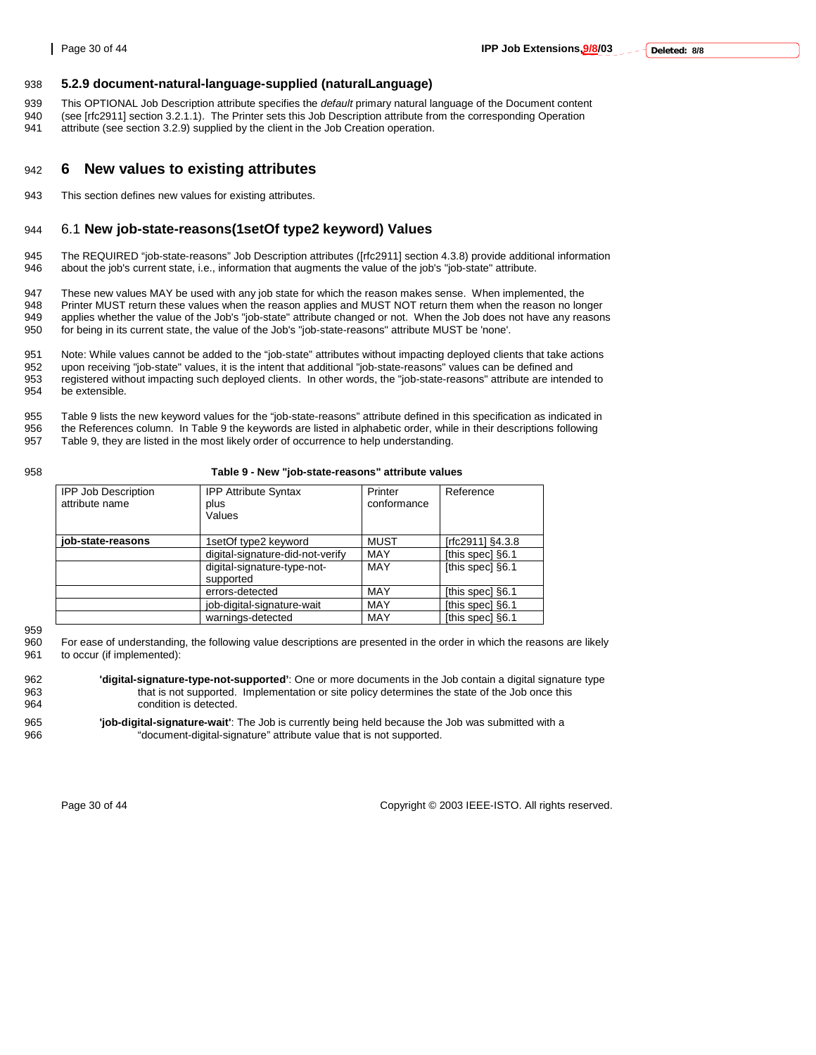### 5.2.9 document-natural-language-supplied (naturalLanguage)

This OPTIONAL Job Description attribute specifies the *default* primary natural language of the Document content (see [rfc2911] section 3.2.1.1). The Printer sets this Job Description attribute from the corresponding Operation attribute (see section 3.2.9) supplied by the client in the Job Creation operation.

# 6 New values to existing attributes

This section defines new values for existing attributes.

## 6.1 New job-state-reasons(1setOf type2 keyword) Values

The REQUIRED "job-state-reasons" Job Description attributes ([rfc2911] section 4.3.8) provide additional information about the job's current state, i.e., information that augments the value of the job's "job-state" attribute.

These new values MAY be used with any job state for which the reason makes sense. When implemented, the Printer MUST return these values when the reason applies and MUST NOT return them when the reason no longer applies whether the value of the Job's "job-state" attribute changed or not. When the Job does not have any reasons for being in its current state, the value of the Job's "job-state-reasons" attribute MUST be 'none'.

Note: While values cannot be added to the "job-state" attributes without impacting deployed clients that take actions upon receiving "job-state" values, it is the intent that additional "job-state-reasons" values can be defined and registered without impacting such deployed clients. In other words, the "job-state-reasons" attribute are intended to be extensible.

Table 9 lists the new keyword values for the "job-state-reasons" attribute defined in this specification as indicated in the References column. In Table 9 the keywords are listed in alphabetic order, while in their descriptions following Table 9, they are listed in the most likely order of occurrence to help understanding.

**Table 9 - New "job-state-reasons" attribute values**

| IPP Job Description attribute name | IPP Attribute Syntax plus Values | Printer conformance | Reference |
|---|---|---|---|
| **job-state-reasons** | 1setOf type2 keyword | MUST | [rfc2911] §4.3.8 |
| | digital-signature-did-not-verify | MAY | [this spec] §6.1 |
| | digital-signature-type-not-supported | MAY | [this spec] §6.1 |
| | errors-detected | MAY | [this spec] §6.1 |
| | job-digital-signature-wait | MAY | [this spec] §6.1 |
| | warnings-detected | MAY | [this spec] §6.1 |

For ease of understanding, the following value descriptions are presented in the order in which the reasons are likely to occur (if implemented):

**'digital-signature-type-not-supported'**: One or more documents in the Job contain a digital signature type that is not supported. Implementation or site policy determines the state of the Job once this condition is detected.

**'job-digital-signature-wait'**: The Job is currently being held because the Job was submitted with a "document-digital-signature" attribute value that is not supported.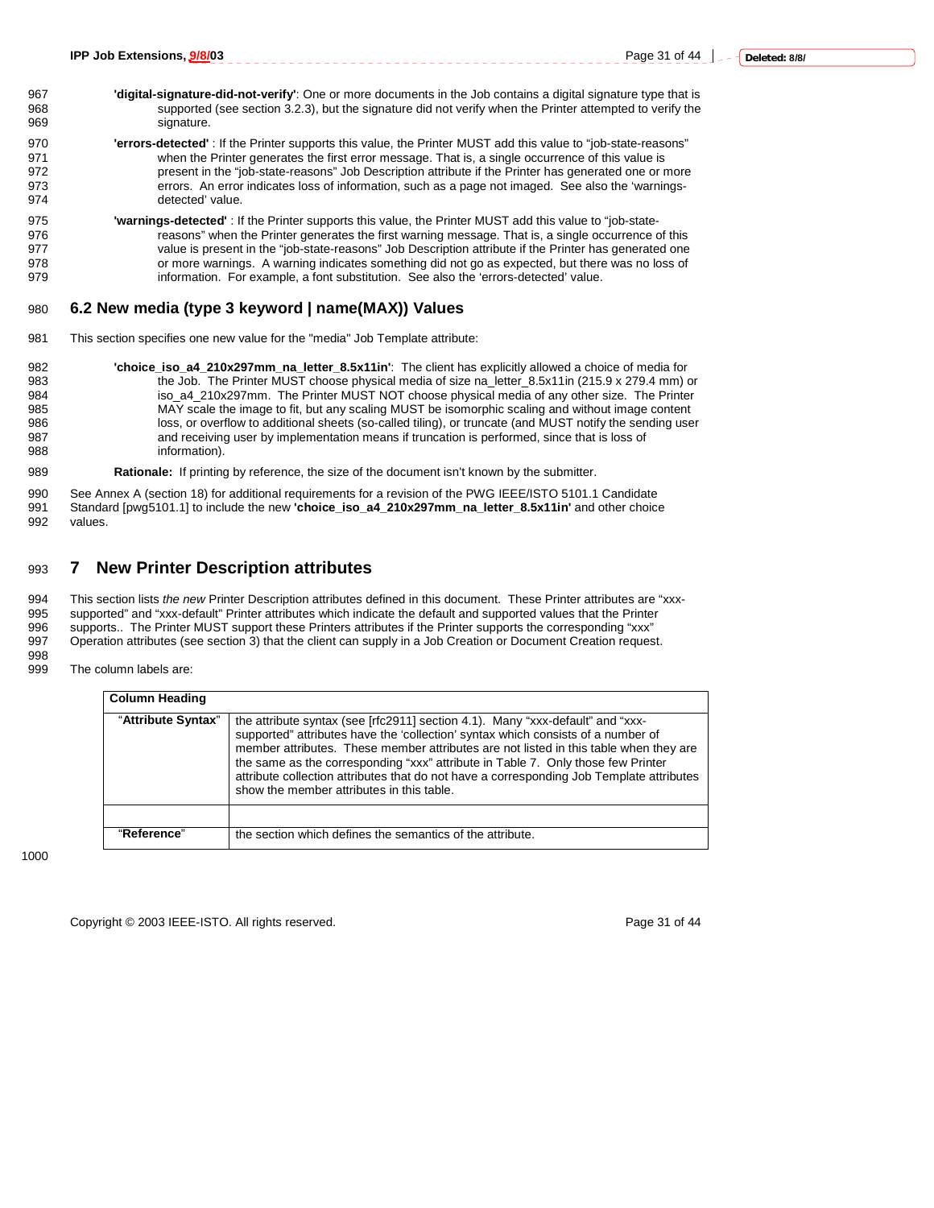**'digital-signature-did-not-verify'**: One or more documents in the Job contains a digital signature type that is supported (see section 3.2.3), but the signature did not verify when the Printer attempted to verify the signature.

**'errors-detected'** : If the Printer supports this value, the Printer MUST add this value to "job-state-reasons" when the Printer generates the first error message. That is, a single occurrence of this value is present in the "job-state-reasons" Job Description attribute if the Printer has generated one or more errors. An error indicates loss of information, such as a page not imaged. See also the 'warnings-detected' value.

**'warnings-detected'** : If the Printer supports this value, the Printer MUST add this value to "job-state-reasons" when the Printer generates the first warning message. That is, a single occurrence of this value is present in the "job-state-reasons" Job Description attribute if the Printer has generated one or more warnings. A warning indicates something did not go as expected, but there was no loss of information. For example, a font substitution. See also the 'errors-detected' value.

## 6.2 New media (type 3 keyword | name(MAX)) Values

This section specifies one new value for the "media" Job Template attribute:

**'choice_iso_a4_210x297mm_na_letter_8.5x11in'**: The client has explicitly allowed a choice of media for the Job. The Printer MUST choose physical media of size na_letter_8.5x11in (215.9 x 279.4 mm) or iso_a4_210x297mm. The Printer MUST NOT choose physical media of any other size. The Printer MAY scale the image to fit, but any scaling MUST be isomorphic scaling and without image content loss, or overflow to additional sheets (so-called tiling), or truncate (and MUST notify the sending user and receiving user by implementation means if truncation is performed, since that is loss of information).

**Rationale:** If printing by reference, the size of the document isn't known by the submitter.

See Annex A (section 18) for additional requirements for a revision of the PWG IEEE/ISTO 5101.1 Candidate Standard [pwg5101.1] to include the new **'choice_iso_a4_210x297mm_na_letter_8.5x11in'** and other choice values.

# 7 New Printer Description attributes

This section lists *the new* Printer Description attributes defined in this document. These Printer attributes are "xxx-supported" and "xxx-default" Printer attributes which indicate the default and supported values that the Printer supports.. The Printer MUST support these Printers attributes if the Printer supports the corresponding "xxx" Operation attributes (see section 3) that the client can supply in a Job Creation or Document Creation request.

The column labels are:

| Column Heading | |
|---|---|
| "**Attribute Syntax**" | the attribute syntax (see [rfc2911] section 4.1). Many "xxx-default" and "xxx-supported" attributes have the 'collection' syntax which consists of a number of member attributes. These member attributes are not listed in this table when they are the same as the corresponding "xxx" attribute in Table 7. Only those few Printer attribute collection attributes that do not have a corresponding Job Template attributes show the member attributes in this table. |
| | |
| "**Reference**" | the section which defines the semantics of the attribute. |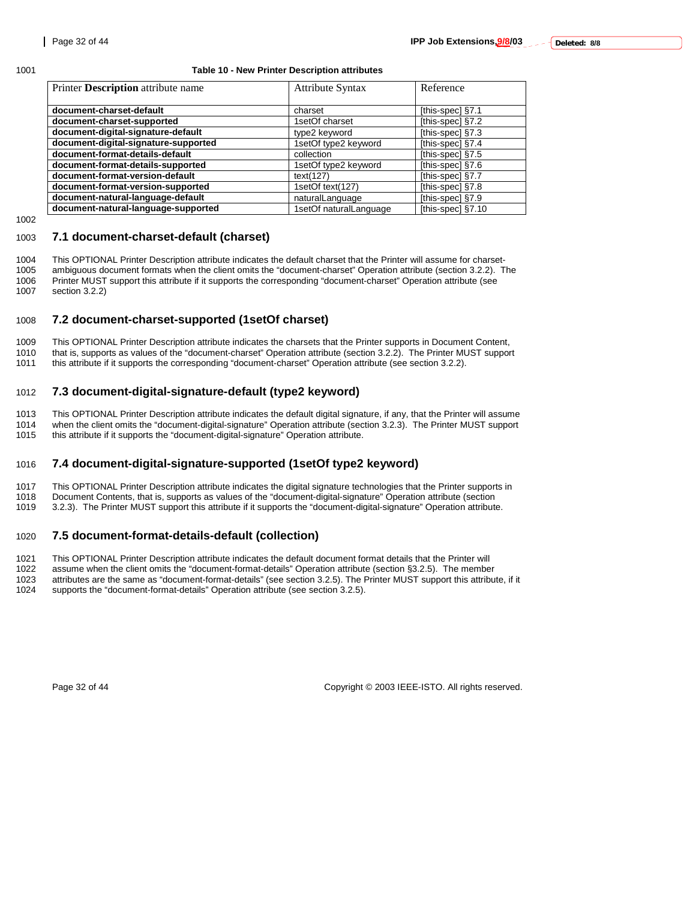Table 10 - New Printer Description attributes

| Printer **Description** attribute name | Attribute Syntax | Reference |
|---|---|---|
| **document-charset-default** | charset | [this-spec] §7.1 |
| **document-charset-supported** | 1setOf charset | [this-spec] §7.2 |
| **document-digital-signature-default** | type2 keyword | [this-spec] §7.3 |
| **document-digital-signature-supported** | 1setOf type2 keyword | [this-spec] §7.4 |
| **document-format-details-default** | collection | [this-spec] §7.5 |
| **document-format-details-supported** | 1setOf type2 keyword | [this-spec] §7.6 |
| **document-format-version-default** | text(127) | [this-spec] §7.7 |
| **document-format-version-supported** | 1setOf text(127) | [this-spec] §7.8 |
| **document-natural-language-default** | naturalLanguage | [this-spec] §7.9 |
| **document-natural-language-supported** | 1setOf naturalLanguage | [this-spec] §7.10 |

## 7.1 document-charset-default (charset)

This OPTIONAL Printer Description attribute indicates the default charset that the Printer will assume for charset-ambiguous document formats when the client omits the "document-charset" Operation attribute (section 3.2.2). The Printer MUST support this attribute if it supports the corresponding "document-charset" Operation attribute (see section 3.2.2)

## 7.2 document-charset-supported (1setOf charset)

This OPTIONAL Printer Description attribute indicates the charsets that the Printer supports in Document Content, that is, supports as values of the "document-charset" Operation attribute (section 3.2.2). The Printer MUST support this attribute if it supports the corresponding "document-charset" Operation attribute (see section 3.2.2).

## 7.3 document-digital-signature-default (type2 keyword)

This OPTIONAL Printer Description attribute indicates the default digital signature, if any, that the Printer will assume when the client omits the "document-digital-signature" Operation attribute (section 3.2.3). The Printer MUST support this attribute if it supports the "document-digital-signature" Operation attribute.

## 7.4 document-digital-signature-supported (1setOf type2 keyword)

This OPTIONAL Printer Description attribute indicates the digital signature technologies that the Printer supports in Document Contents, that is, supports as values of the "document-digital-signature" Operation attribute (section 3.2.3). The Printer MUST support this attribute if it supports the "document-digital-signature" Operation attribute.

## 7.5 document-format-details-default (collection)

This OPTIONAL Printer Description attribute indicates the default document format details that the Printer will assume when the client omits the "document-format-details" Operation attribute (section §3.2.5). The member attributes are the same as "document-format-details" (see section 3.2.5). The Printer MUST support this attribute, if it supports the "document-format-details" Operation attribute (see section 3.2.5).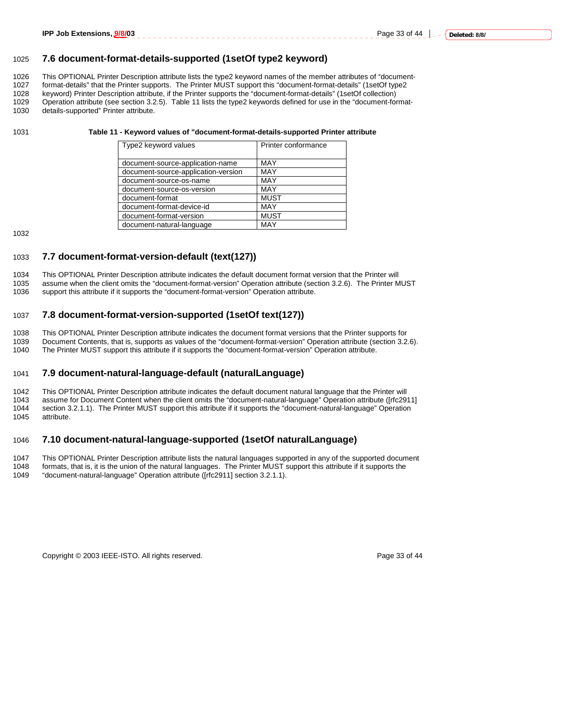## 7.6 document-format-details-supported (1setOf type2 keyword)

This OPTIONAL Printer Description attribute lists the type2 keyword names of the member attributes of "document-format-details" that the Printer supports. The Printer MUST support this "document-format-details" (1setOf type2 keyword) Printer Description attribute, if the Printer supports the "document-format-details" (1setOf collection) Operation attribute (see section 3.2.5). Table 11 lists the type2 keywords defined for use in the "document-format-details-supported" Printer attribute.

**Table 11 - Keyword values of "document-format-details-supported Printer attribute**

| Type2 keyword values | Printer conformance |
|---|---|
| document-source-application-name | MAY |
| document-source-application-version | MAY |
| document-source-os-name | MAY |
| document-source-os-version | MAY |
| document-format | MUST |
| document-format-device-id | MAY |
| document-format-version | MUST |
| document-natural-language | MAY |

## 7.7 document-format-version-default (text(127))

This OPTIONAL Printer Description attribute indicates the default document format version that the Printer will assume when the client omits the "document-format-version" Operation attribute (section 3.2.6). The Printer MUST support this attribute if it supports the "document-format-version" Operation attribute.

## 7.8 document-format-version-supported (1setOf text(127))

This OPTIONAL Printer Description attribute indicates the document format versions that the Printer supports for Document Contents, that is, supports as values of the "document-format-version" Operation attribute (section 3.2.6). The Printer MUST support this attribute if it supports the "document-format-version" Operation attribute.

## 7.9 document-natural-language-default (naturalLanguage)

This OPTIONAL Printer Description attribute indicates the default document natural language that the Printer will assume for Document Content when the client omits the "document-natural-language" Operation attribute ([rfc2911] section 3.2.1.1). The Printer MUST support this attribute if it supports the "document-natural-language" Operation attribute.

## 7.10 document-natural-language-supported (1setOf naturalLanguage)

This OPTIONAL Printer Description attribute lists the natural languages supported in any of the supported document formats, that is, it is the union of the natural languages. The Printer MUST support this attribute if it supports the "document-natural-language" Operation attribute ([rfc2911] section 3.2.1.1).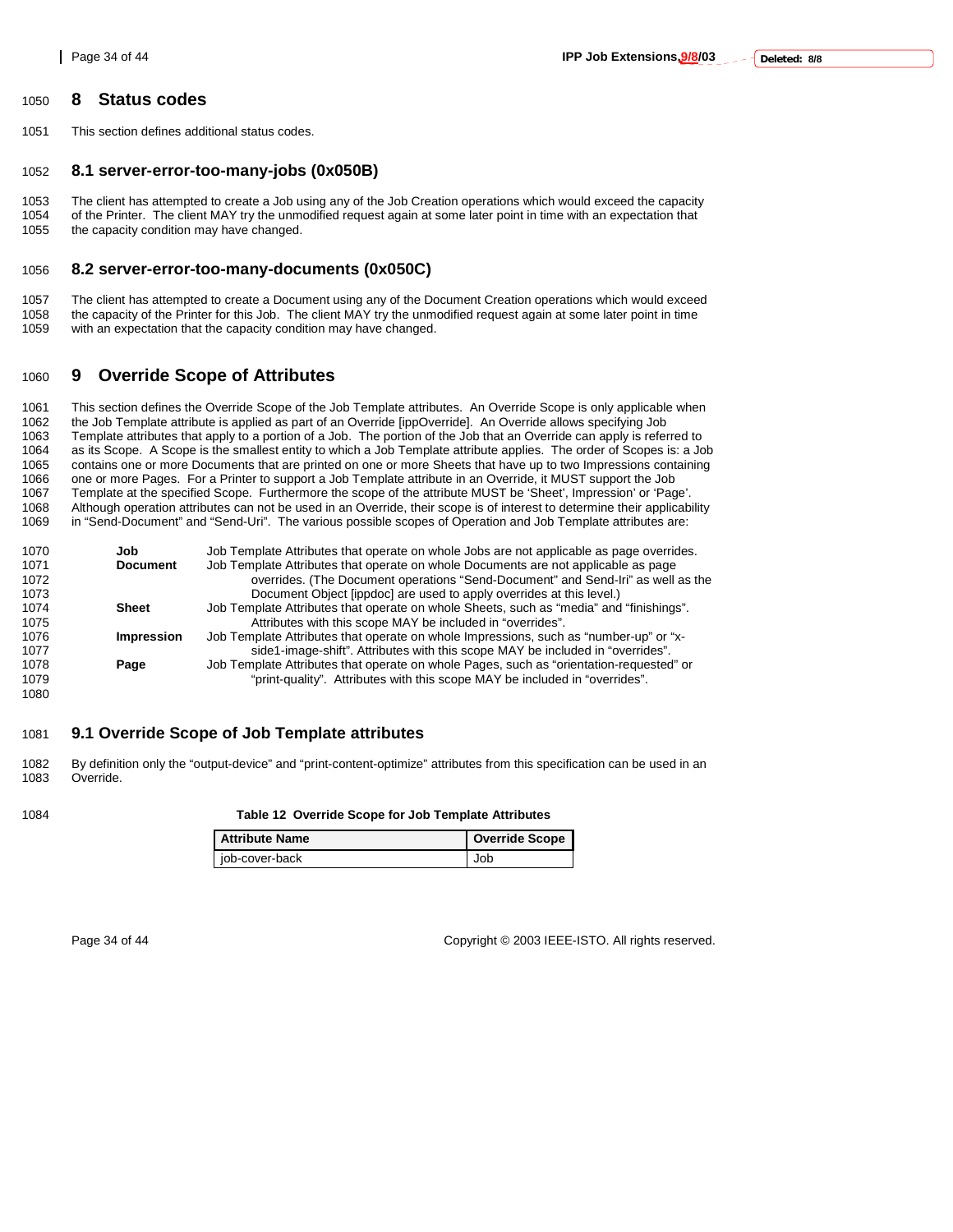# 8 Status codes

This section defines additional status codes.

## 8.1 server-error-too-many-jobs (0x050B)

The client has attempted to create a Job using any of the Job Creation operations which would exceed the capacity of the Printer. The client MAY try the unmodified request again at some later point in time with an expectation that the capacity condition may have changed.

## 8.2 server-error-too-many-documents (0x050C)

The client has attempted to create a Document using any of the Document Creation operations which would exceed the capacity of the Printer for this Job. The client MAY try the unmodified request again at some later point in time with an expectation that the capacity condition may have changed.

# 9 Override Scope of Attributes

This section defines the Override Scope of the Job Template attributes. An Override Scope is only applicable when the Job Template attribute is applied as part of an Override [ippOverride]. An Override allows specifying Job Template attributes that apply to a portion of a Job. The portion of the Job that an Override can apply is referred to as its Scope. A Scope is the smallest entity to which a Job Template attribute applies. The order of Scopes is: a Job contains one or more Documents that are printed on one or more Sheets that have up to two Impressions containing one or more Pages. For a Printer to support a Job Template attribute in an Override, it MUST support the Job Template at the specified Scope. Furthermore the scope of the attribute MUST be 'Sheet', Impression' or 'Page'. Although operation attributes can not be used in an Override, their scope is of interest to determine their applicability in "Send-Document" and "Send-Uri". The various possible scopes of Operation and Job Template attributes are:

**Job** Job Template Attributes that operate on whole Jobs are not applicable as page overrides.

**Document** Job Template Attributes that operate on whole Documents are not applicable as page overrides. (The Document operations "Send-Document" and Send-Iri" as well as the Document Object [ippdoc] are used to apply overrides at this level.)

**Sheet** Job Template Attributes that operate on whole Sheets, such as "media" and "finishings". Attributes with this scope MAY be included in "overrides".

**Impression** Job Template Attributes that operate on whole Impressions, such as "number-up" or "x-side1-image-shift". Attributes with this scope MAY be included in "overrides".

**Page** Job Template Attributes that operate on whole Pages, such as "orientation-requested" or "print-quality". Attributes with this scope MAY be included in "overrides".

## 9.1 Override Scope of Job Template attributes

By definition only the "output-device" and "print-content-optimize" attributes from this specification can be used in an Override.

**Table 12 Override Scope for Job Template Attributes**

| Attribute Name | Override Scope |
|---|---|
| job-cover-back | Job |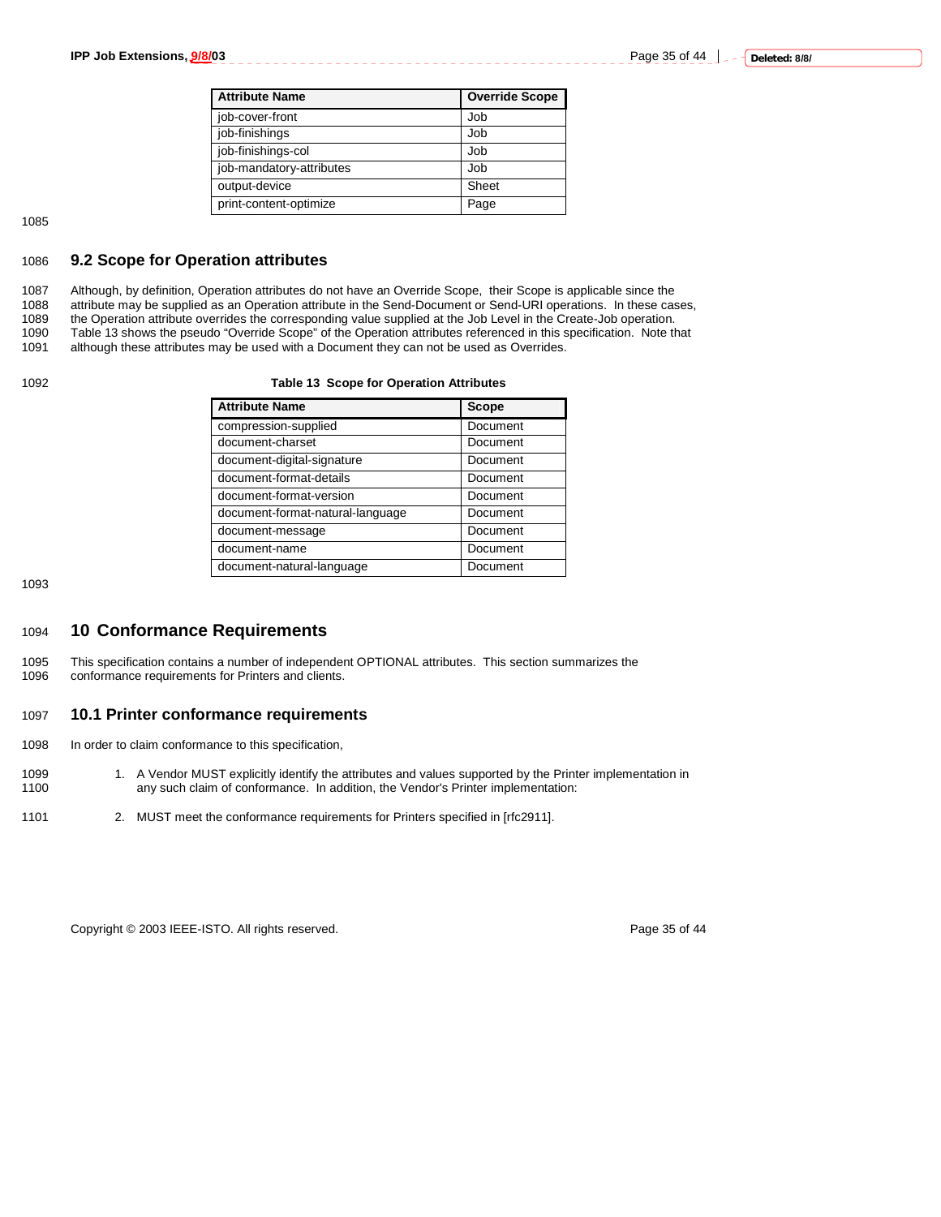| Attribute Name | Override Scope |
|---|---|
| job-cover-front | Job |
| job-finishings | Job |
| job-finishings-col | Job |
| job-mandatory-attributes | Job |
| output-device | Sheet |
| print-content-optimize | Page |

## 9.2 Scope for Operation attributes

Although, by definition, Operation attributes do not have an Override Scope, their Scope is applicable since the attribute may be supplied as an Operation attribute in the Send-Document or Send-URI operations. In these cases, the Operation attribute overrides the corresponding value supplied at the Job Level in the Create-Job operation. Table 13 shows the pseudo "Override Scope" of the Operation attributes referenced in this specification. Note that although these attributes may be used with a Document they can not be used as Overrides.

**Table 13 Scope for Operation Attributes**

| Attribute Name | Scope |
|---|---|
| compression-supplied | Document |
| document-charset | Document |
| document-digital-signature | Document |
| document-format-details | Document |
| document-format-version | Document |
| document-format-natural-language | Document |
| document-message | Document |
| document-name | Document |
| document-natural-language | Document |

# 10 Conformance Requirements

This specification contains a number of independent OPTIONAL attributes. This section summarizes the conformance requirements for Printers and clients.

## 10.1 Printer conformance requirements

In order to claim conformance to this specification,

1. A Vendor MUST explicitly identify the attributes and values supported by the Printer implementation in any such claim of conformance. In addition, the Vendor's Printer implementation:
2. MUST meet the conformance requirements for Printers specified in [rfc2911].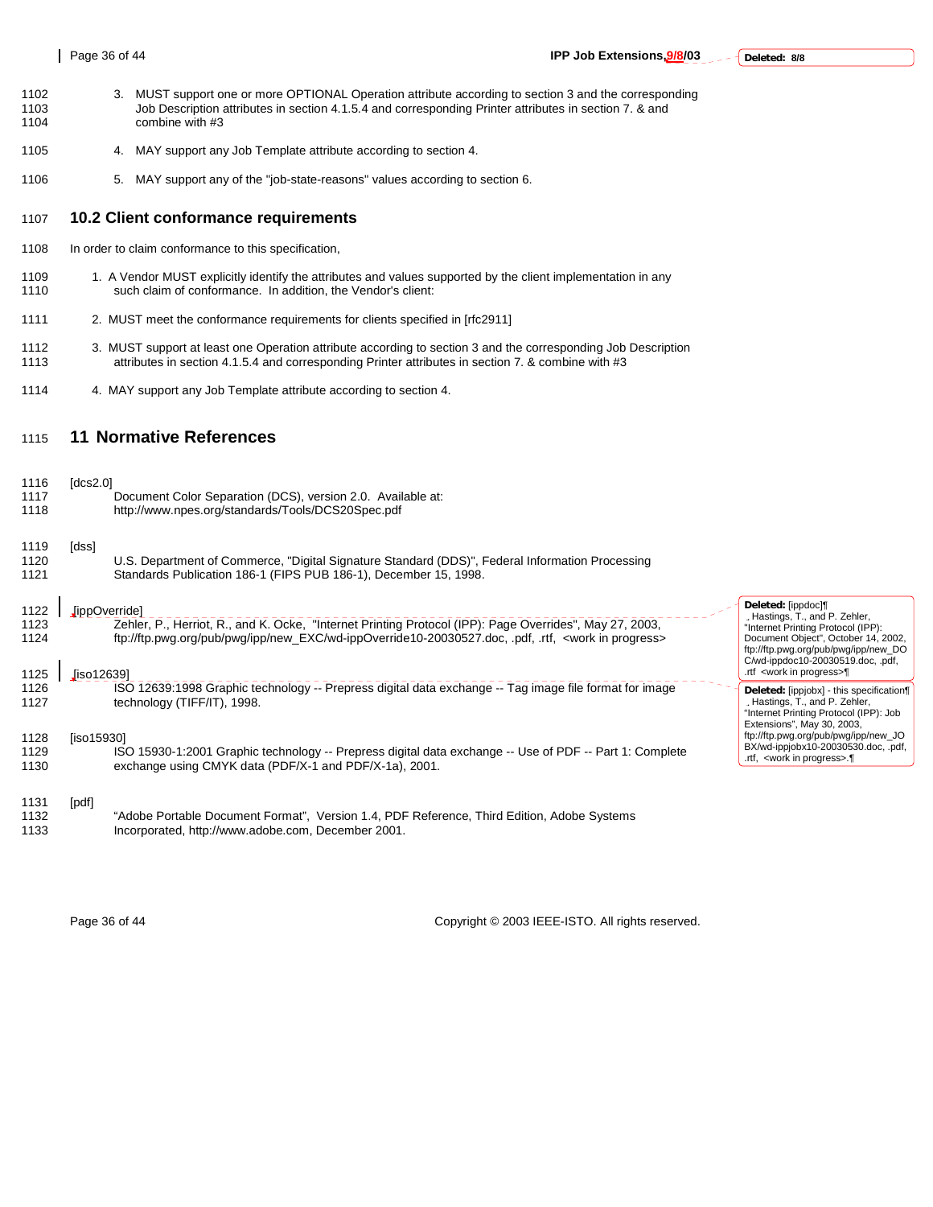3. MUST support one or more OPTIONAL Operation attribute according to section 3 and the corresponding Job Description attributes in section 4.1.5.4 and corresponding Printer attributes in section 7. & and combine with #3

4. MAY support any Job Template attribute according to section 4.

5. MAY support any of the "job-state-reasons" values according to section 6.

## 10.2 Client conformance requirements

In order to claim conformance to this specification,

1. A Vendor MUST explicitly identify the attributes and values supported by the client implementation in any such claim of conformance. In addition, the Vendor's client:

2. MUST meet the conformance requirements for clients specified in [rfc2911]

3. MUST support at least one Operation attribute according to section 3 and the corresponding Job Description attributes in section 4.1.5.4 and corresponding Printer attributes in section 7. & combine with #3

4. MAY support any Job Template attribute according to section 4.

# 11 Normative References

[dcs2.0]
Document Color Separation (DCS), version 2.0. Available at: http://www.npes.org/standards/Tools/DCS20Spec.pdf

[dss]
U.S. Department of Commerce, "Digital Signature Standard (DDS)", Federal Information Processing Standards Publication 186-1 (FIPS PUB 186-1), December 15, 1998.

[ippOverride]
Zehler, P., Herriot, R., and K. Ocke, "Internet Printing Protocol (IPP): Page Overrides", May 27, 2003, ftp://ftp.pwg.org/pub/pwg/ipp/new_EXC/wd-ippOverride10-20030527.doc, .pdf, .rtf, <work in progress>

[iso12639]
ISO 12639:1998 Graphic technology -- Prepress digital data exchange -- Tag image file format for image technology (TIFF/IT), 1998.

[iso15930]
ISO 15930-1:2001 Graphic technology -- Prepress digital data exchange -- Use of PDF -- Part 1: Complete exchange using CMYK data (PDF/X-1 and PDF/X-1a), 2001.

[pdf]
"Adobe Portable Document Format", Version 1.4, PDF Reference, Third Edition, Adobe Systems Incorporated, http://www.adobe.com, December 2001.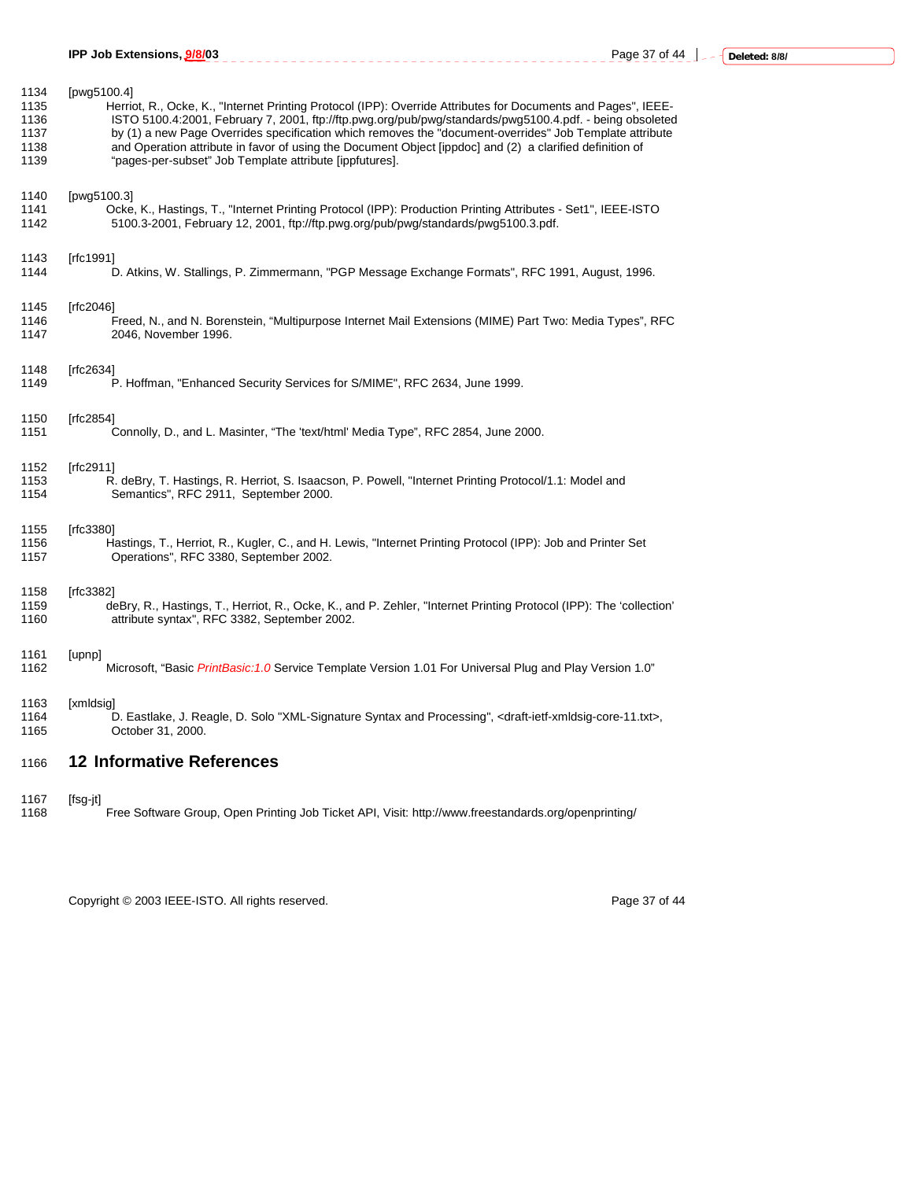[pwg5100.4]

Herriot, R., Ocke, K., "Internet Printing Protocol (IPP): Override Attributes for Documents and Pages", IEEE-ISTO 5100.4:2001, February 7, 2001, ftp://ftp.pwg.org/pub/pwg/standards/pwg5100.4.pdf. - being obsoleted by (1) a new Page Overrides specification which removes the "document-overrides" Job Template attribute and Operation attribute in favor of using the Document Object [ippdoc] and (2) a clarified definition of "pages-per-subset" Job Template attribute [ippfutures].

[pwg5100.3]

Ocke, K., Hastings, T., "Internet Printing Protocol (IPP): Production Printing Attributes - Set1", IEEE-ISTO 5100.3-2001, February 12, 2001, ftp://ftp.pwg.org/pub/pwg/standards/pwg5100.3.pdf.

[rfc1991]

D. Atkins, W. Stallings, P. Zimmermann, "PGP Message Exchange Formats", RFC 1991, August, 1996.

[rfc2046]

Freed, N., and N. Borenstein, "Multipurpose Internet Mail Extensions (MIME) Part Two: Media Types", RFC 2046, November 1996.

[rfc2634]

P. Hoffman, "Enhanced Security Services for S/MIME", RFC 2634, June 1999.

[rfc2854]

Connolly, D., and L. Masinter, "The 'text/html' Media Type", RFC 2854, June 2000.

[rfc2911]

R. deBry, T. Hastings, R. Herriot, S. Isaacson, P. Powell, "Internet Printing Protocol/1.1: Model and Semantics", RFC 2911, September 2000.

[rfc3380]

Hastings, T., Herriot, R., Kugler, C., and H. Lewis, "Internet Printing Protocol (IPP): Job and Printer Set Operations", RFC 3380, September 2002.

[rfc3382]

deBry, R., Hastings, T., Herriot, R., Ocke, K., and P. Zehler, "Internet Printing Protocol (IPP): The 'collection' attribute syntax", RFC 3382, September 2002.

[upnp]

Microsoft, "Basic *PrintBasic:1.0* Service Template Version 1.01 For Universal Plug and Play Version 1.0"

[xmldsig]

D. Eastlake, J. Reagle, D. Solo "XML-Signature Syntax and Processing", <draft-ietf-xmldsig-core-11.txt>, October 31, 2000.

## 12 Informative References

[fsg-jt]

Free Software Group, Open Printing Job Ticket API, Visit: http://www.freestandards.org/openprinting/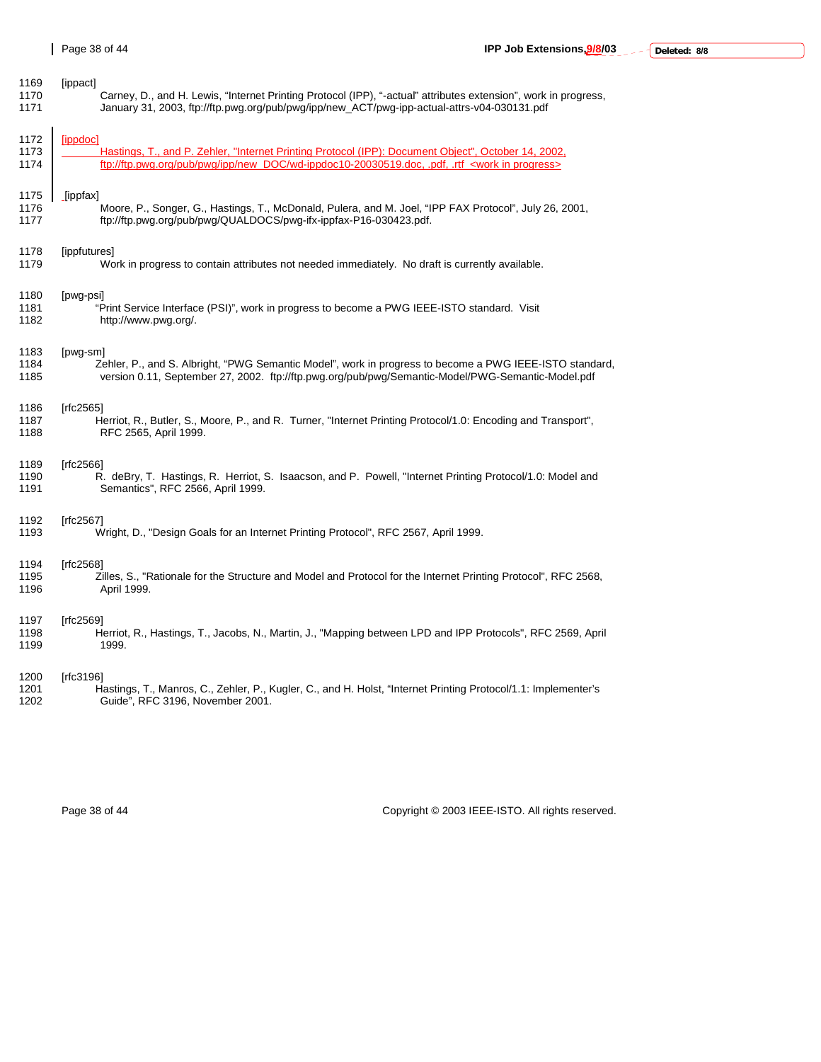1169 [ippact]
1170 Carney, D., and H. Lewis, "Internet Printing Protocol (IPP), "-actual" attributes extension", work in progress,
1171 January 31, 2003, ftp://ftp.pwg.org/pub/pwg/ipp/new_ACT/pwg-ipp-actual-attrs-v04-030131.pdf

1172 [ippdoc]
1173 Hastings, T., and P. Zehler, "Internet Printing Protocol (IPP): Document Object", October 14, 2002,
1174 ftp://ftp.pwg.org/pub/pwg/ipp/new_DOC/wd-ippdoc10-20030519.doc, .pdf, .rtf <work in progress>

1175 [ippfax]
1176 Moore, P., Songer, G., Hastings, T., McDonald, Pulera, and M. Joel, "IPP FAX Protocol", July 26, 2001,
1177 ftp://ftp.pwg.org/pub/pwg/QUALDOCS/pwg-ifx-ippfax-P16-030423.pdf.

1178 [ippfutures]
1179 Work in progress to contain attributes not needed immediately. No draft is currently available.

1180 [pwg-psi]
1181 "Print Service Interface (PSI)", work in progress to become a PWG IEEE-ISTO standard. Visit
1182 http://www.pwg.org/.

1183 [pwg-sm]
1184 Zehler, P., and S. Albright, "PWG Semantic Model", work in progress to become a PWG IEEE-ISTO standard,
1185 version 0.11, September 27, 2002. ftp://ftp.pwg.org/pub/pwg/Semantic-Model/PWG-Semantic-Model.pdf

1186 [rfc2565]
1187 Herriot, R., Butler, S., Moore, P., and R. Turner, "Internet Printing Protocol/1.0: Encoding and Transport",
1188 RFC 2565, April 1999.

1189 [rfc2566]
1190 R. deBry, T. Hastings, R. Herriot, S. Isaacson, and P. Powell, "Internet Printing Protocol/1.0: Model and
1191 Semantics", RFC 2566, April 1999.

1192 [rfc2567]
1193 Wright, D., "Design Goals for an Internet Printing Protocol", RFC 2567, April 1999.

1194 [rfc2568]
1195 Zilles, S., "Rationale for the Structure and Model and Protocol for the Internet Printing Protocol", RFC 2568,
1196 April 1999.

1197 [rfc2569]
1198 Herriot, R., Hastings, T., Jacobs, N., Martin, J., "Mapping between LPD and IPP Protocols", RFC 2569, April
1199 1999.

1200 [rfc3196]
1201 Hastings, T., Manros, C., Zehler, P., Kugler, C., and H. Holst, "Internet Printing Protocol/1.1: Implementer's
1202 Guide", RFC 3196, November 2001.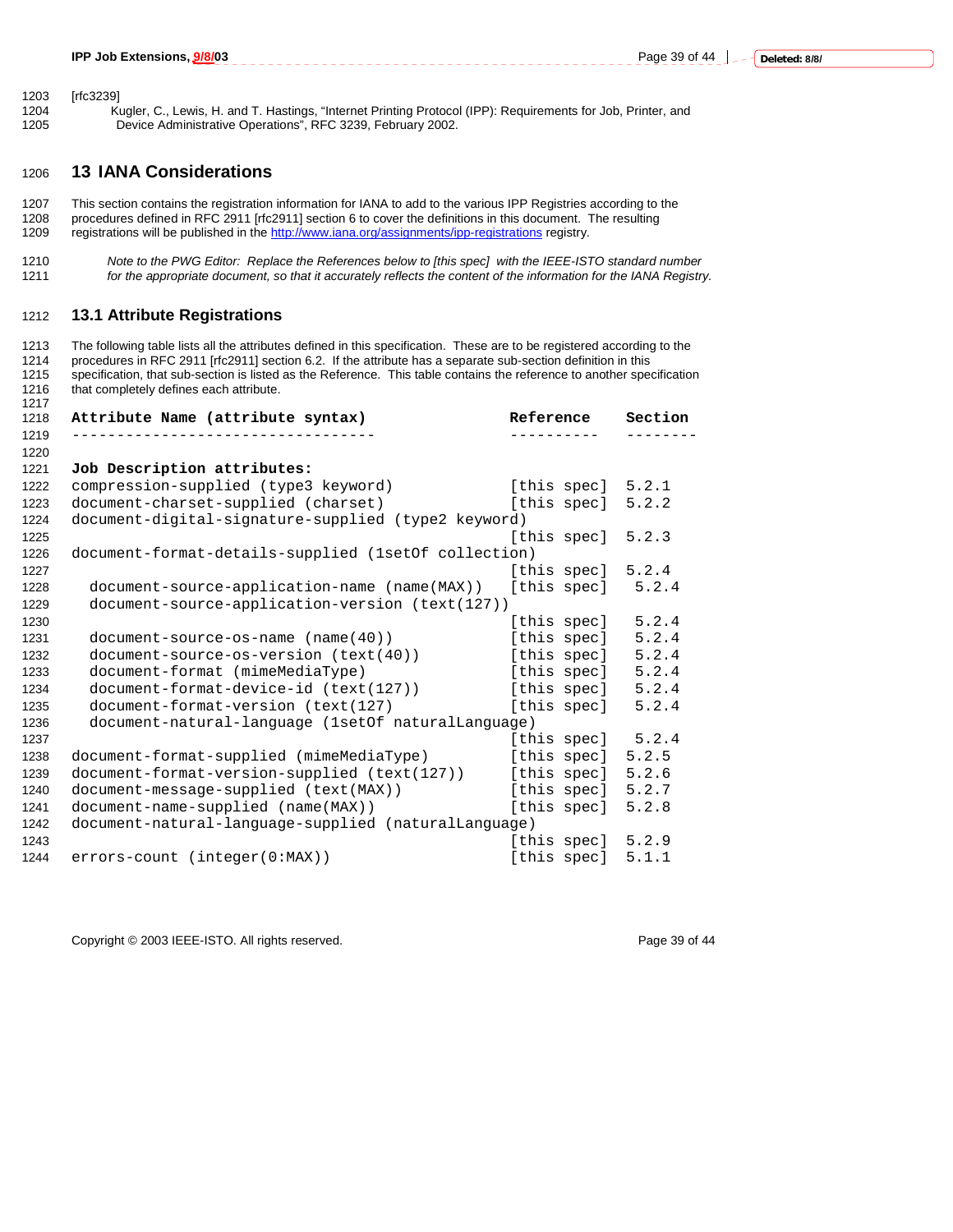[rfc3239]

Kugler, C., Lewis, H. and T. Hastings, “Internet Printing Protocol (IPP): Requirements for Job, Printer, and Device Administrative Operations”, RFC 3239, February 2002.

# 13 IANA Considerations

This section contains the registration information for IANA to add to the various IPP Registries according to the procedures defined in RFC 2911 [rfc2911] section 6 to cover the definitions in this document. The resulting registrations will be published in the http://www.iana.org/assignments/ipp-registrations registry.

*Note to the PWG Editor: Replace the References below to [this spec] with the IEEE-ISTO standard number for the appropriate document, so that it accurately reflects the content of the information for the IANA Registry.*

## 13.1 Attribute Registrations

The following table lists all the attributes defined in this specification. These are to be registered according to the procedures in RFC 2911 [rfc2911] section 6.2. If the attribute has a separate sub-section definition in this specification, that sub-section is listed as the Reference. This table contains the reference to another specification that completely defines each attribute.

```
Attribute Name (attribute syntax)                  Reference    Section
---------------------------------                  ----------   --------

Job Description attributes:
compression-supplied (type3 keyword)               [this spec]  5.2.1
document-charset-supplied (charset)                [this spec]  5.2.2
document-digital-signature-supplied (type2 keyword)
                                                   [this spec]  5.2.3
document-format-details-supplied (1setOf collection)
                                                   [this spec]  5.2.4
  document-source-application-name (name(MAX))     [this spec]   5.2.4
  document-source-application-version (text(127))
                                                   [this spec]   5.2.4
  document-source-os-name (name(40))               [this spec]   5.2.4
  document-source-os-version (text(40))            [this spec]   5.2.4
  document-format (mimeMediaType)                  [this spec]   5.2.4
  document-format-device-id (text(127))            [this spec]   5.2.4
  document-format-version (text(127)               [this spec]   5.2.4
  document-natural-language (1setOf naturalLanguage)
                                                   [this spec]   5.2.4
document-format-supplied (mimeMediaType)           [this spec]  5.2.5
document-format-version-supplied (text(127))       [this spec]  5.2.6
document-message-supplied (text(MAX))              [this spec]  5.2.7
document-name-supplied (name(MAX))                 [this spec]  5.2.8
document-natural-language-supplied (naturalLanguage)
                                                   [this spec]  5.2.9
errors-count (integer(0:MAX))                      [this spec]  5.1.1
```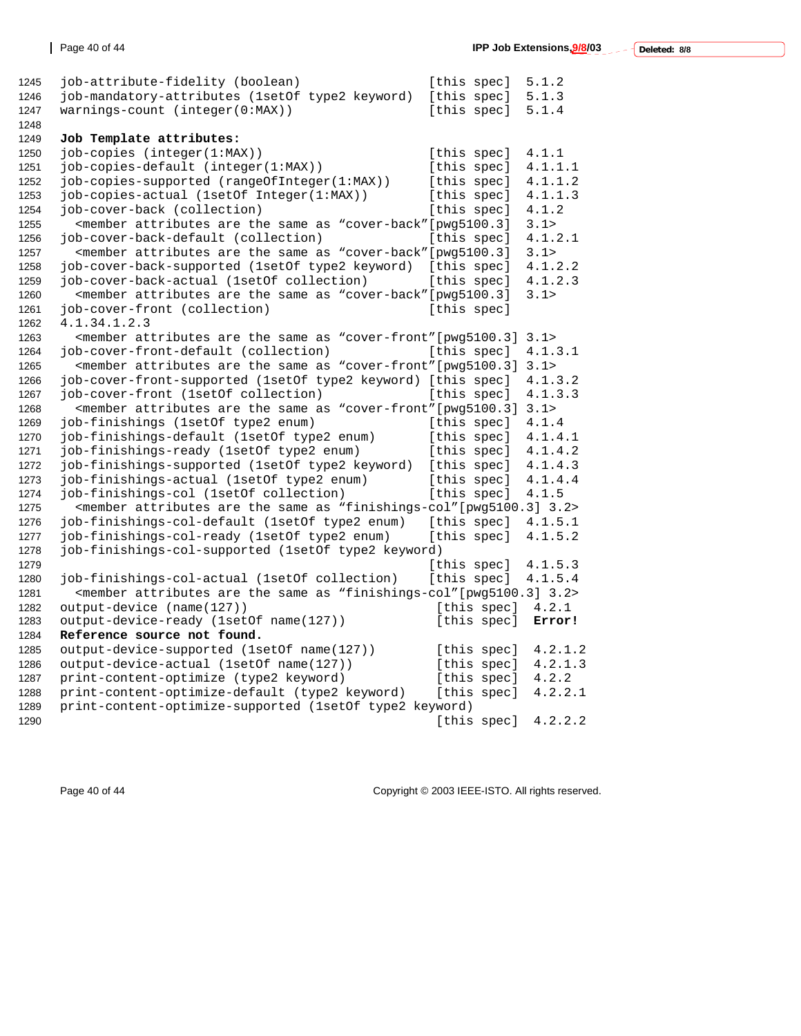```
job-attribute-fidelity (boolean)               [this spec]  5.1.2
job-mandatory-attributes (1setOf type2 keyword)  [this spec]  5.1.3
warnings-count (integer(0:MAX))                [this spec]  5.1.4
```

**Job Template attributes:**

```
job-copies (integer(1:MAX))                    [this spec]  4.1.1
job-copies-default (integer(1:MAX))            [this spec]  4.1.1.1
job-copies-supported (rangeOfInteger(1:MAX))   [this spec]  4.1.1.2
job-copies-actual (1setOf Integer(1:MAX))      [this spec]  4.1.1.3
job-cover-back (collection)                    [this spec]  4.1.2
  <member attributes are the same as “cover-back”[pwg5100.3]  3.1>
job-cover-back-default (collection)            [this spec]  4.1.2.1
  <member attributes are the same as “cover-back”[pwg5100.3]  3.1>
job-cover-back-supported (1setOf type2 keyword)  [this spec]  4.1.2.2
job-cover-back-actual (1setOf collection)      [this spec]  4.1.2.3
  <member attributes are the same as “cover-back”[pwg5100.3]  3.1>
job-cover-front (collection)                   [this spec]
4.1.34.1.2.3
  <member attributes are the same as “cover-front”[pwg5100.3] 3.1>
job-cover-front-default (collection)           [this spec]  4.1.3.1
  <member attributes are the same as “cover-front”[pwg5100.3] 3.1>
job-cover-front-supported (1setOf type2 keyword) [this spec]  4.1.3.2
job-cover-front (1setOf collection)            [this spec]  4.1.3.3
  <member attributes are the same as “cover-front”[pwg5100.3] 3.1>
job-finishings (1setOf type2 enum)             [this spec]  4.1.4
job-finishings-default (1setOf type2 enum)     [this spec]  4.1.4.1
job-finishings-ready (1setOf type2 enum)       [this spec]  4.1.4.2
job-finishings-supported (1setOf type2 keyword)  [this spec]  4.1.4.3
job-finishings-actual (1setOf type2 enum)      [this spec]  4.1.4.4
job-finishings-col (1setOf collection)         [this spec]  4.1.5
  <member attributes are the same as “finishings-col”[pwg5100.3] 3.2>
job-finishings-col-default (1setOf type2 enum)   [this spec]  4.1.5.1
job-finishings-col-ready (1setOf type2 enum)     [this spec]  4.1.5.2
job-finishings-col-supported (1setOf type2 keyword)
                                               [this spec]  4.1.5.3
job-finishings-col-actual (1setOf collection)    [this spec]  4.1.5.4
  <member attributes are the same as “finishings-col”[pwg5100.3] 3.2>
output-device (name(127))                       [this spec]  4.2.1
output-device-ready (1setOf name(127))          [this spec]  Error!
Reference source not found.
output-device-supported (1setOf name(127))      [this spec]  4.2.1.2
output-device-actual (1setOf name(127))         [this spec]  4.2.1.3
print-content-optimize (type2 keyword)          [this spec]  4.2.2
print-content-optimize-default (type2 keyword)  [this spec]  4.2.2.1
print-content-optimize-supported (1setOf type2 keyword)
                                                [this spec]  4.2.2.2
```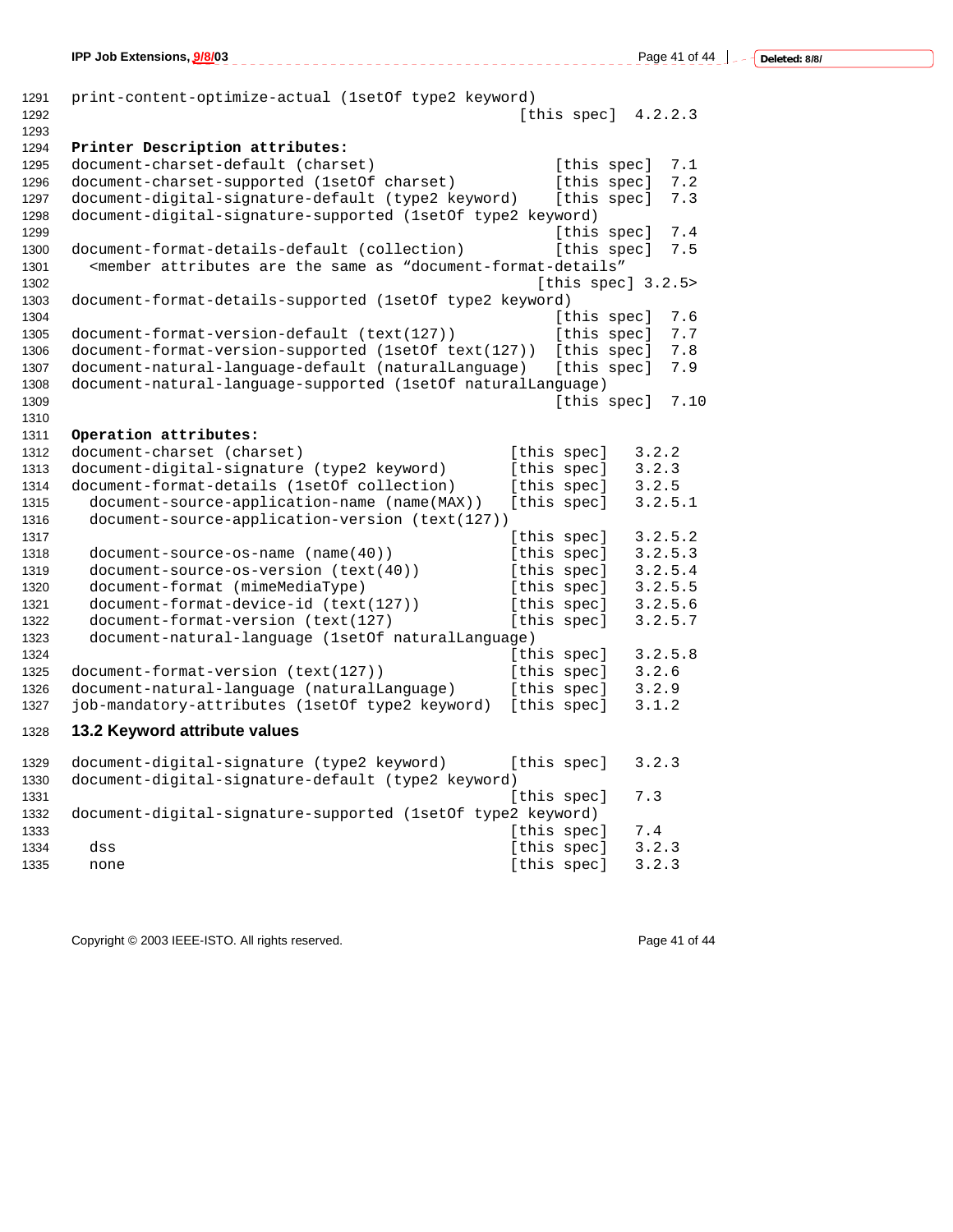```
print-content-optimize-actual (1setOf type2 keyword)
                                                  [this spec]  4.2.2.3

Printer Description attributes:
document-charset-default (charset)                    [this spec]  7.1
document-charset-supported (1setOf charset)           [this spec]  7.2
document-digital-signature-default (type2 keyword)    [this spec]  7.3
document-digital-signature-supported (1setOf type2 keyword)
                                                      [this spec]  7.4
document-format-details-default (collection)          [this spec]  7.5
  <member attributes are the same as "document-format-details"
                                                    [this spec] 3.2.5>
document-format-details-supported (1setOf type2 keyword)
                                                      [this spec]  7.6
document-format-version-default (text(127))           [this spec]  7.7
document-format-version-supported (1setOf text(127))  [this spec]  7.8
document-natural-language-default (naturalLanguage)   [this spec]  7.9
document-natural-language-supported (1setOf naturalLanguage)
                                                      [this spec]  7.10

Operation attributes:
document-charset (charset)                       [this spec]   3.2.2
document-digital-signature (type2 keyword)       [this spec]   3.2.3
document-format-details (1setOf collection)      [this spec]   3.2.5
  document-source-application-name (name(MAX))   [this spec]   3.2.5.1
  document-source-application-version (text(127))
                                                 [this spec]   3.2.5.2
  document-source-os-name (name(40))             [this spec]   3.2.5.3
  document-source-os-version (text(40))          [this spec]   3.2.5.4
  document-format (mimeMediaType)                [this spec]   3.2.5.5
  document-format-device-id (text(127))          [this spec]   3.2.5.6
  document-format-version (text(127)             [this spec]   3.2.5.7
  document-natural-language (1setOf naturalLanguage)
                                                 [this spec]   3.2.5.8
document-format-version (text(127))              [this spec]   3.2.6
document-natural-language (naturalLanguage)      [this spec]   3.2.9
job-mandatory-attributes (1setOf type2 keyword)  [this spec]   3.1.2
```

### 13.2 Keyword attribute values

```
document-digital-signature (type2 keyword)       [this spec]   3.2.3
document-digital-signature-default (type2 keyword)
                                                 [this spec]   7.3
document-digital-signature-supported (1setOf type2 keyword)
                                                 [this spec]   7.4
  dss                                            [this spec]   3.2.3
  none                                           [this spec]   3.2.3
```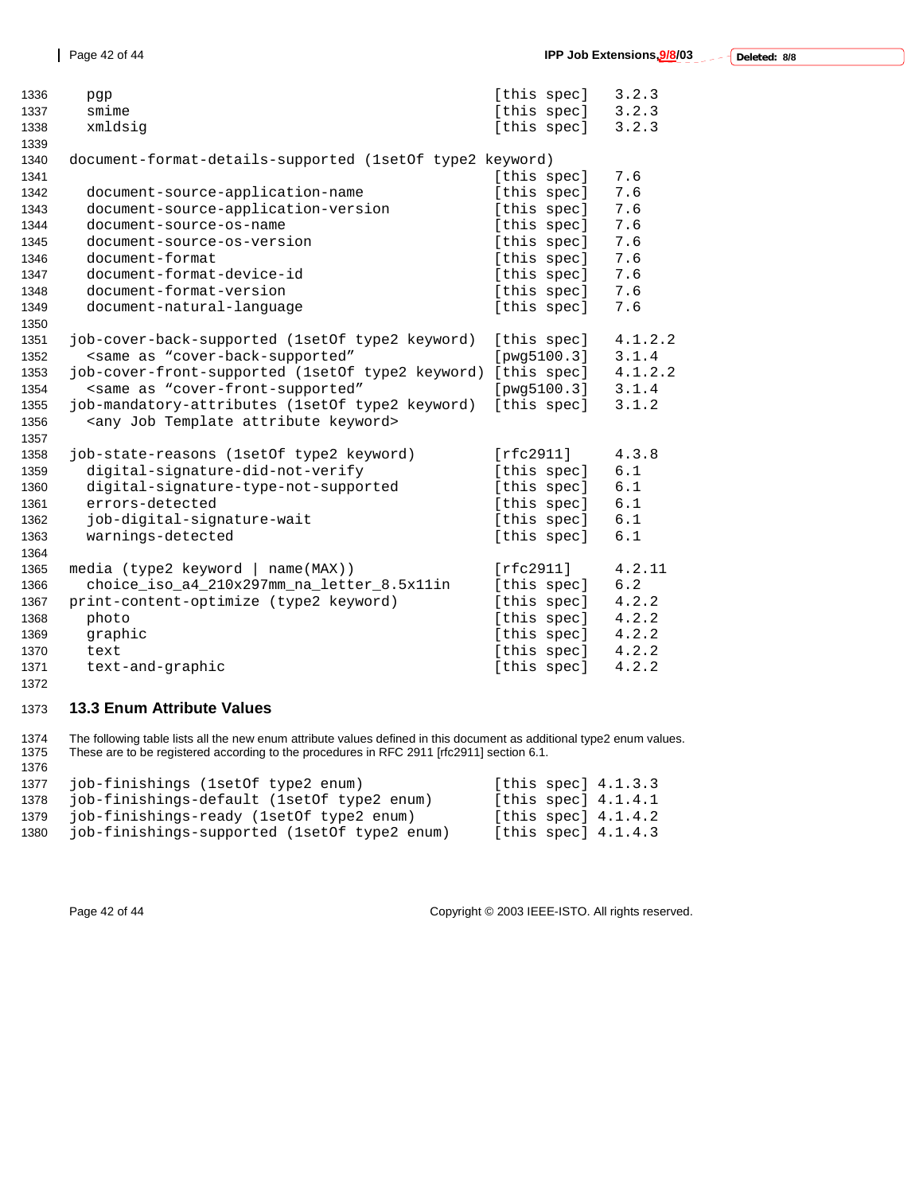```
  pgp                                           [this spec]   3.2.3
  smime                                         [this spec]   3.2.3
  xmldsig                                       [this spec]   3.2.3

document-format-details-supported (1setOf type2 keyword)
                                                [this spec]   7.6
  document-source-application-name              [this spec]   7.6
  document-source-application-version           [this spec]   7.6
  document-source-os-name                       [this spec]   7.6
  document-source-os-version                    [this spec]   7.6
  document-format                               [this spec]   7.6
  document-format-device-id                     [this spec]   7.6
  document-format-version                       [this spec]   7.6
  document-natural-language                     [this spec]   7.6

job-cover-back-supported (1setOf type2 keyword)  [this spec]   4.1.2.2
  <same as "cover-back-supported"                [pwg5100.3]   3.1.4
job-cover-front-supported (1setOf type2 keyword) [this spec]   4.1.2.2
  <same as "cover-front-supported"               [pwg5100.3]   3.1.4
job-mandatory-attributes (1setOf type2 keyword)  [this spec]   3.1.2
  <any Job Template attribute keyword>

job-state-reasons (1setOf type2 keyword)         [rfc2911]     4.3.8
  digital-signature-did-not-verify              [this spec]   6.1
  digital-signature-type-not-supported          [this spec]   6.1
  errors-detected                               [this spec]   6.1
  job-digital-signature-wait                    [this spec]   6.1
  warnings-detected                             [this spec]   6.1

media (type2 keyword | name(MAX))                [rfc2911]     4.2.11
  choice_iso_a4_210x297mm_na_letter_8.5x11in    [this spec]   6.2
print-content-optimize (type2 keyword)           [this spec]   4.2.2
  photo                                         [this spec]   4.2.2
  graphic                                       [this spec]   4.2.2
  text                                          [this spec]   4.2.2
  text-and-graphic                              [this spec]   4.2.2
```

### 13.3 Enum Attribute Values

The following table lists all the new enum attribute values defined in this document as additional type2 enum values. These are to be registered according to the procedures in RFC 2911 [rfc2911] section 6.1.

```
job-finishings (1setOf type2 enum)               [this spec] 4.1.3.3
job-finishings-default (1setOf type2 enum)       [this spec] 4.1.4.1
job-finishings-ready (1setOf type2 enum)         [this spec] 4.1.4.2
job-finishings-supported (1setOf type2 enum)     [this spec] 4.1.4.3
```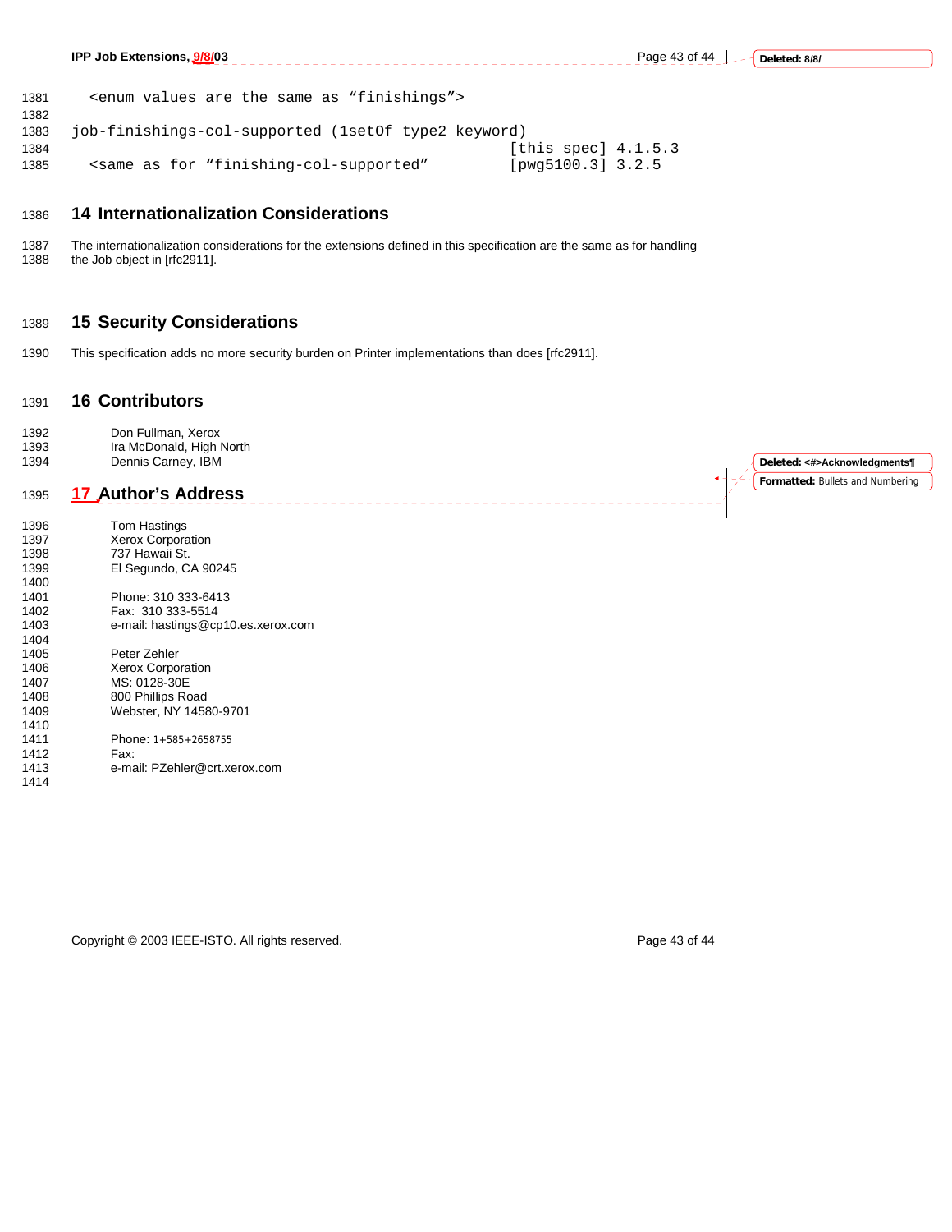```
  <enum values are the same as "finishings">

job-finishings-col-supported (1setOf type2 keyword)
                                                [this spec] 4.1.5.3
  <same as for "finishing-col-supported"        [pwg5100.3] 3.2.5
```

## 14 Internationalization Considerations

The internationalization considerations for the extensions defined in this specification are the same as for handling the Job object in [rfc2911].

## 15 Security Considerations

This specification adds no more security burden on Printer implementations than does [rfc2911].

## 16 Contributors

Don Fullman, Xerox
Ira McDonald, High North
Dennis Carney, IBM

## 17 Author's Address

Tom Hastings
Xerox Corporation
737 Hawaii St.
El Segundo, CA 90245

Phone: 310 333-6413
Fax: 310 333-5514
e-mail: hastings@cp10.es.xerox.com

Peter Zehler
Xerox Corporation
MS: 0128-30E
800 Phillips Road
Webster, NY 14580-9701

Phone: 1+585+2658755
Fax:
e-mail: PZehler@crt.xerox.com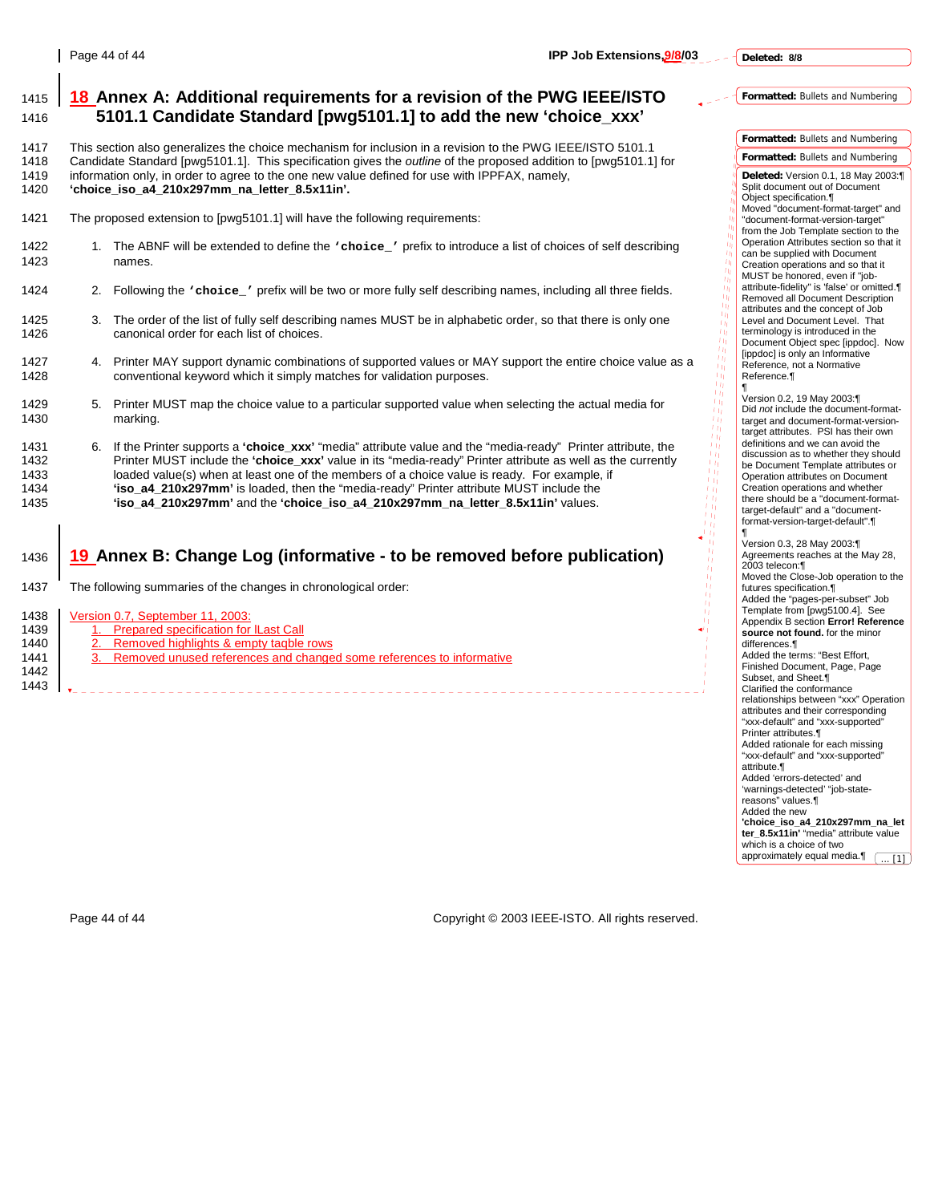## 18 Annex A: Additional requirements for a revision of the PWG IEEE/ISTO 5101.1 Candidate Standard [pwg5101.1] to add the new 'choice_xxx'

This section also generalizes the choice mechanism for inclusion in a revision to the PWG IEEE/ISTO 5101.1 Candidate Standard [pwg5101.1]. This specification gives the *outline* of the proposed addition to [pwg5101.1] for information only, in order to agree to the one new value defined for use with IPPFAX, namely, **'choice_iso_a4_210x297mm_na_letter_8.5x11in'.**

The proposed extension to [pwg5101.1] will have the following requirements:

1. The ABNF will be extended to define the **'choice_'** prefix to introduce a list of choices of self describing names.
2. Following the **'choice_'** prefix will be two or more fully self describing names, including all three fields.
3. The order of the list of fully self describing names MUST be in alphabetic order, so that there is only one canonical order for each list of choices.
4. Printer MAY support dynamic combinations of supported values or MAY support the entire choice value as a conventional keyword which it simply matches for validation purposes.
5. Printer MUST map the choice value to a particular supported value when selecting the actual media for marking.
6. If the Printer supports a **'choice_xxx'** "media" attribute value and the "media-ready" Printer attribute, the Printer MUST include the **'choice_xxx'** value in its "media-ready" Printer attribute as well as the currently loaded value(s) when at least one of the members of a choice value is ready. For example, if **'iso_a4_210x297mm'** is loaded, then the "media-ready" Printer attribute MUST include the **'iso_a4_210x297mm'** and the **'choice_iso_a4_210x297mm_na_letter_8.5x11in'** values.

## 19 Annex B: Change Log (informative - to be removed before publication)

The following summaries of the changes in chronological order:

Version 0.7, September 11, 2003:

1. Prepared specification for lLast Call
2. Removed highlights & empty taqble rows
3. Removed unused references and changed some references to informative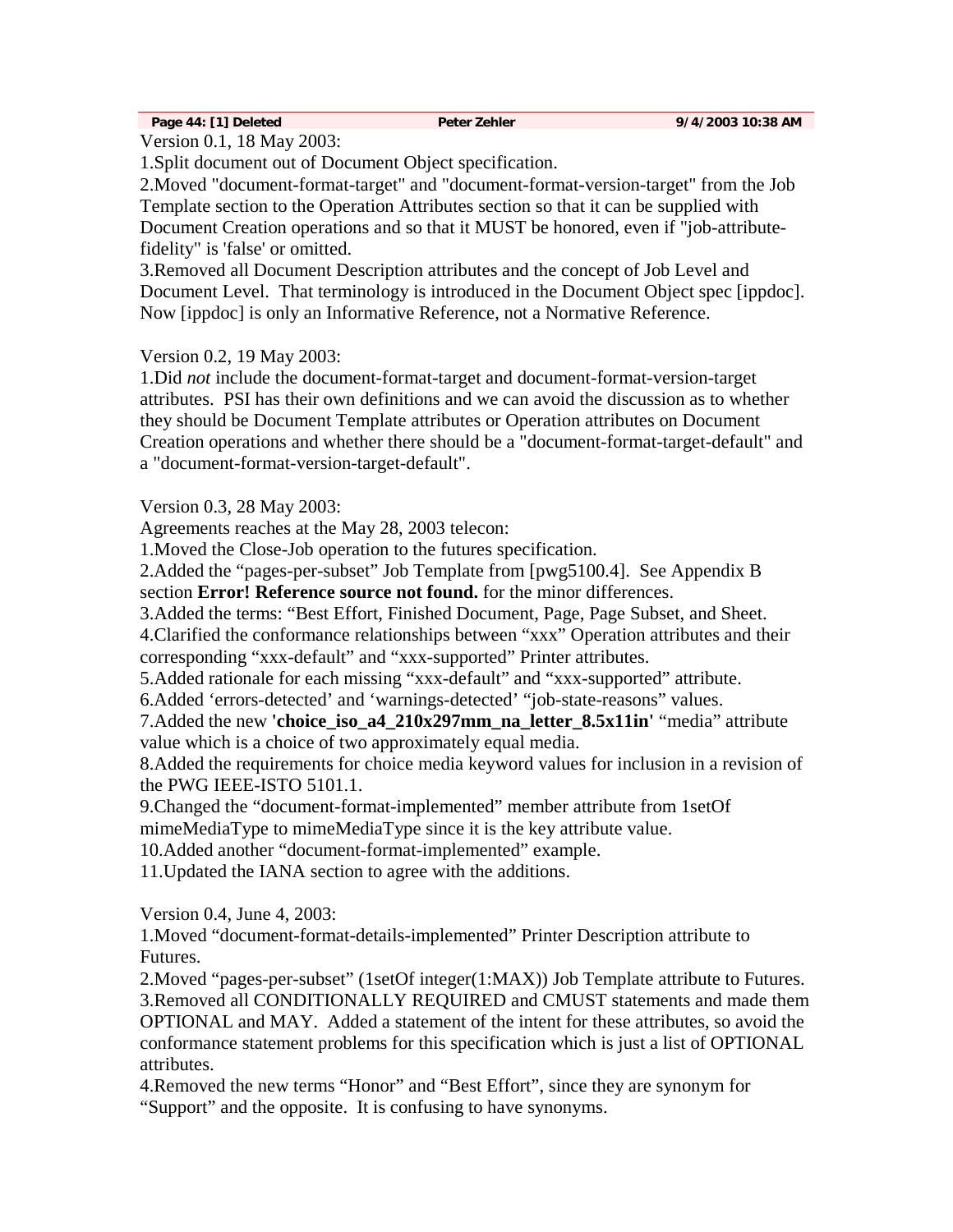**Page 44: [1] Deleted** **Peter Zehler** **9/4/2003 10:38 AM**

Version 0.1, 18 May 2003:

1.Split document out of Document Object specification.

2.Moved "document-format-target" and "document-format-version-target" from the Job Template section to the Operation Attributes section so that it can be supplied with Document Creation operations and so that it MUST be honored, even if "job-attribute-fidelity" is 'false' or omitted.

3.Removed all Document Description attributes and the concept of Job Level and Document Level. That terminology is introduced in the Document Object spec [ippdoc]. Now [ippdoc] is only an Informative Reference, not a Normative Reference.

Version 0.2, 19 May 2003:

1.Did *not* include the document-format-target and document-format-version-target attributes. PSI has their own definitions and we can avoid the discussion as to whether they should be Document Template attributes or Operation attributes on Document Creation operations and whether there should be a "document-format-target-default" and a "document-format-version-target-default".

Version 0.3, 28 May 2003:

Agreements reaches at the May 28, 2003 telecon:

1.Moved the Close-Job operation to the futures specification.

2.Added the "pages-per-subset" Job Template from [pwg5100.4]. See Appendix B section **Error! Reference source not found.** for the minor differences.

3.Added the terms: "Best Effort, Finished Document, Page, Page Subset, and Sheet.

4.Clarified the conformance relationships between "xxx" Operation attributes and their corresponding "xxx-default" and "xxx-supported" Printer attributes.

5.Added rationale for each missing "xxx-default" and "xxx-supported" attribute.

6.Added 'errors-detected' and 'warnings-detected' "job-state-reasons" values.

7.Added the new **'choice_iso_a4_210x297mm_na_letter_8.5x11in'** "media" attribute value which is a choice of two approximately equal media.

8.Added the requirements for choice media keyword values for inclusion in a revision of the PWG IEEE-ISTO 5101.1.

9.Changed the "document-format-implemented" member attribute from 1setOf mimeMediaType to mimeMediaType since it is the key attribute value.

10.Added another "document-format-implemented" example.

11.Updated the IANA section to agree with the additions.

Version 0.4, June 4, 2003:

1.Moved "document-format-details-implemented" Printer Description attribute to Futures.

2.Moved "pages-per-subset" (1setOf integer(1:MAX)) Job Template attribute to Futures.

3.Removed all CONDITIONALLY REQUIRED and CMUST statements and made them OPTIONAL and MAY. Added a statement of the intent for these attributes, so avoid the conformance statement problems for this specification which is just a list of OPTIONAL attributes.

4.Removed the new terms "Honor" and "Best Effort", since they are synonym for "Support" and the opposite. It is confusing to have synonyms.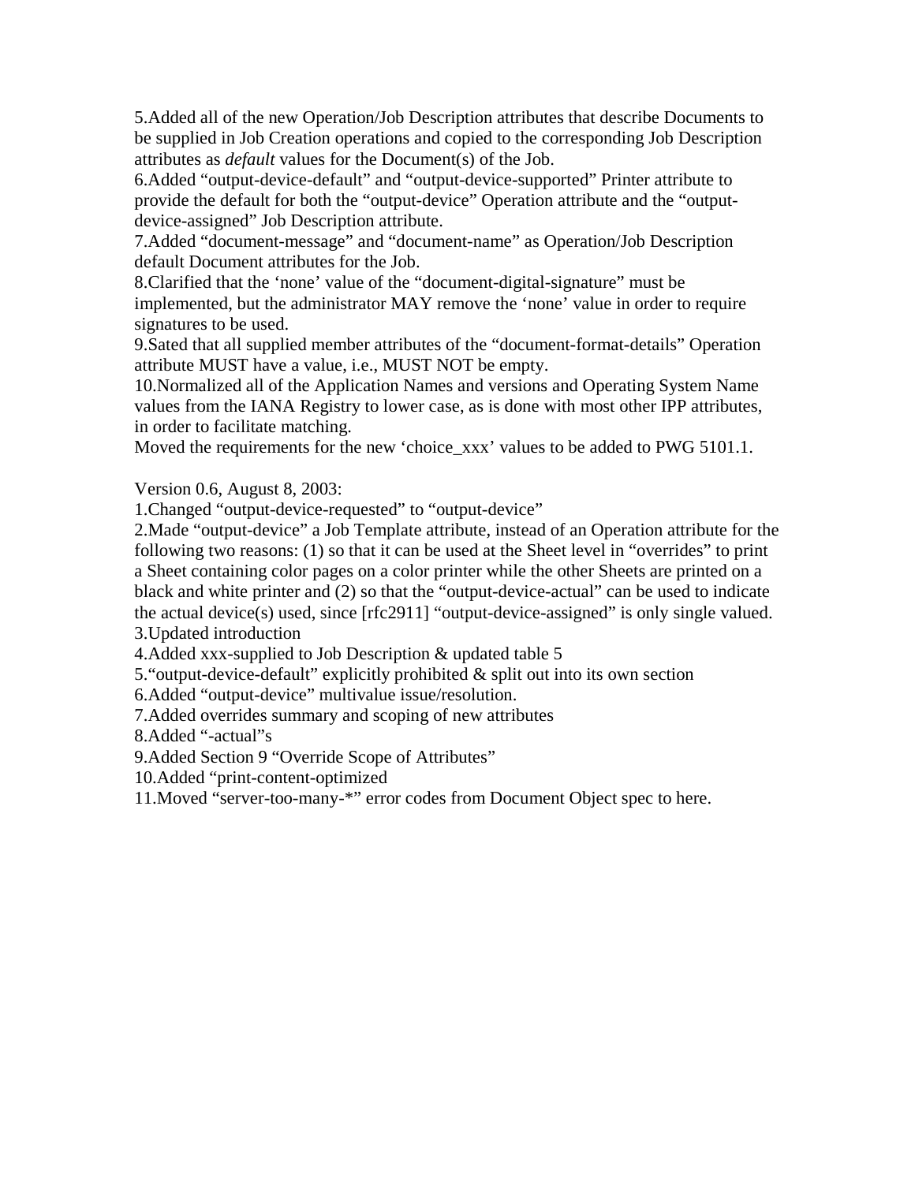5.Added all of the new Operation/Job Description attributes that describe Documents to be supplied in Job Creation operations and copied to the corresponding Job Description attributes as *default* values for the Document(s) of the Job.

6.Added “output-device-default” and “output-device-supported” Printer attribute to provide the default for both the “output-device” Operation attribute and the “output-device-assigned” Job Description attribute.

7.Added “document-message” and “document-name” as Operation/Job Description default Document attributes for the Job.

8.Clarified that the ‘none’ value of the “document-digital-signature” must be implemented, but the administrator MAY remove the ‘none’ value in order to require signatures to be used.

9.Sated that all supplied member attributes of the “document-format-details” Operation attribute MUST have a value, i.e., MUST NOT be empty.

10.Normalized all of the Application Names and versions and Operating System Name values from the IANA Registry to lower case, as is done with most other IPP attributes, in order to facilitate matching.

Moved the requirements for the new ‘choice_xxx’ values to be added to PWG 5101.1.

Version 0.6, August 8, 2003:

1.Changed “output-device-requested” to “output-device”

2.Made “output-device” a Job Template attribute, instead of an Operation attribute for the following two reasons: (1) so that it can be used at the Sheet level in “overrides” to print a Sheet containing color pages on a color printer while the other Sheets are printed on a black and white printer and (2) so that the “output-device-actual” can be used to indicate the actual device(s) used, since [rfc2911] “output-device-assigned” is only single valued.

3.Updated introduction

4.Added xxx-supplied to Job Description & updated table 5

5.“output-device-default” explicitly prohibited & split out into its own section

6.Added “output-device” multivalue issue/resolution.

7.Added overrides summary and scoping of new attributes

8.Added “-actual”s

9.Added Section 9 “Override Scope of Attributes”

10.Added “print-content-optimized

11.Moved “server-too-many-*” error codes from Document Object spec to here.